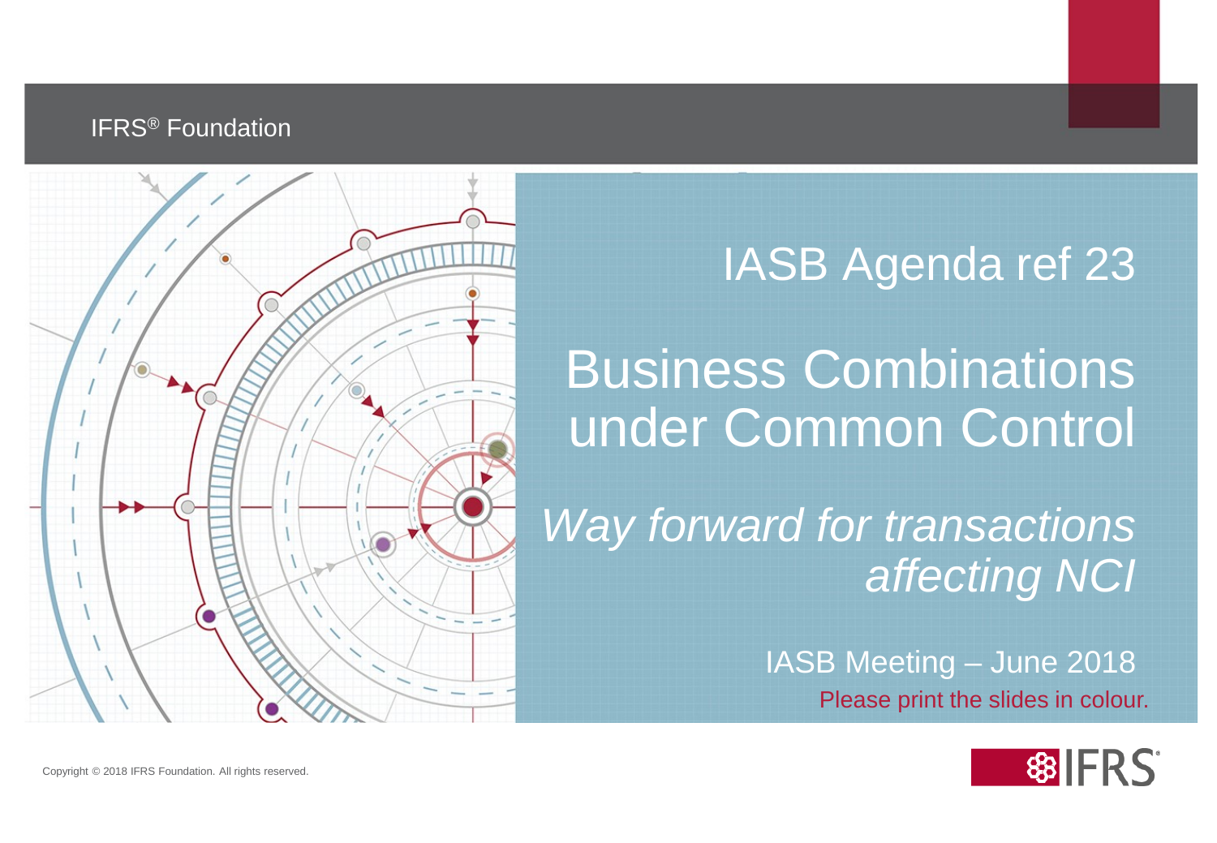IFRS® Foundation

# IASB Agenda ref 23

# Business Combinations under Common Control

## *Way forward for transactions affecting NCI*

IASB Meeting – June 2018

Please print the slides in colour.

Copyright © 2018 IFRS Foundation. All rights reserved.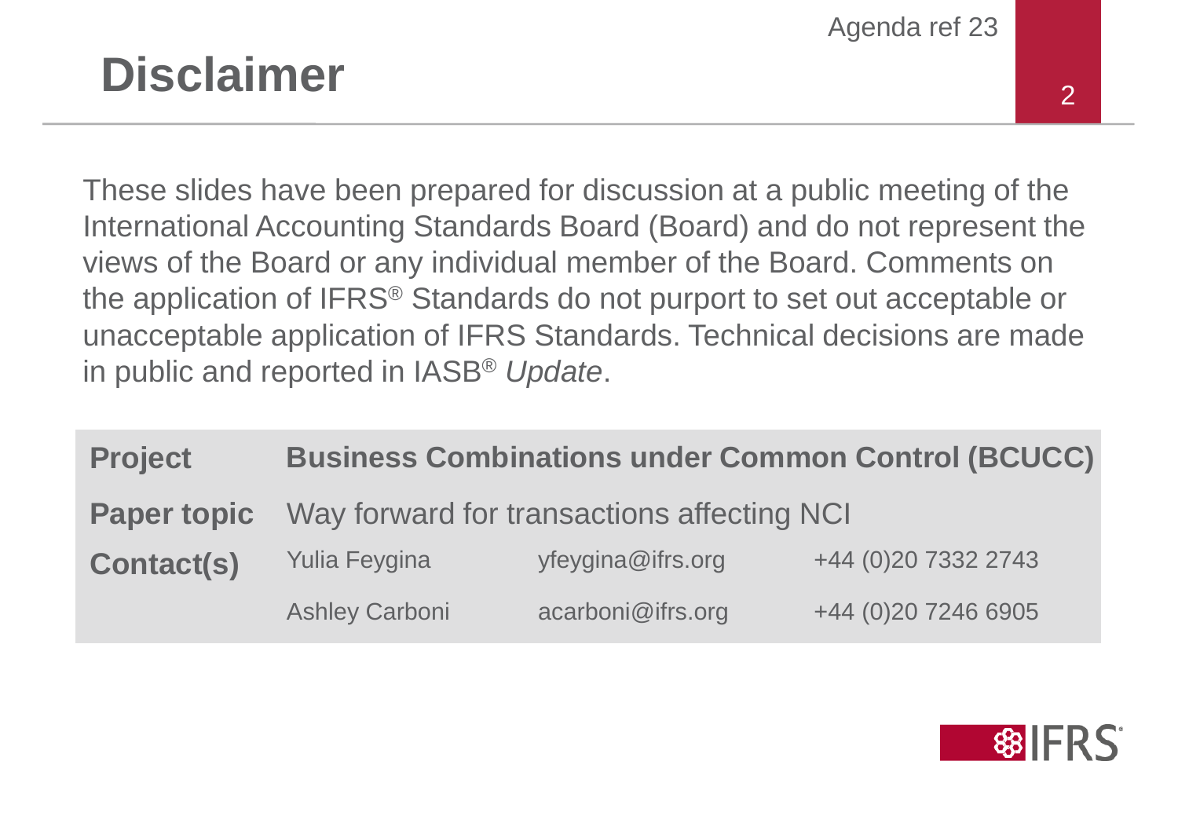# Disclaimer

These slides have been prepared for discussion at a public meeting of the International Accounting Standards Board (Board) and do not represent the views of the Board or any individual member of the Board. Comments on the application of IFRS® Standards do not purport to set out acceptable or unacceptable application of IFRS Standards. Technical decisions are made in public and reported in IASB® *Update*.

| | | | |
|---|---|---|---|
| **Project** | **Business Combinations under Common Control (BCUCC)** | | |
| **Paper topic** | Way forward for transactions affecting NCI | | |
| **Contact(s)** | Yulia Feygina | yfeygina@ifrs.org | +44 (0)20 7332 2743 |
| | Ashley Carboni | acarboni@ifrs.org | +44 (0)20 7246 6905 |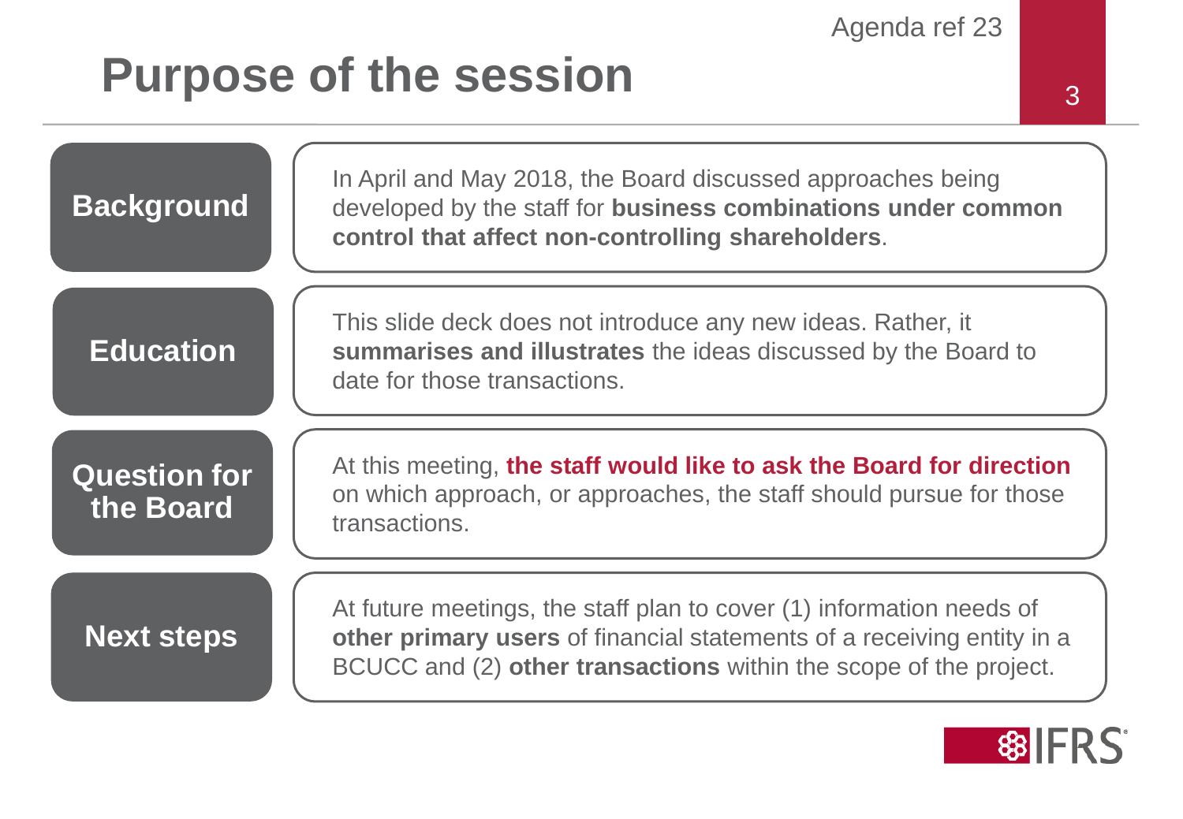# Purpose of the session

| | |
|---|---|
| **Background** | In April and May 2018, the Board discussed approaches being developed by the staff for **business combinations under common control that affect non-controlling shareholders**. |
| **Education** | This slide deck does not introduce any new ideas. Rather, it **summarises and illustrates** the ideas discussed by the Board to date for those transactions. |
| **Question for the Board** | At this meeting, **the staff would like to ask the Board for direction** on which approach, or approaches, the staff should pursue for those transactions. |
| **Next steps** | At future meetings, the staff plan to cover (1) information needs of **other primary users** of financial statements of a receiving entity in a BCUCC and (2) **other transactions** within the scope of the project. |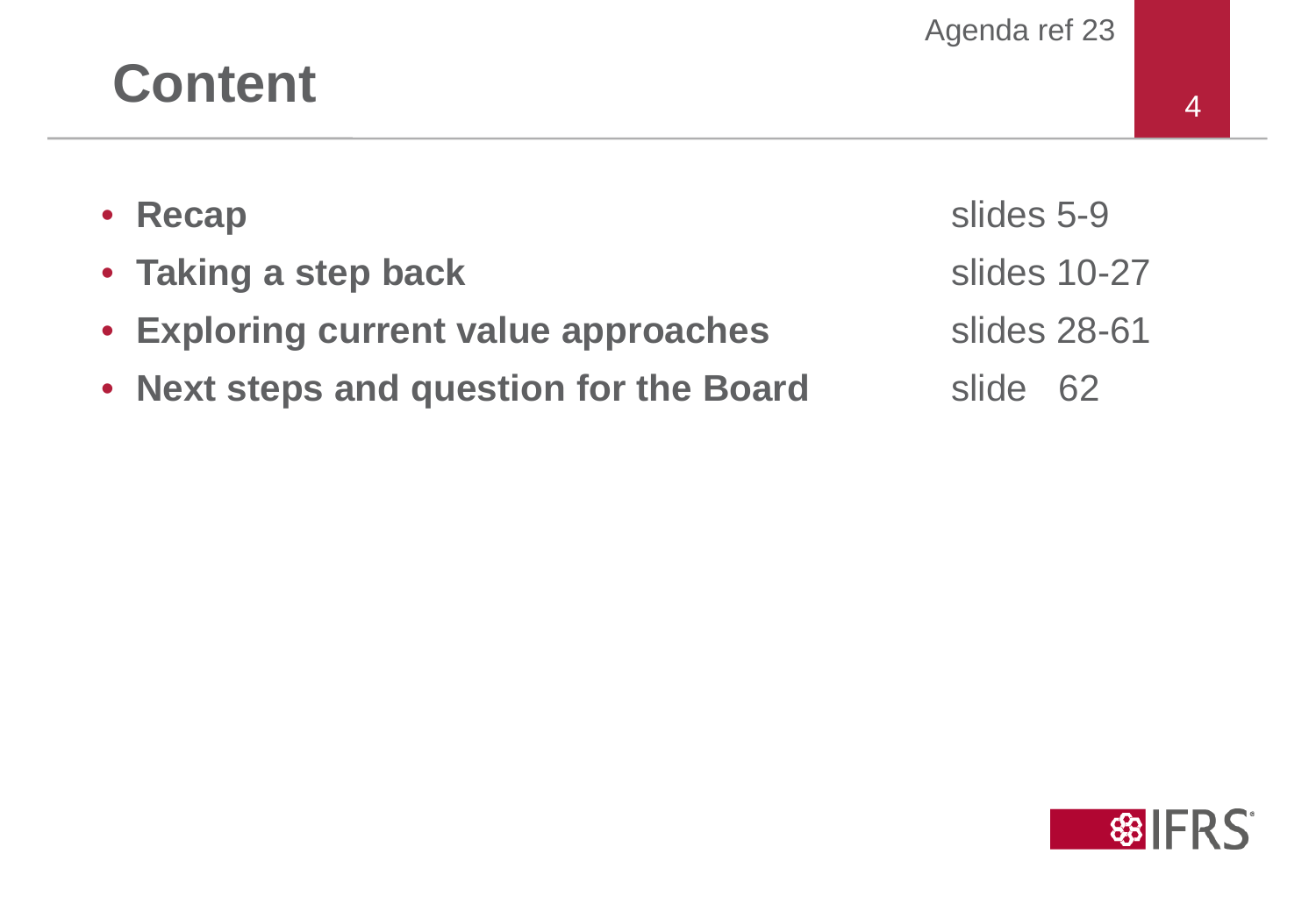# Content

- **Recap** slides 5-9
- **Taking a step back** slides 10-27
- **Exploring current value approaches** slides 28-61
- **Next steps and question for the Board** slide 62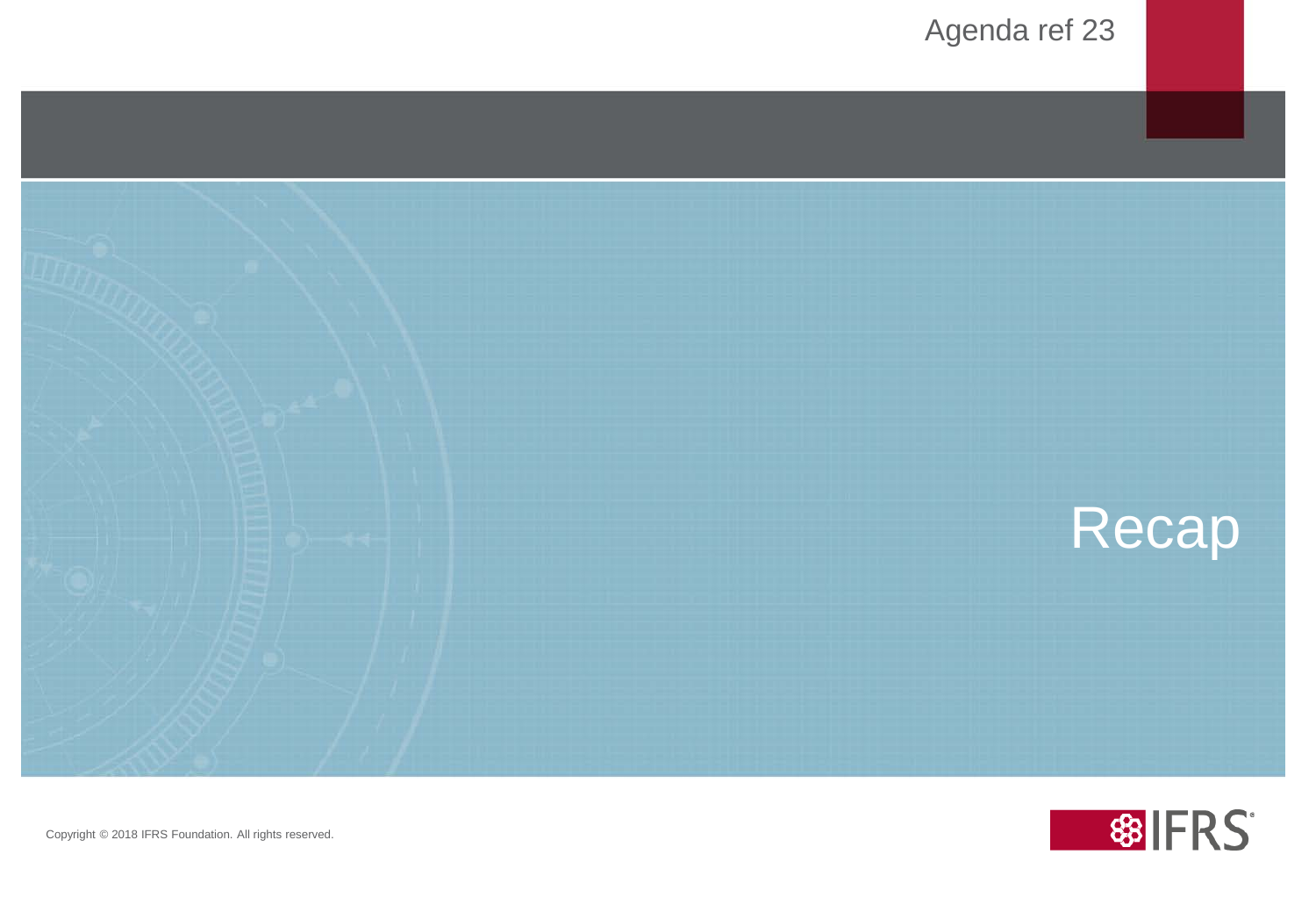# Recap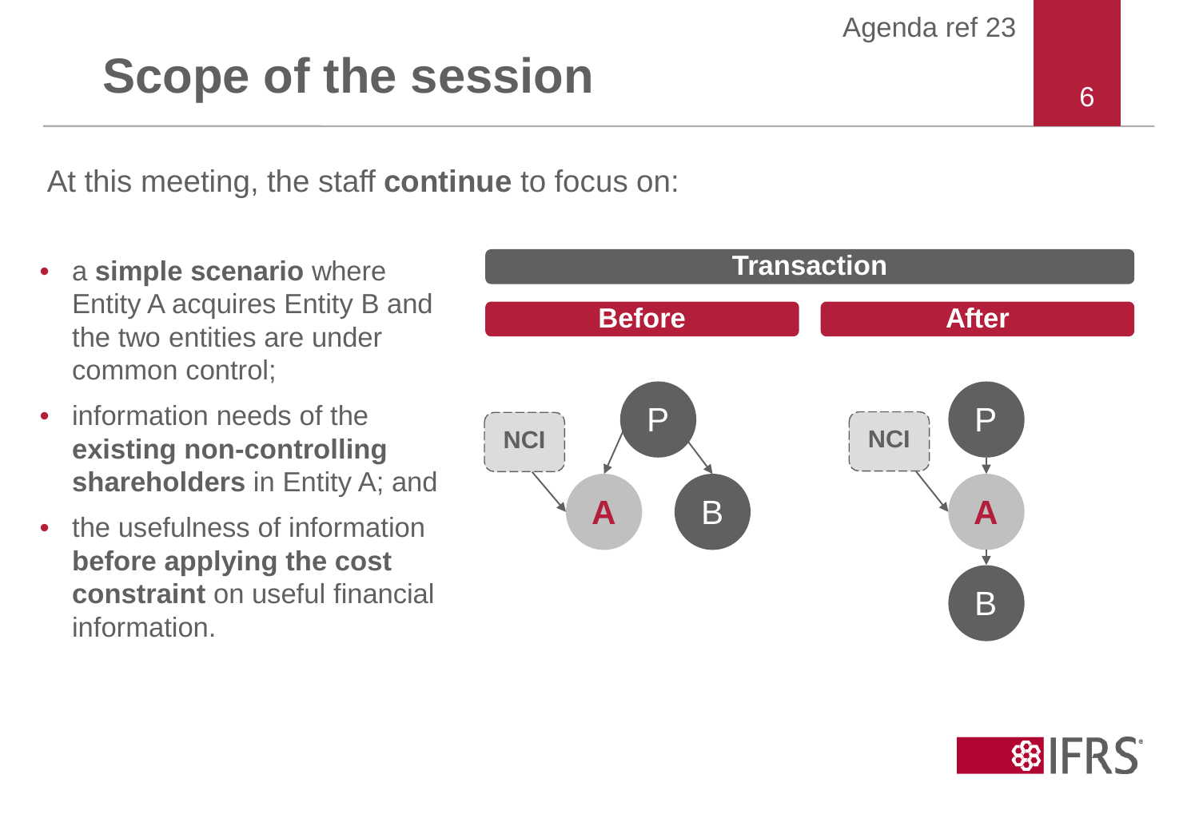# Scope of the session

At this meeting, the staff **continue** to focus on:

- a **simple scenario** where Entity A acquires Entity B and the two entities are under common control;
- information needs of the **existing non-controlling shareholders** in Entity A; and
- the usefulness of information **before applying the cost constraint** on useful financial information.

**Transaction**

| Before | After |
| --- | --- |
| P → A, P → B; NCI → A | P → A → B; NCI → A |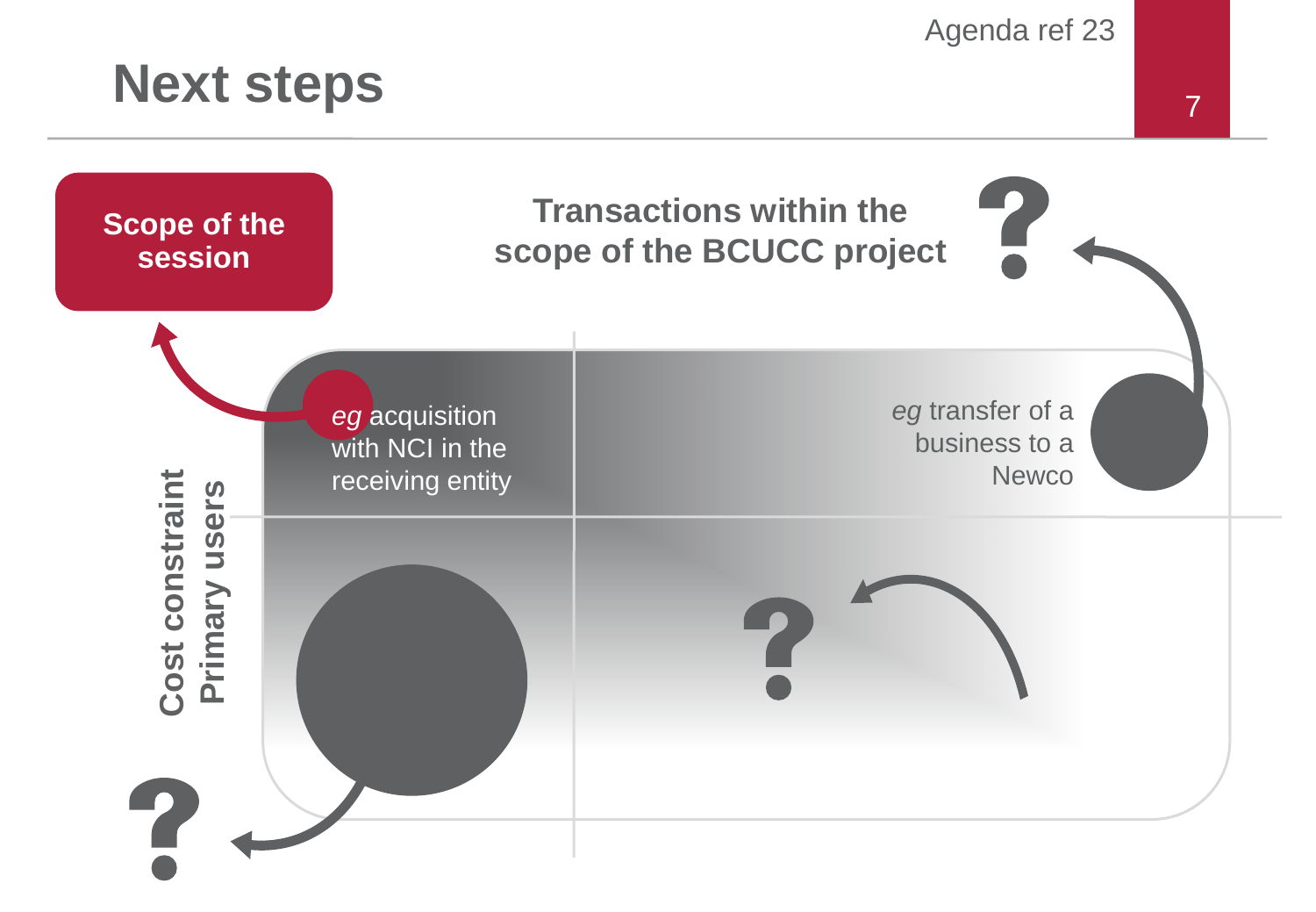# Next steps

**Scope of the session**

**Transactions within the scope of the BCUCC project**

*eg* acquisition with NCI in the receiving entity

*eg* transfer of a business to a Newco

**Cost constraint**

**Primary users**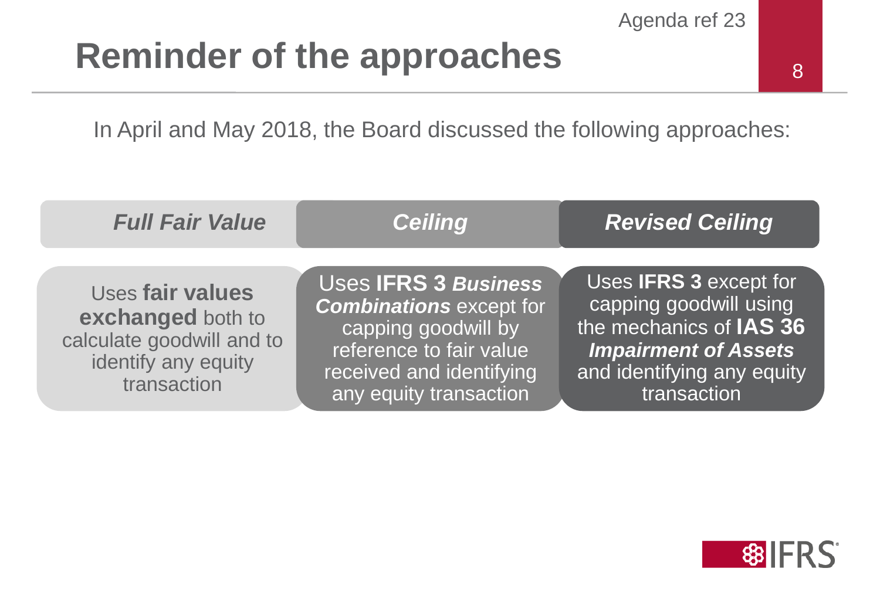# Reminder of the approaches

In April and May 2018, the Board discussed the following approaches:

| *Full Fair Value* | *Ceiling* | *Revised Ceiling* |
| --- | --- | --- |
| Uses **fair values exchanged** both to calculate goodwill and to identify any equity transaction | Uses **IFRS 3** ***Business Combinations*** except for capping goodwill by reference to fair value received and identifying any equity transaction | Uses **IFRS 3** except for capping goodwill using the mechanics of **IAS 36** ***Impairment of Assets*** and identifying any equity transaction |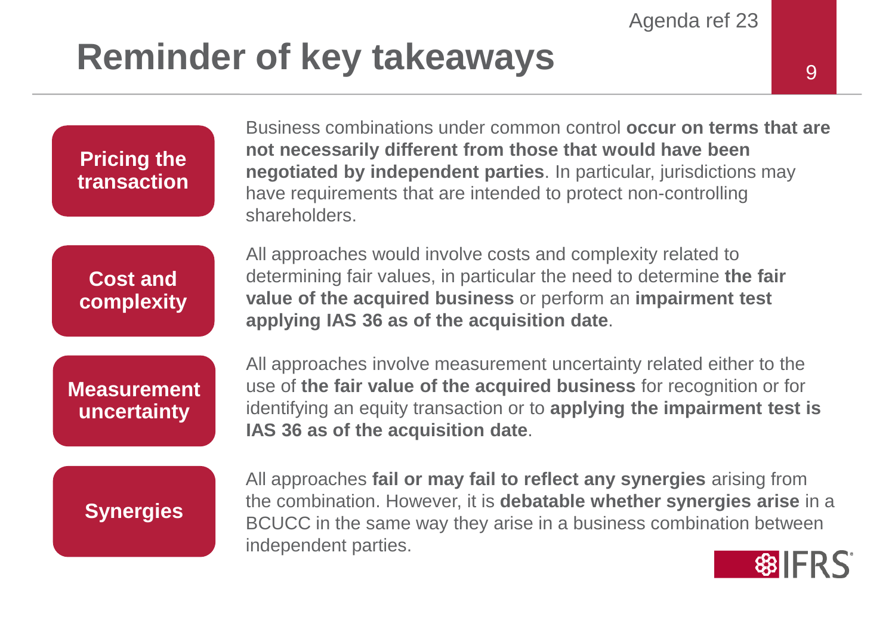# Reminder of key takeaways

**Pricing the transaction**

Business combinations under common control **occur on terms that are not necessarily different from those that would have been negotiated by independent parties**. In particular, jurisdictions may have requirements that are intended to protect non-controlling shareholders.

**Cost and complexity**

All approaches would involve costs and complexity related to determining fair values, in particular the need to determine **the fair value of the acquired business** or perform an **impairment test applying IAS 36 as of the acquisition date**.

**Measurement uncertainty**

All approaches involve measurement uncertainty related either to the use of **the fair value of the acquired business** for recognition or for identifying an equity transaction or to **applying the impairment test is IAS 36 as of the acquisition date**.

**Synergies**

All approaches **fail or may fail to reflect any synergies** arising from the combination. However, it is **debatable whether synergies arise** in a BCUCC in the same way they arise in a business combination between independent parties.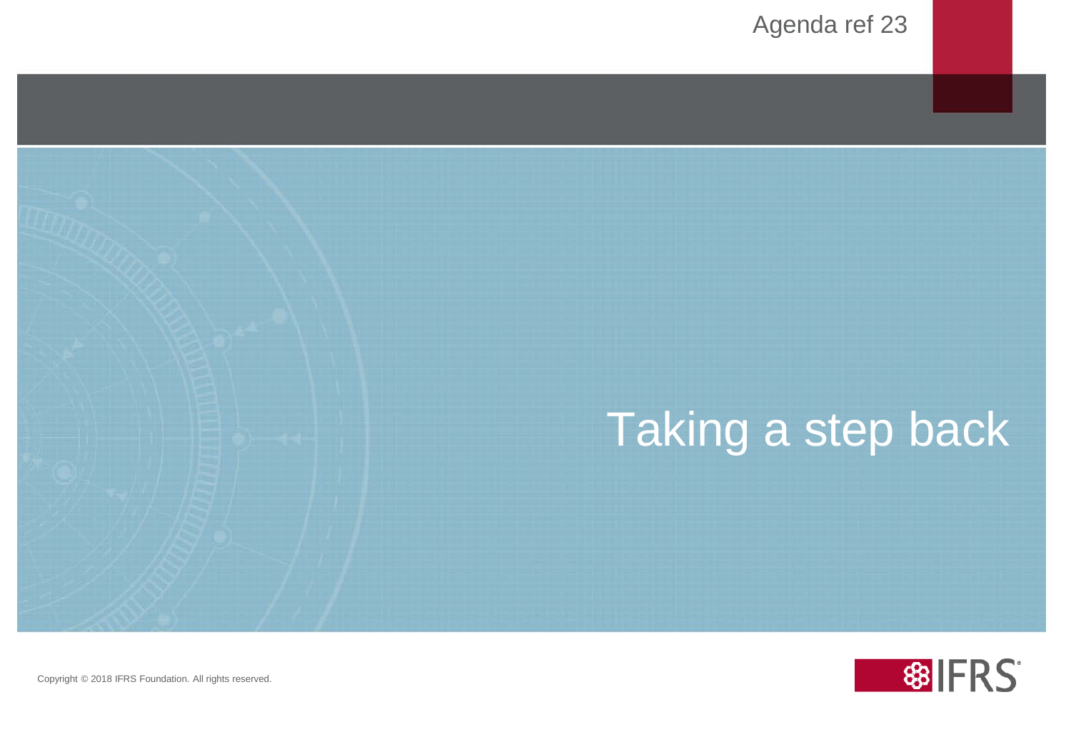# Taking a step back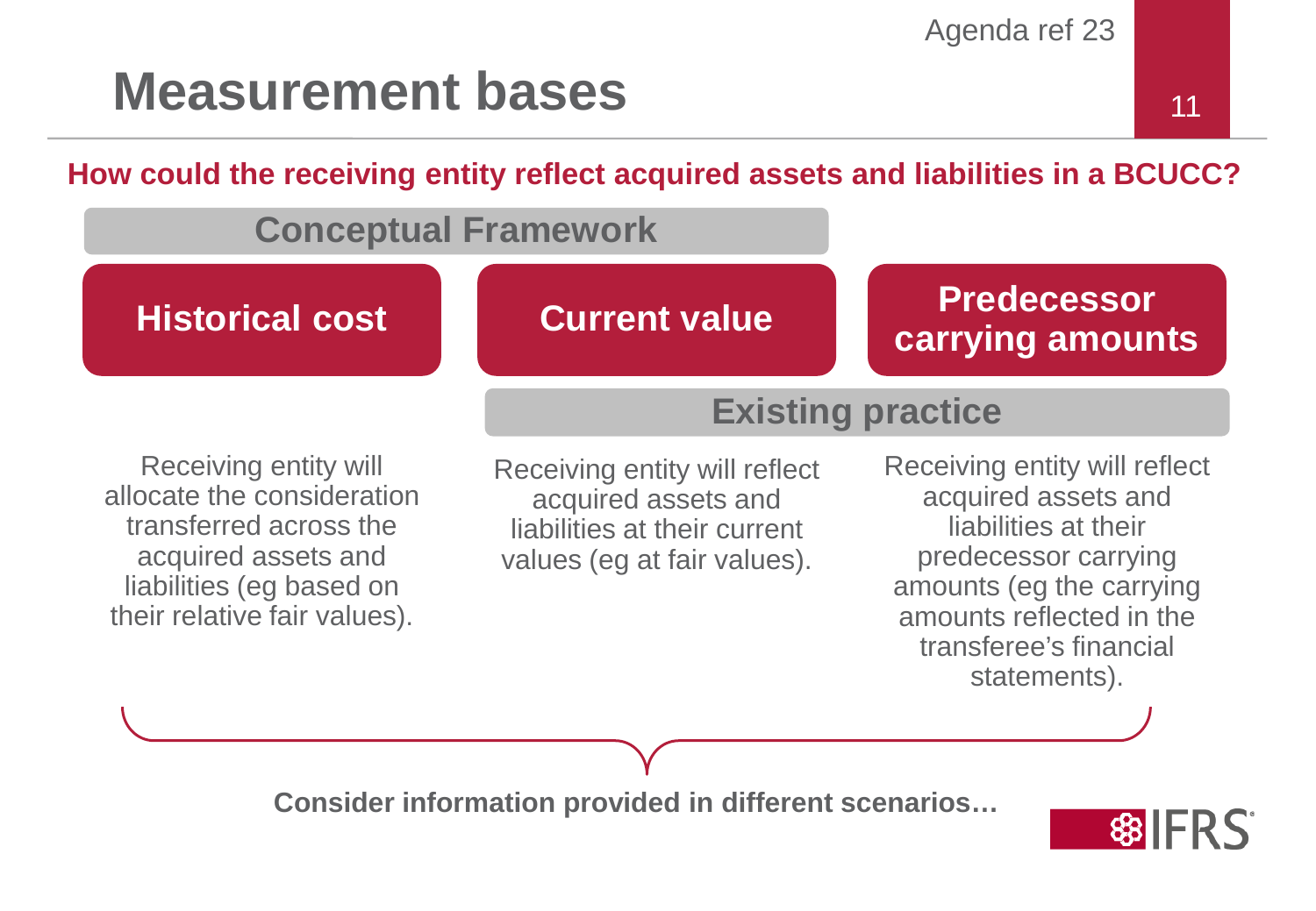# Measurement bases

**How could the receiving entity reflect acquired assets and liabilities in a BCUCC?**

**Conceptual Framework**: Historical cost; Current value

**Existing practice**: Current value; Predecessor carrying amounts

| Historical cost | Current value | Predecessor carrying amounts |
| --- | --- | --- |
| Receiving entity will allocate the consideration transferred across the acquired assets and liabilities (eg based on their relative fair values). | Receiving entity will reflect acquired assets and liabilities at their current values (eg at fair values). | Receiving entity will reflect acquired assets and liabilities at their predecessor carrying amounts (eg the carrying amounts reflected in the transferee's financial statements). |

**Consider information provided in different scenarios…**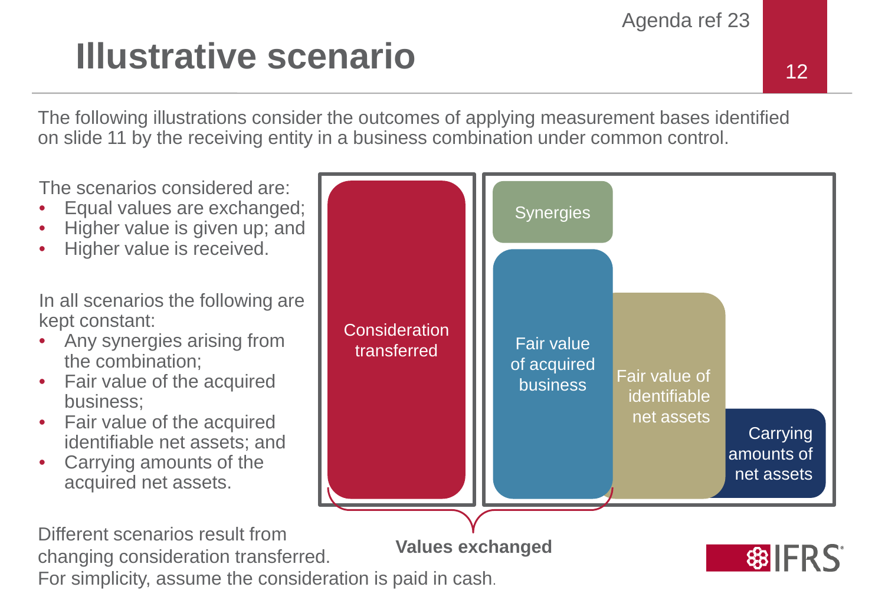# Illustrative scenario

The following illustrations consider the outcomes of applying measurement bases identified on slide 11 by the receiving entity in a business combination under common control.

The scenarios considered are:

- Equal values are exchanged;
- Higher value is given up; and
- Higher value is received.

In all scenarios the following are kept constant:

- Any synergies arising from the combination;
- Fair value of the acquired business;
- Fair value of the acquired identifiable net assets; and
- Carrying amounts of the acquired net assets.

Consideration transferred

Synergies

Fair value of acquired business

Fair value of identifiable net assets

Carrying amounts of net assets

**Values exchanged**

Different scenarios result from changing consideration transferred.
For simplicity, assume the consideration is paid in cash.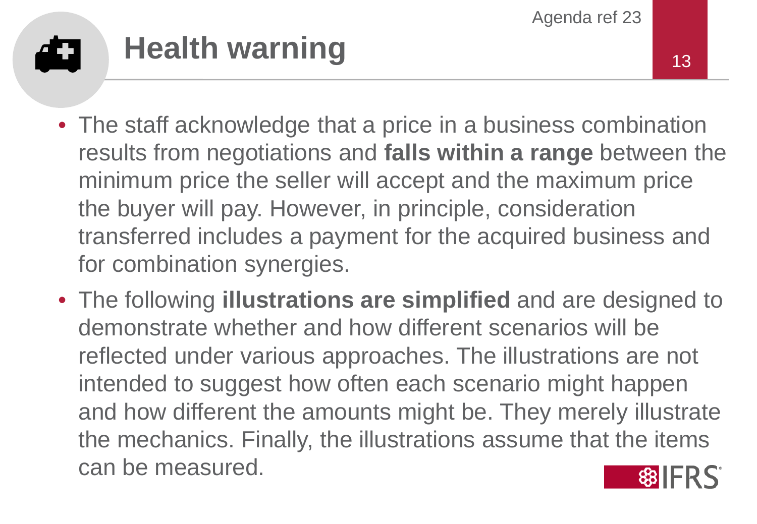# Health warning

- The staff acknowledge that a price in a business combination results from negotiations and **falls within a range** between the minimum price the seller will accept and the maximum price the buyer will pay. However, in principle, consideration transferred includes a payment for the acquired business and for combination synergies.
- The following **illustrations are simplified** and are designed to demonstrate whether and how different scenarios will be reflected under various approaches. The illustrations are not intended to suggest how often each scenario might happen and how different the amounts might be. They merely illustrate the mechanics. Finally, the illustrations assume that the items can be measured.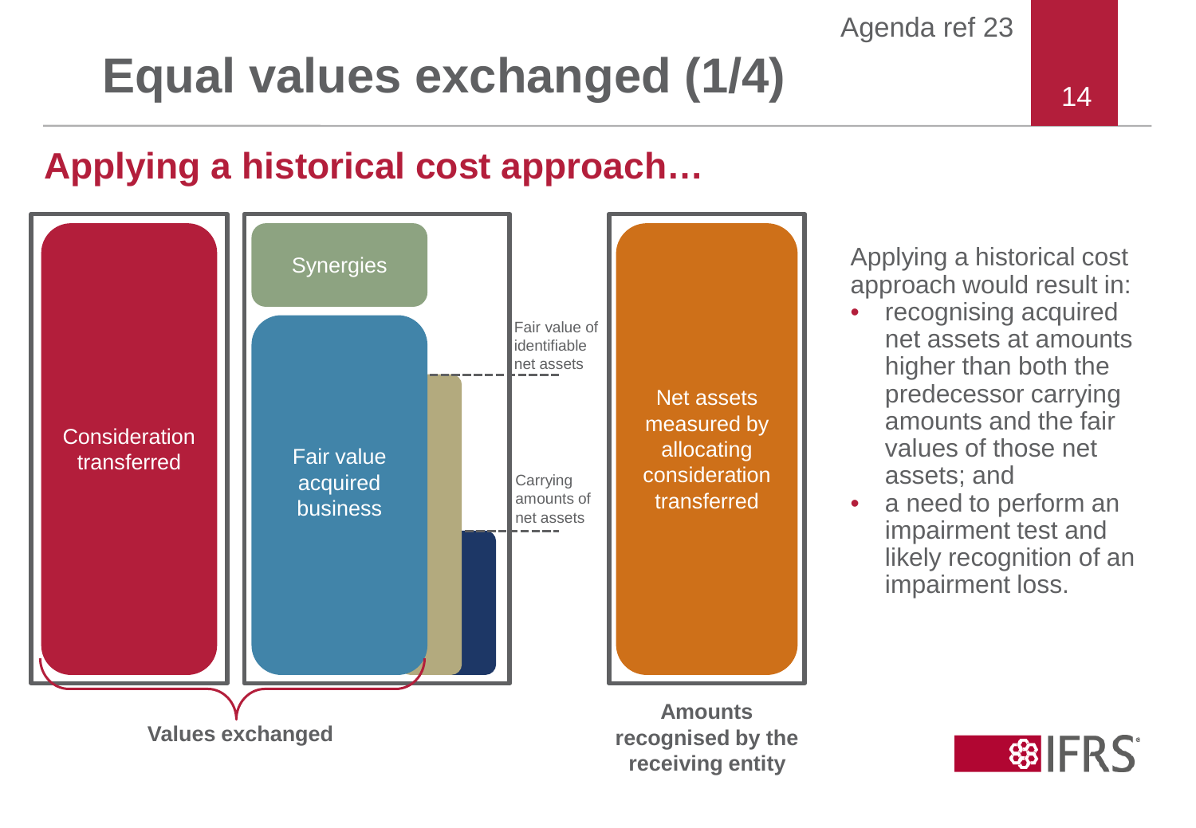# Equal values exchanged (1/4)

## Applying a historical cost approach…

Consideration transferred

Synergies

Fair value acquired business

Fair value of identifiable net assets

Carrying amounts of net assets

Values exchanged

Net assets measured by allocating consideration transferred

Amounts recognised by the receiving entity

Applying a historical cost approach would result in:

- recognising acquired net assets at amounts higher than both the predecessor carrying amounts and the fair values of those net assets; and
- a need to perform an impairment test and likely recognition of an impairment loss.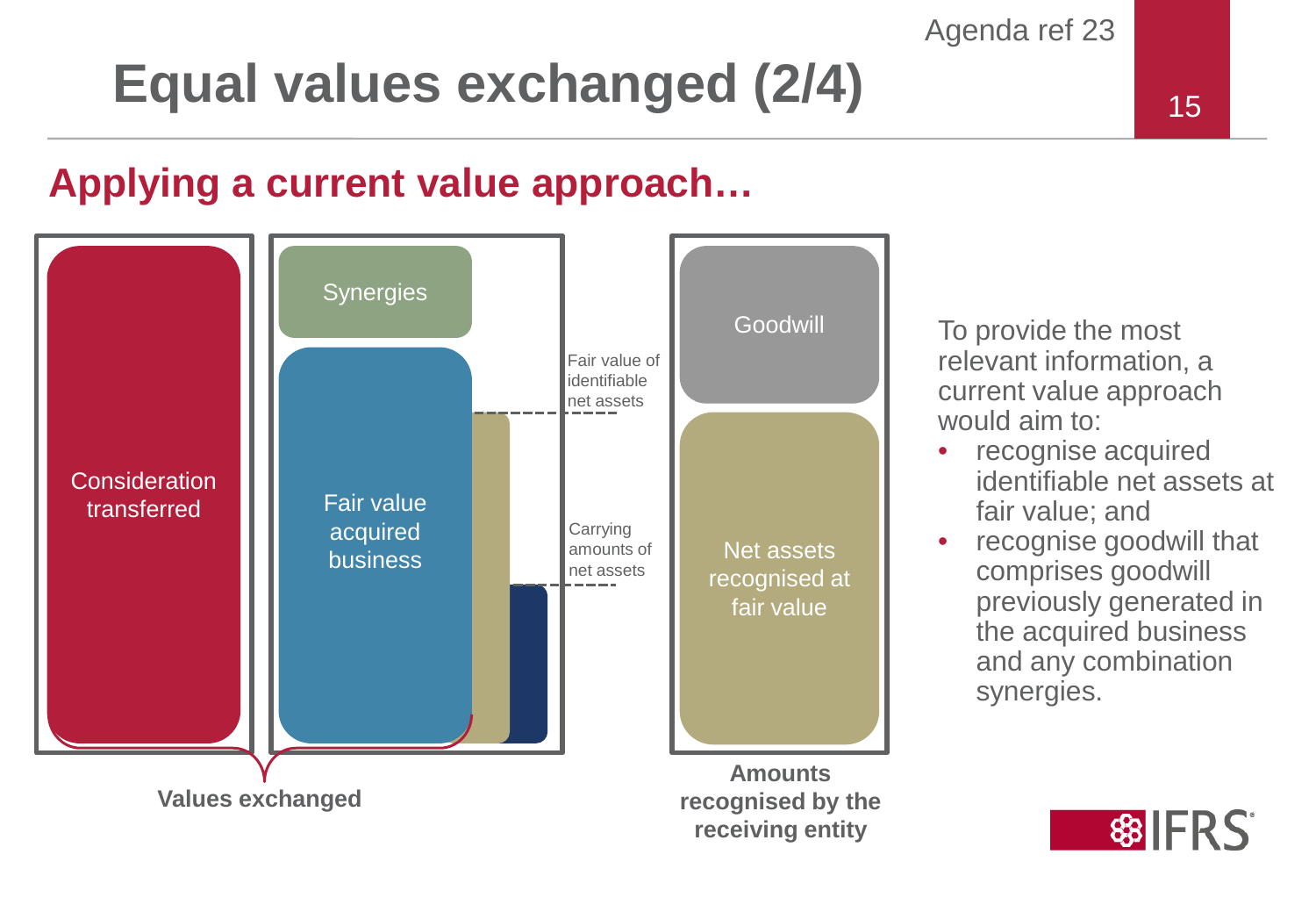# Equal values exchanged (2/4)

## Applying a current value approach…

Consideration transferred

Synergies

Fair value acquired business

Fair value of identifiable net assets

Carrying amounts of net assets

**Values exchanged**

Goodwill

Net assets recognised at fair value

**Amounts recognised by the receiving entity**

To provide the most relevant information, a current value approach would aim to:

- recognise acquired identifiable net assets at fair value; and
- recognise goodwill that comprises goodwill previously generated in the acquired business and any combination synergies.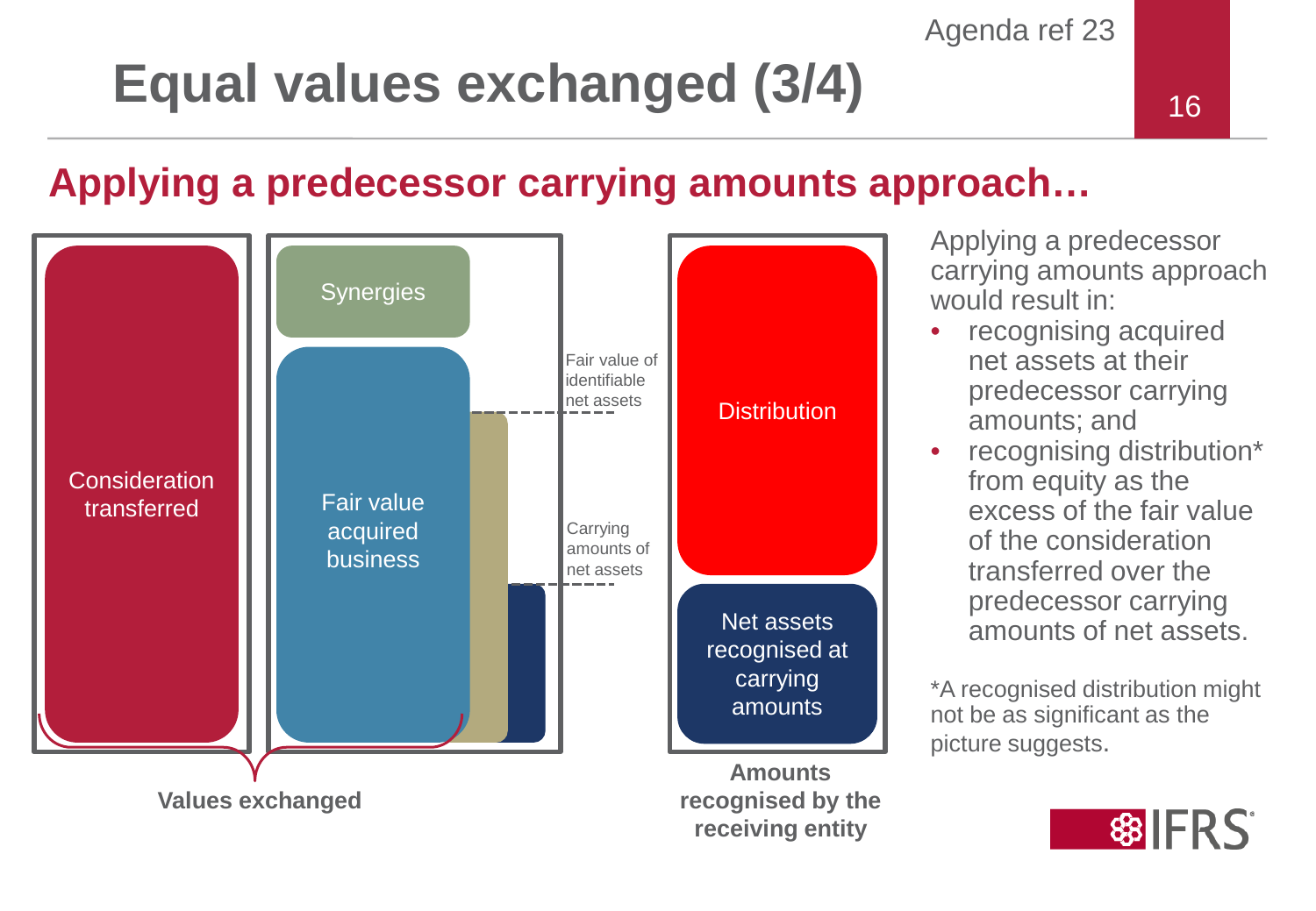# Equal values exchanged (3/4)

## Applying a predecessor carrying amounts approach…

Consideration transferred

Synergies

Fair value acquired business

Fair value of identifiable net assets

Carrying amounts of net assets

Distribution

Net assets recognised at carrying amounts

**Values exchanged**

**Amounts recognised by the receiving entity**

Applying a predecessor carrying amounts approach would result in:

- recognising acquired net assets at their predecessor carrying amounts; and
- recognising distribution* from equity as the excess of the fair value of the consideration transferred over the predecessor carrying amounts of net assets.

*A recognised distribution might not be as significant as the picture suggests.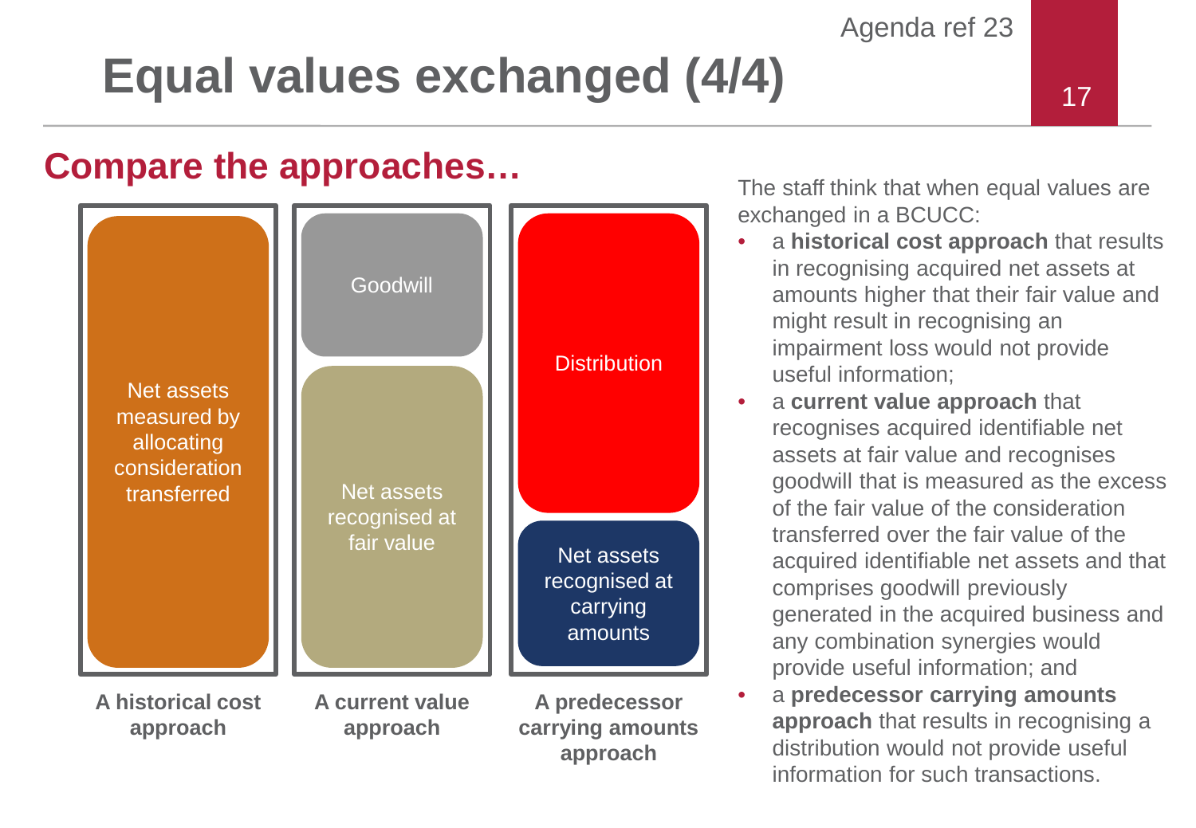# Equal values exchanged (4/4)

## Compare the approaches…

| A historical cost approach | A current value approach | A predecessor carrying amounts approach |
| --- | --- | --- |
| Net assets measured by allocating consideration transferred | Goodwill | Distribution |
| | Net assets recognised at fair value | Net assets recognised at carrying amounts |

The staff think that when equal values are exchanged in a BCUCC:

- a **historical cost approach** that results in recognising acquired net assets at amounts higher that their fair value and might result in recognising an impairment loss would not provide useful information;
- a **current value approach** that recognises acquired identifiable net assets at fair value and recognises goodwill that is measured as the excess of the fair value of the consideration transferred over the fair value of the acquired identifiable net assets and that comprises goodwill previously generated in the acquired business and any combination synergies would provide useful information; and
- a **predecessor carrying amounts approach** that results in recognising a distribution would not provide useful information for such transactions.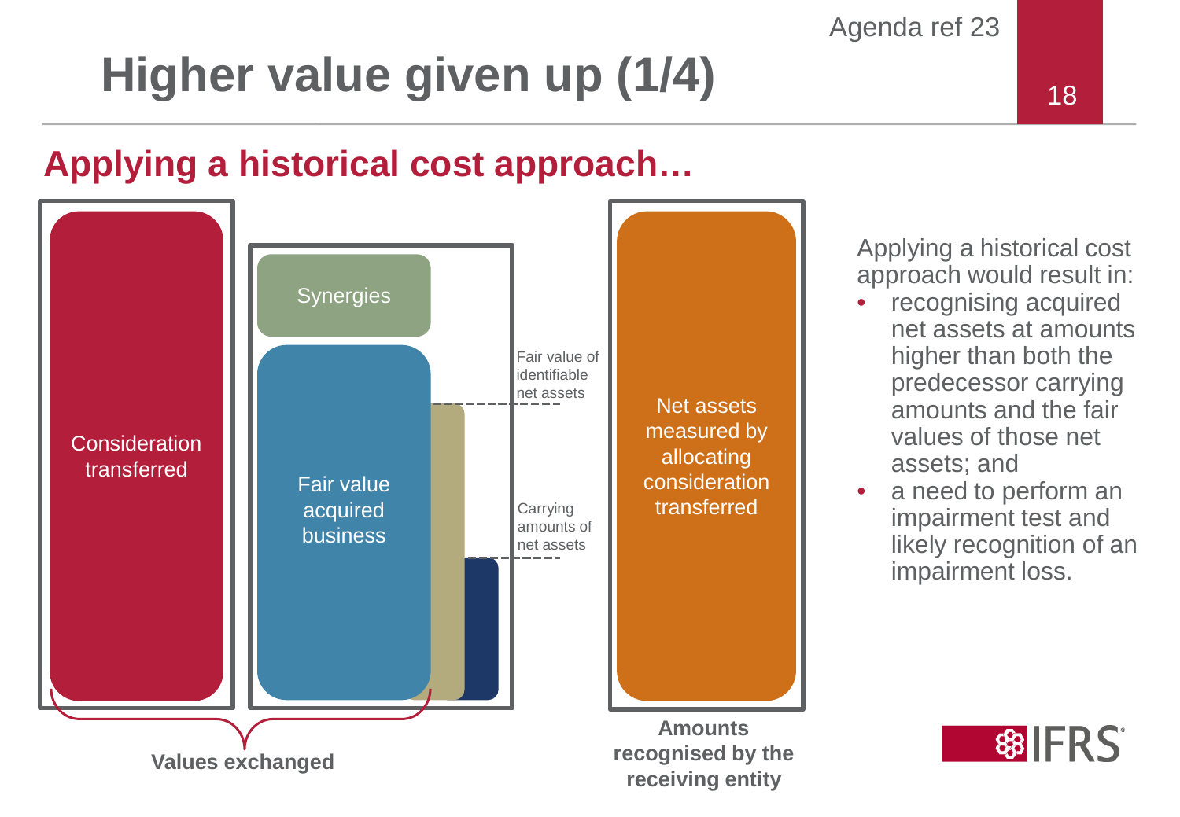# Higher value given up (1/4)

## Applying a historical cost approach…

Consideration transferred

Synergies

Fair value acquired business

Fair value of identifiable net assets

Carrying amounts of net assets

Net assets measured by allocating consideration transferred

**Values exchanged**

**Amounts recognised by the receiving entity**

Applying a historical cost approach would result in:

- recognising acquired net assets at amounts higher than both the predecessor carrying amounts and the fair values of those net assets; and
- a need to perform an impairment test and likely recognition of an impairment loss.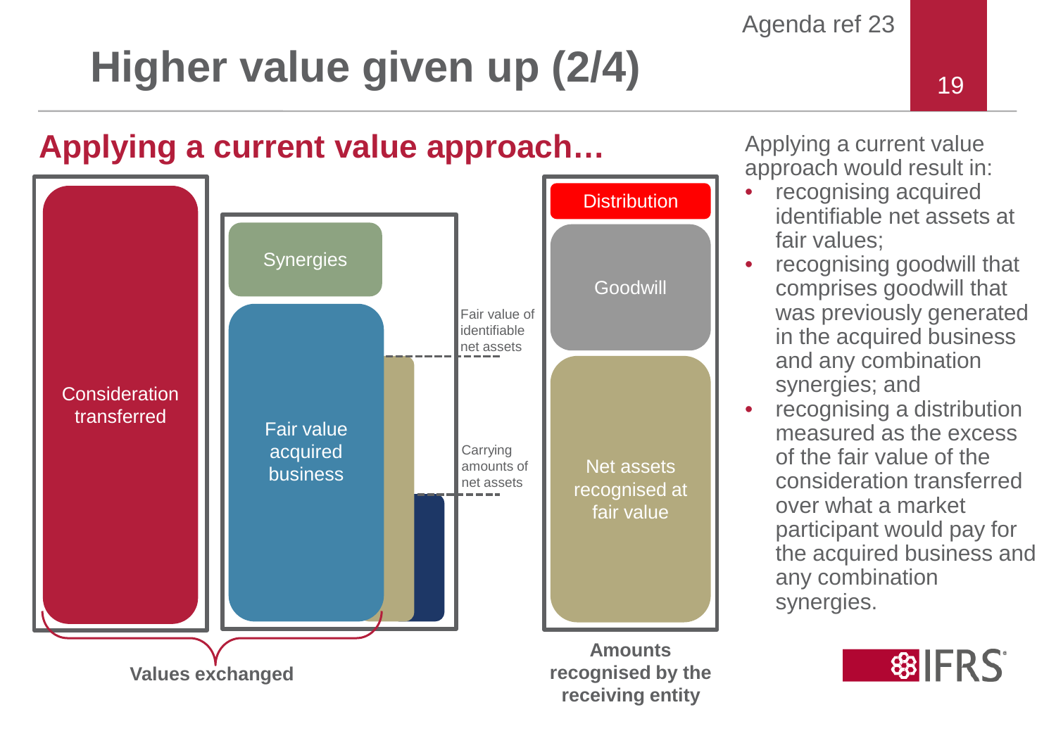# Higher value given up (2/4)

## Applying a current value approach…

Consideration transferred

Synergies

Fair value acquired business

Fair value of identifiable net assets

Carrying amounts of net assets

Values exchanged

Distribution

Goodwill

Net assets recognised at fair value

**Amounts recognised by the receiving entity**

Applying a current value approach would result in:

- recognising acquired identifiable net assets at fair values;
- recognising goodwill that comprises goodwill that was previously generated in the acquired business and any combination synergies; and
- recognising a distribution measured as the excess of the fair value of the consideration transferred over what a market participant would pay for the acquired business and any combination synergies.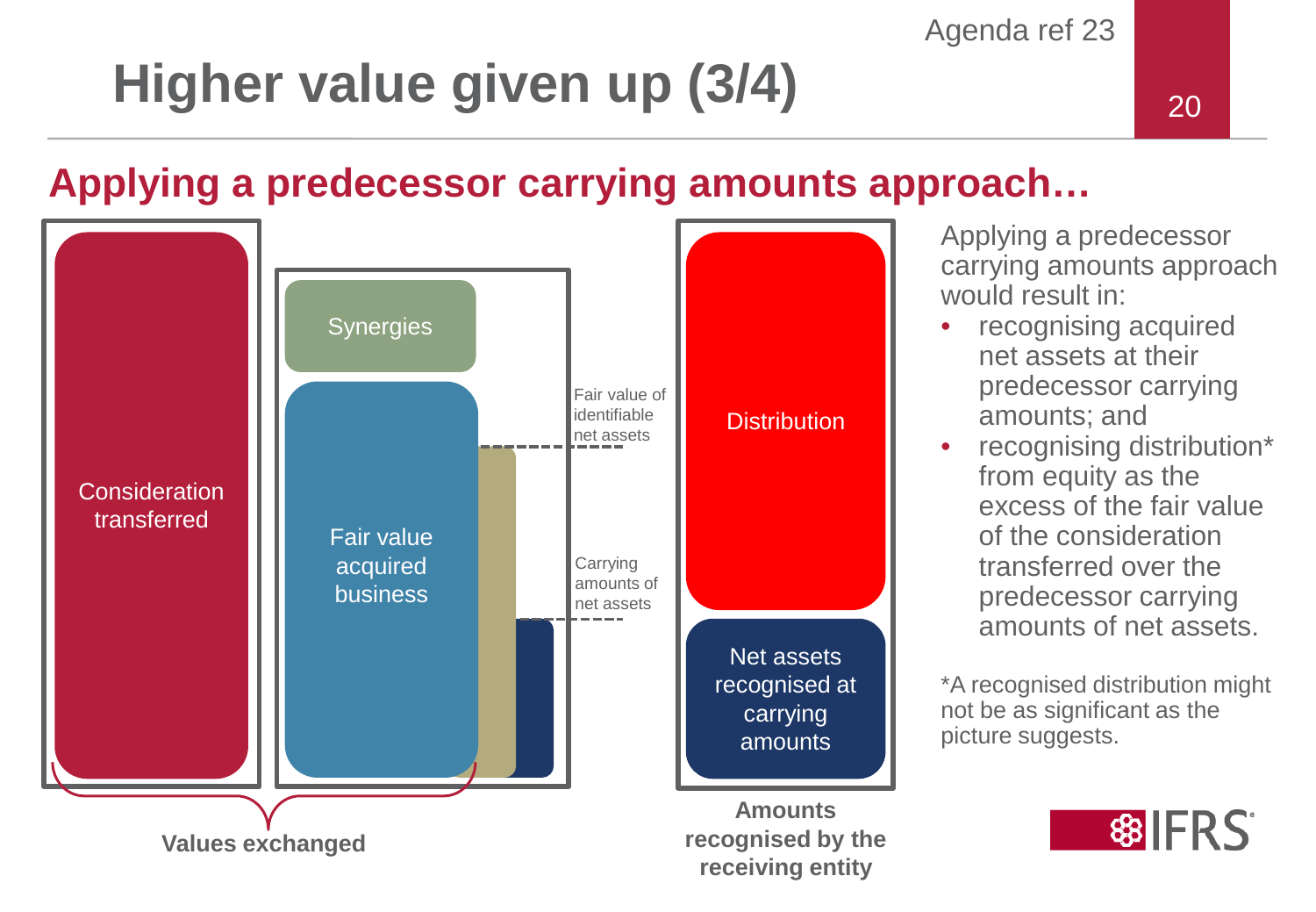# Higher value given up (3/4)

## Applying a predecessor carrying amounts approach…

Consideration transferred

Synergies

Fair value acquired business

Fair value of identifiable net assets

Carrying amounts of net assets

Distribution

Net assets recognised at carrying amounts

**Values exchanged**

**Amounts recognised by the receiving entity**

Applying a predecessor carrying amounts approach would result in:

- recognising acquired net assets at their predecessor carrying amounts; and
- recognising distribution* from equity as the excess of the fair value of the consideration transferred over the predecessor carrying amounts of net assets.

*A recognised distribution might not be as significant as the picture suggests.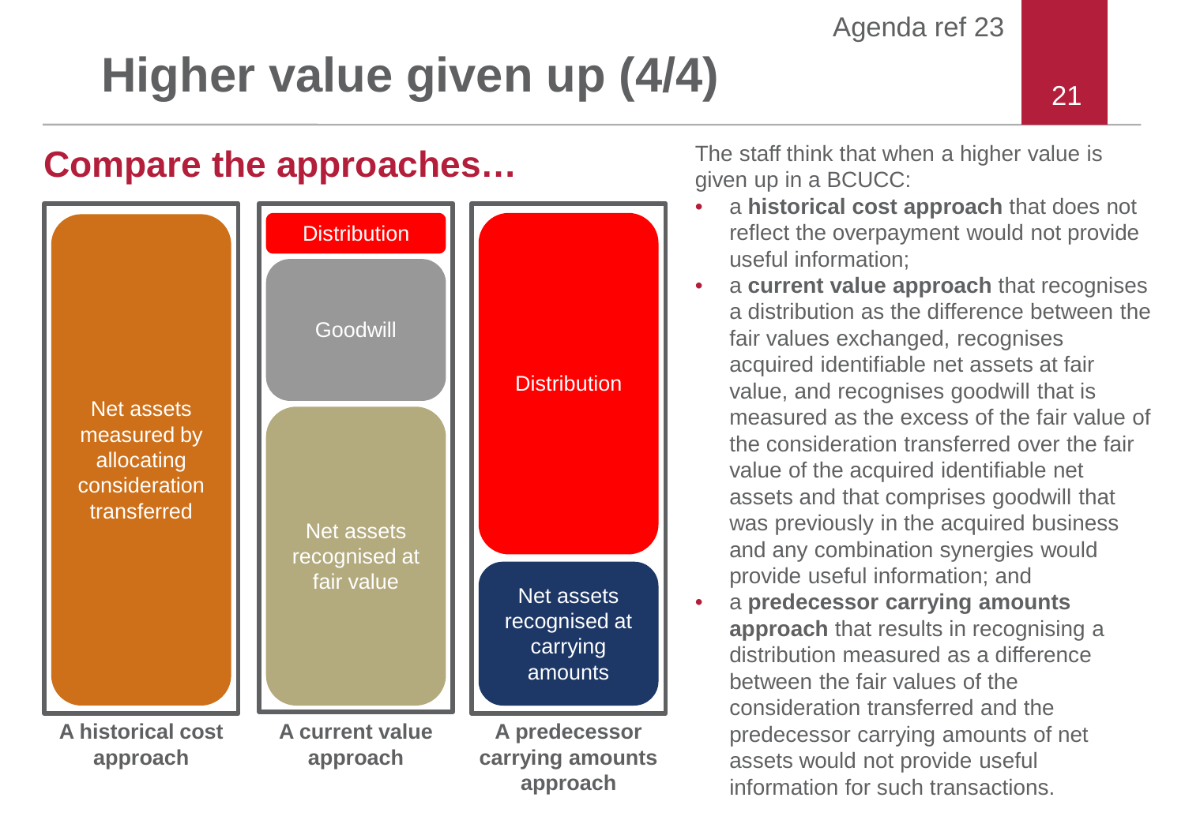# Higher value given up (4/4)

## Compare the approaches…

| A historical cost approach | A current value approach | A predecessor carrying amounts approach |
| --- | --- | --- |
| Net assets measured by allocating consideration transferred | Distribution | Distribution |
| | Goodwill | Net assets recognised at carrying amounts |
| | Net assets recognised at fair value | |

The staff think that when a higher value is given up in a BCUCC:

- a **historical cost approach** that does not reflect the overpayment would not provide useful information;
- a **current value approach** that recognises a distribution as the difference between the fair values exchanged, recognises acquired identifiable net assets at fair value, and recognises goodwill that is measured as the excess of the fair value of the consideration transferred over the fair value of the acquired identifiable net assets and that comprises goodwill that was previously in the acquired business and any combination synergies would provide useful information; and
- a **predecessor carrying amounts approach** that results in recognising a distribution measured as a difference between the fair values of the consideration transferred and the predecessor carrying amounts of net assets would not provide useful information for such transactions.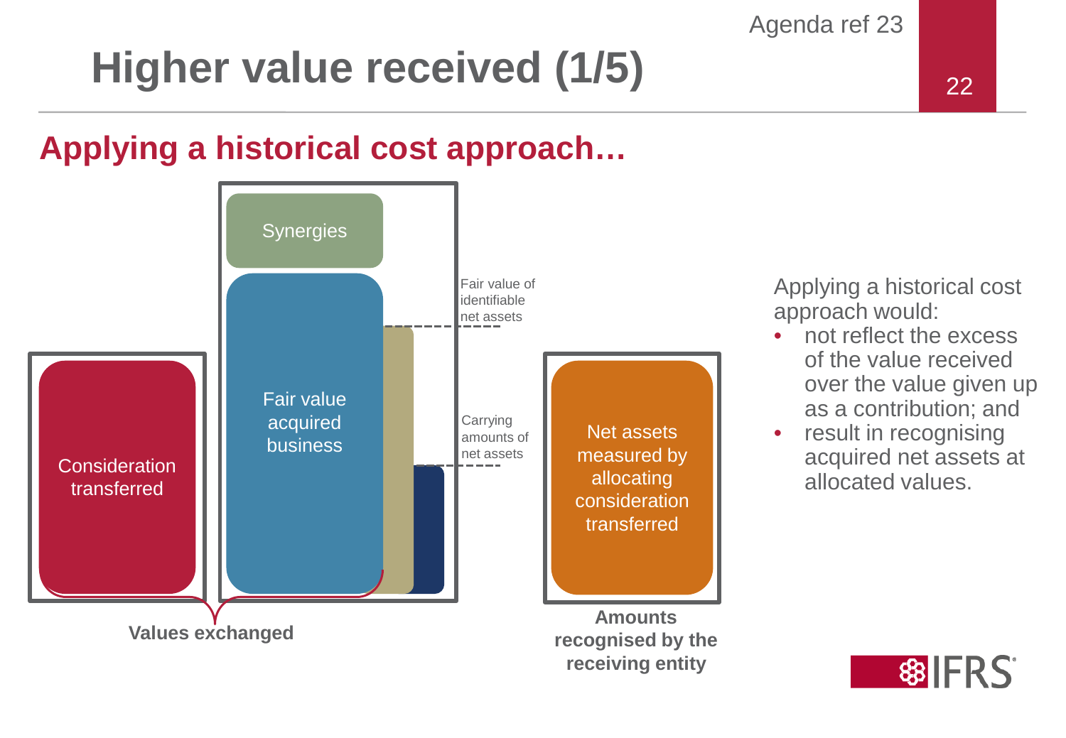# Higher value received (1/5)

## Applying a historical cost approach…

Synergies

Fair value acquired business

Fair value of identifiable net assets

Carrying amounts of net assets

Consideration transferred

Net assets measured by allocating consideration transferred

**Values exchanged**

**Amounts recognised by the receiving entity**

Applying a historical cost approach would:

- not reflect the excess of the value received over the value given up as a contribution; and
- result in recognising acquired net assets at allocated values.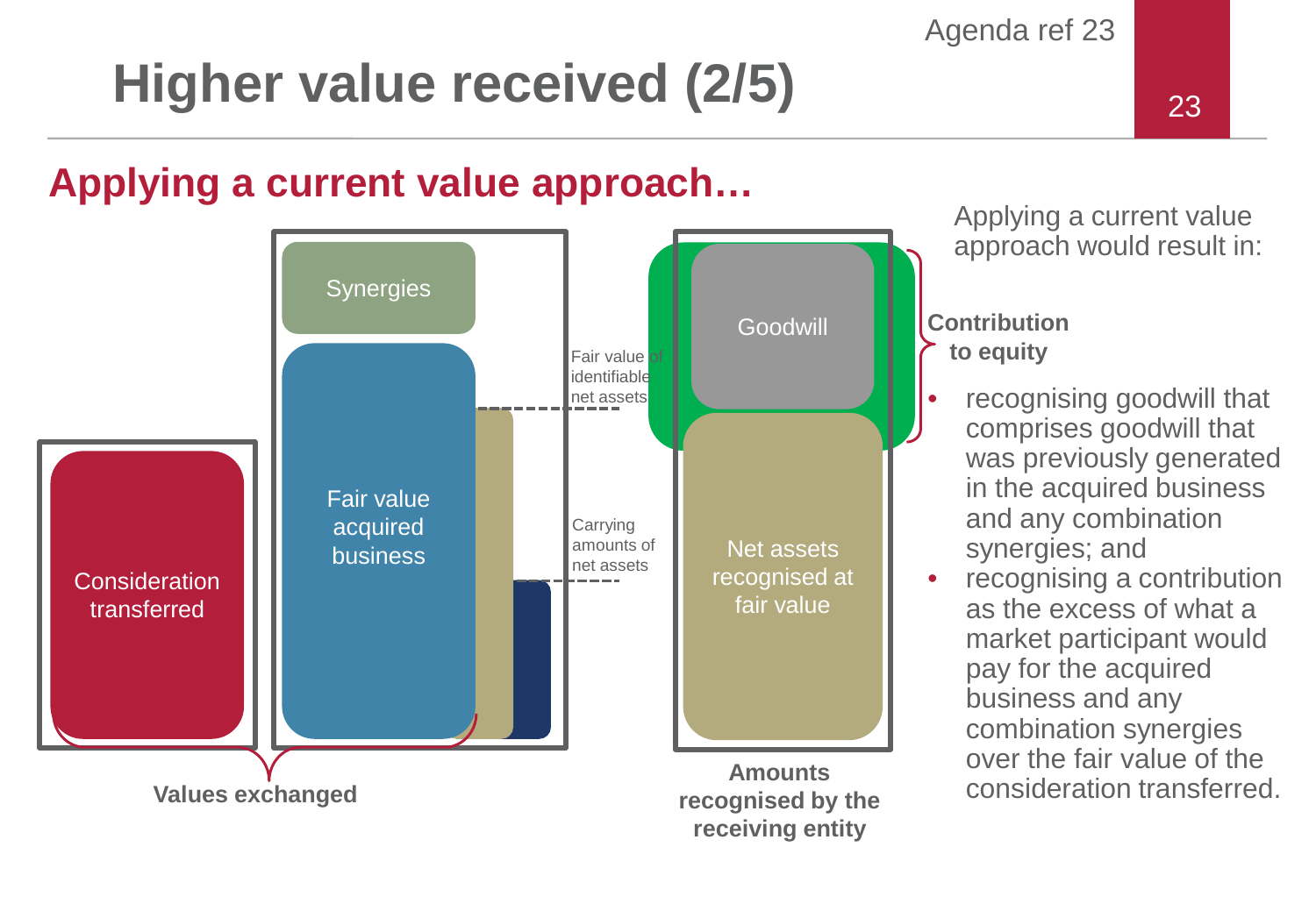# Higher value received (2/5)

## Applying a current value approach…

Synergies

Fair value acquired business

Fair value of identifiable net assets

Carrying amounts of net assets

Consideration transferred

**Values exchanged**

Goodwill

Net assets recognised at fair value

**Contribution to equity**

**Amounts recognised by the receiving entity**

Applying a current value approach would result in:

- recognising goodwill that comprises goodwill that was previously generated in the acquired business and any combination synergies; and
- recognising a contribution as the excess of what a market participant would pay for the acquired business and any combination synergies over the fair value of the consideration transferred.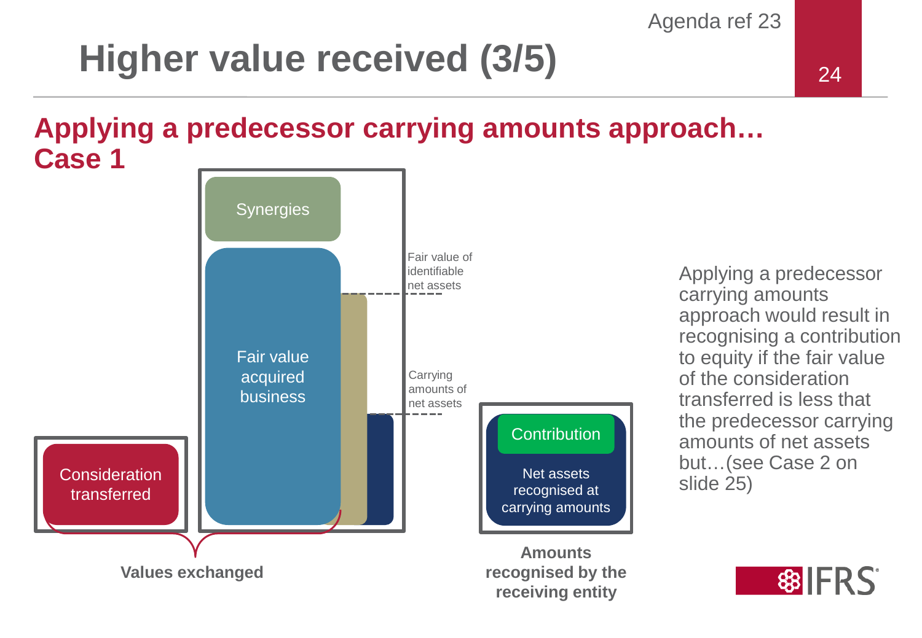# Higher value received (3/5)

## Applying a predecessor carrying amounts approach… Case 1

Synergies

Fair value acquired business

Fair value of identifiable net assets

Carrying amounts of net assets

Consideration transferred

**Values exchanged**

Contribution

Net assets recognised at carrying amounts

**Amounts recognised by the receiving entity**

Applying a predecessor carrying amounts approach would result in recognising a contribution to equity if the fair value of the consideration transferred is less that the predecessor carrying amounts of net assets but…(see Case 2 on slide 25)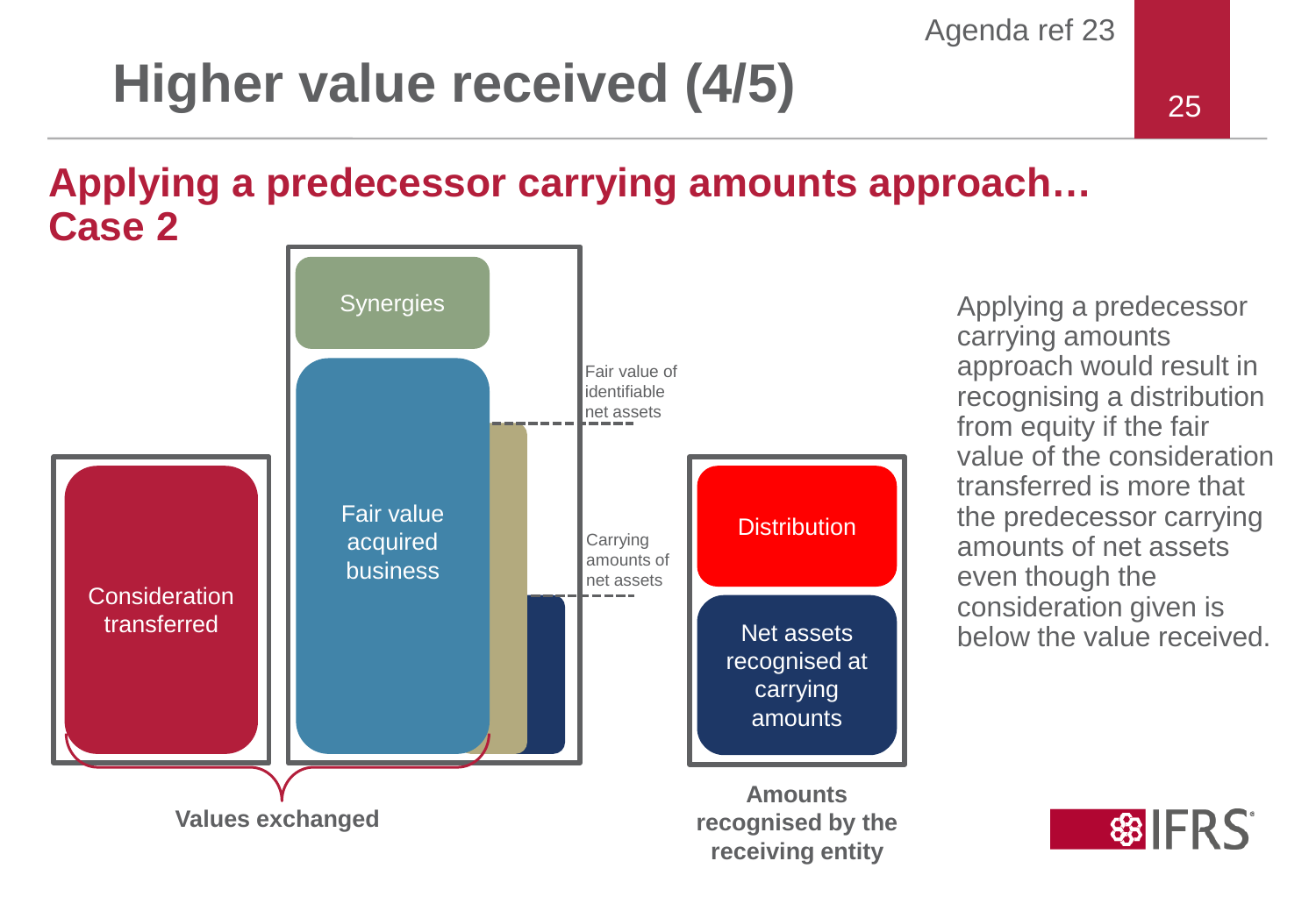# Higher value received (4/5)

## Applying a predecessor carrying amounts approach… Case 2

Synergies

Fair value acquired business

Fair value of identifiable net assets

Carrying amounts of net assets

Consideration transferred

Values exchanged

Distribution

Net assets recognised at carrying amounts

Amounts recognised by the receiving entity

Applying a predecessor carrying amounts approach would result in recognising a distribution from equity if the fair value of the consideration transferred is more that the predecessor carrying amounts of net assets even though the consideration given is below the value received.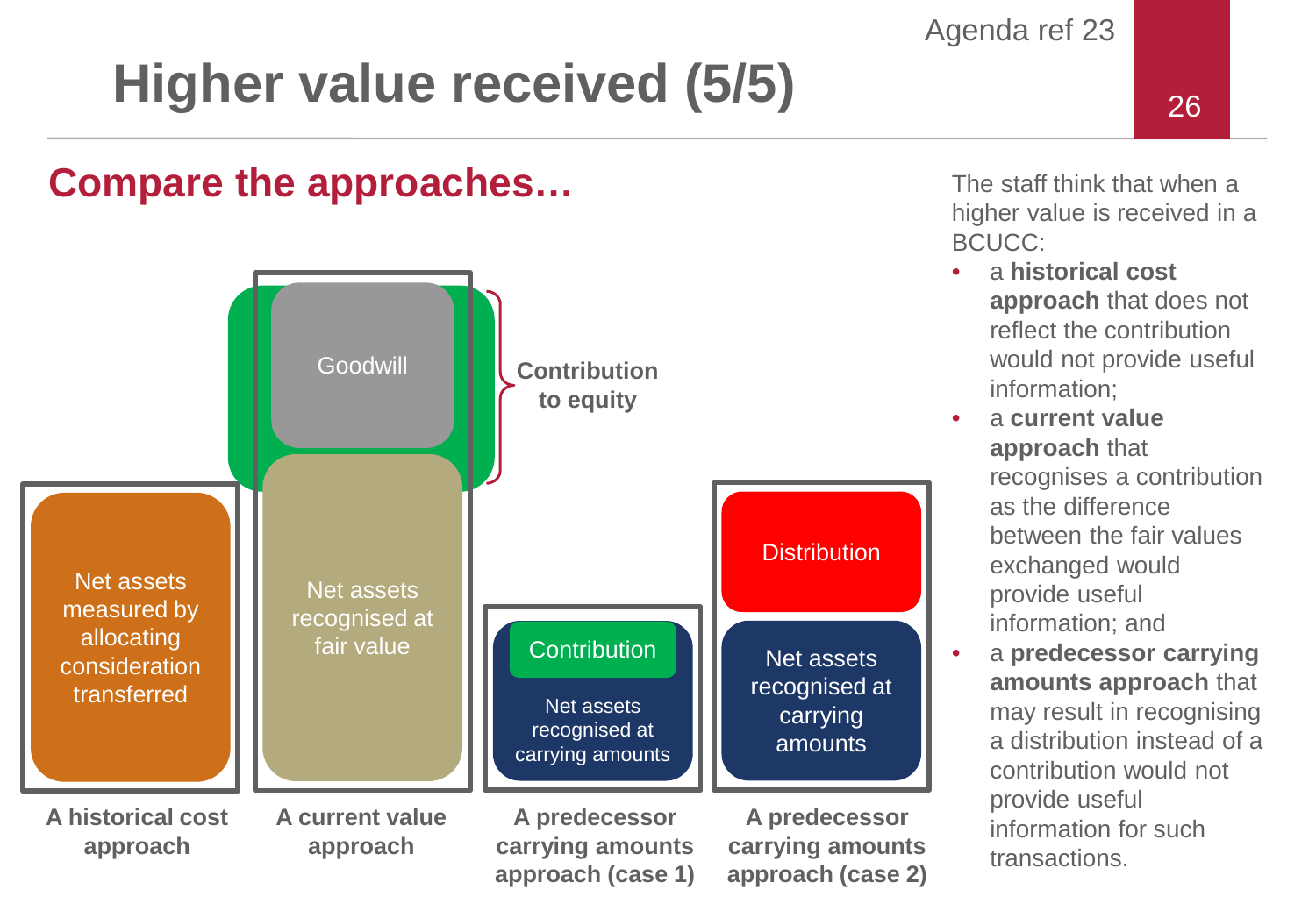# Higher value received (5/5)

## Compare the approaches…

Goodwill

Contribution to equity

Net assets measured by allocating consideration transferred

Net assets recognised at fair value

Contribution

Net assets recognised at carrying amounts

Distribution

Net assets recognised at carrying amounts

**A historical cost approach**

**A current value approach**

**A predecessor carrying amounts approach (case 1)**

**A predecessor carrying amounts approach (case 2)**

The staff think that when a higher value is received in a BCUCC:

- a **historical cost approach** that does not reflect the contribution would not provide useful information;
- a **current value approach** that recognises a contribution as the difference between the fair values exchanged would provide useful information; and
- a **predecessor carrying amounts approach** that may result in recognising a distribution instead of a contribution would not provide useful information for such transactions.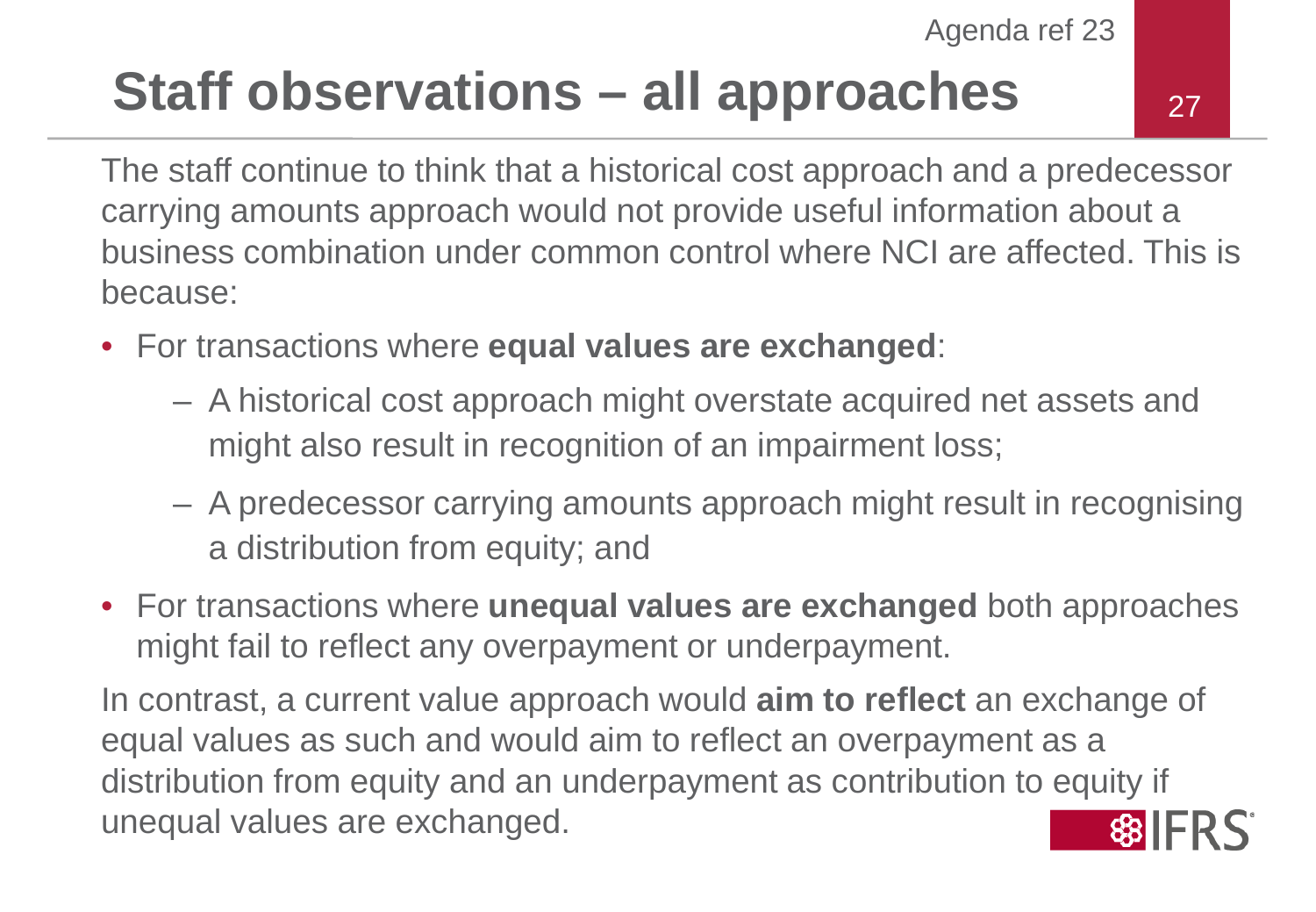# Staff observations – all approaches

The staff continue to think that a historical cost approach and a predecessor carrying amounts approach would not provide useful information about a business combination under common control where NCI are affected. This is because:

- For transactions where **equal values are exchanged**:
  - A historical cost approach might overstate acquired net assets and might also result in recognition of an impairment loss;
  - A predecessor carrying amounts approach might result in recognising a distribution from equity; and
- For transactions where **unequal values are exchanged** both approaches might fail to reflect any overpayment or underpayment.

In contrast, a current value approach would **aim to reflect** an exchange of equal values as such and would aim to reflect an overpayment as a distribution from equity and an underpayment as contribution to equity if unequal values are exchanged.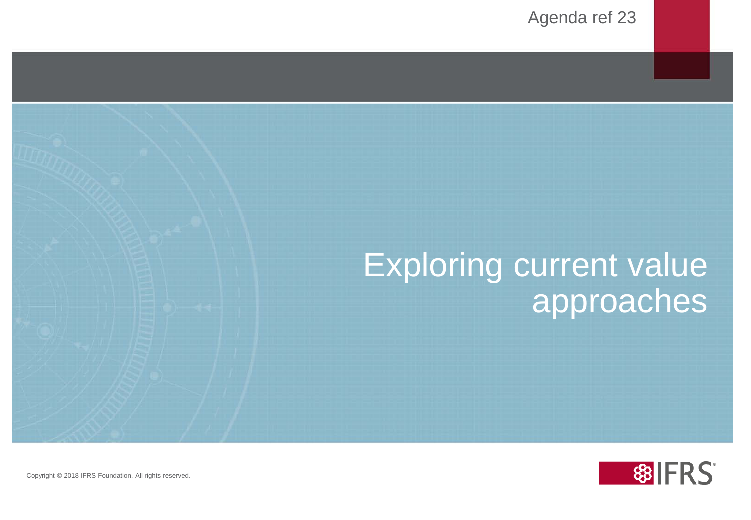Agenda ref 23

# Exploring current value approaches

Copyright © 2018 IFRS Foundation. All rights reserved.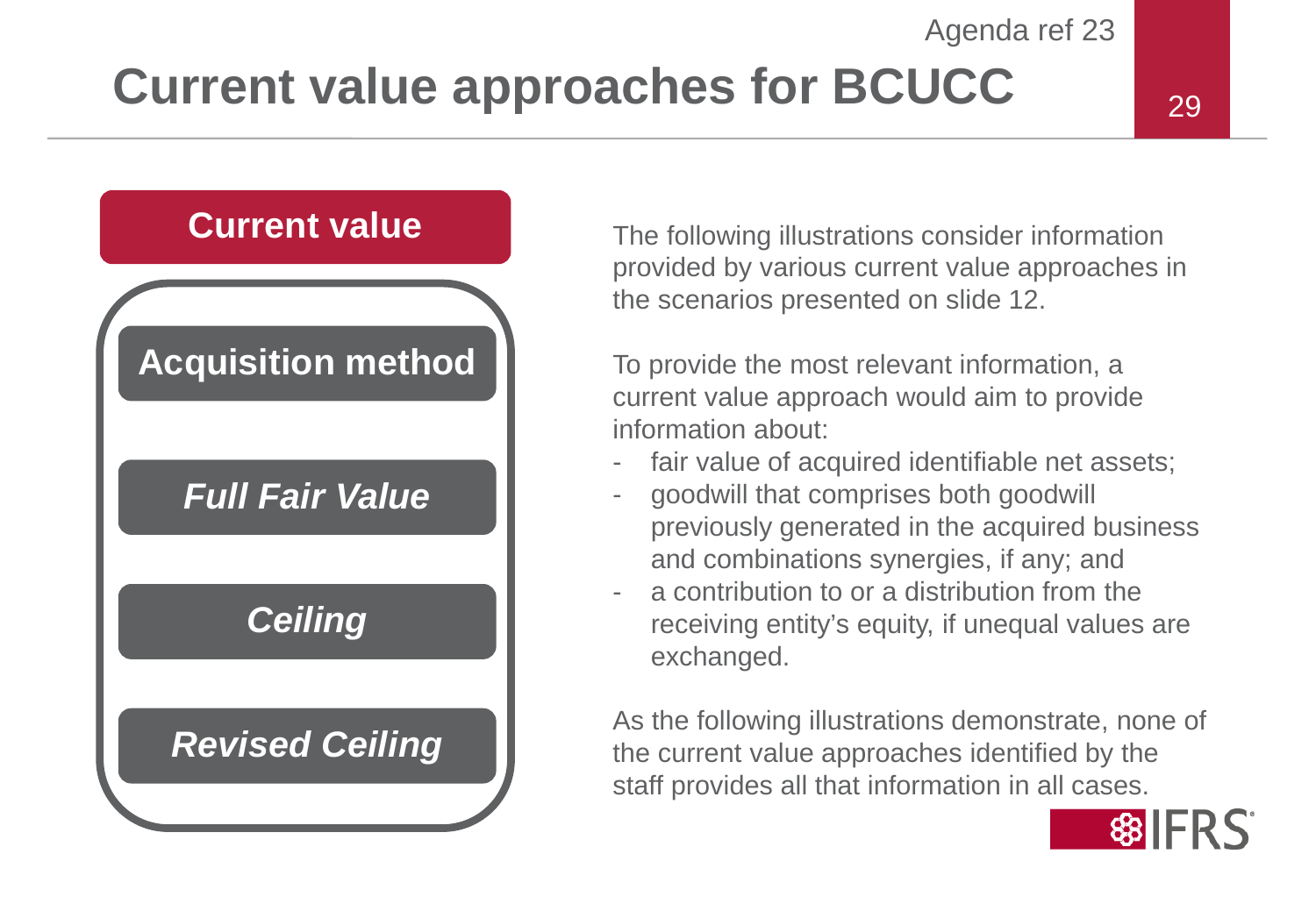# Current value approaches for BCUCC

**Current value**

- **Acquisition method**
- ***Full Fair Value***
- ***Ceiling***
- ***Revised Ceiling***

The following illustrations consider information provided by various current value approaches in the scenarios presented on slide 12.

To provide the most relevant information, a current value approach would aim to provide information about:

- fair value of acquired identifiable net assets;
- goodwill that comprises both goodwill previously generated in the acquired business and combinations synergies, if any; and
- a contribution to or a distribution from the receiving entity's equity, if unequal values are exchanged.

As the following illustrations demonstrate, none of the current value approaches identified by the staff provides all that information in all cases.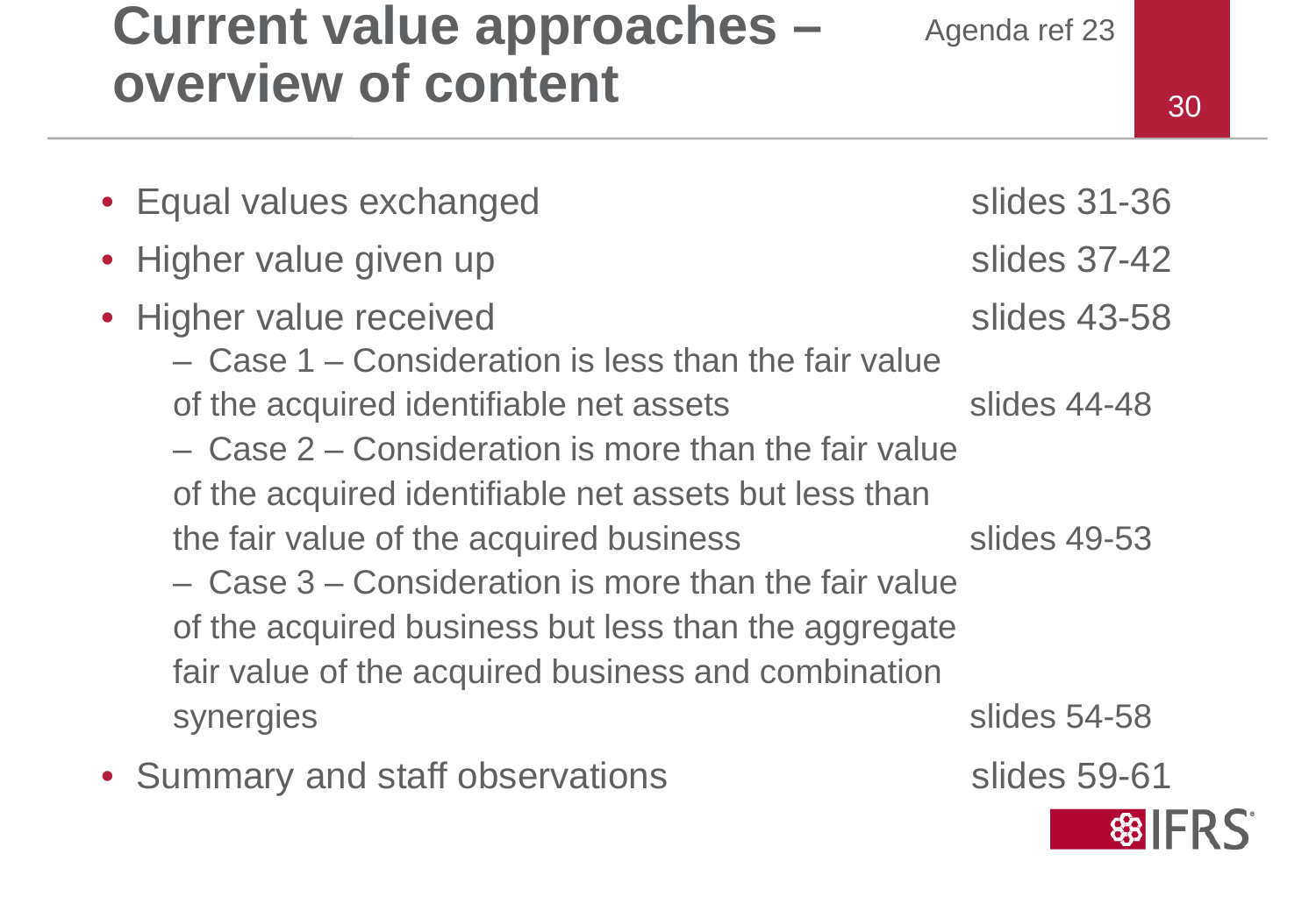# Current value approaches – overview of content

Agenda ref 23

- Equal values exchanged — slides 31-36
- Higher value given up — slides 37-42
- Higher value received — slides 43-58
  - Case 1 – Consideration is less than the fair value of the acquired identifiable net assets — slides 44-48
  - Case 2 – Consideration is more than the fair value of the acquired identifiable net assets but less than the fair value of the acquired business — slides 49-53
  - Case 3 – Consideration is more than the fair value of the acquired business but less than the aggregate fair value of the acquired business and combination synergies — slides 54-58
- Summary and staff observations — slides 59-61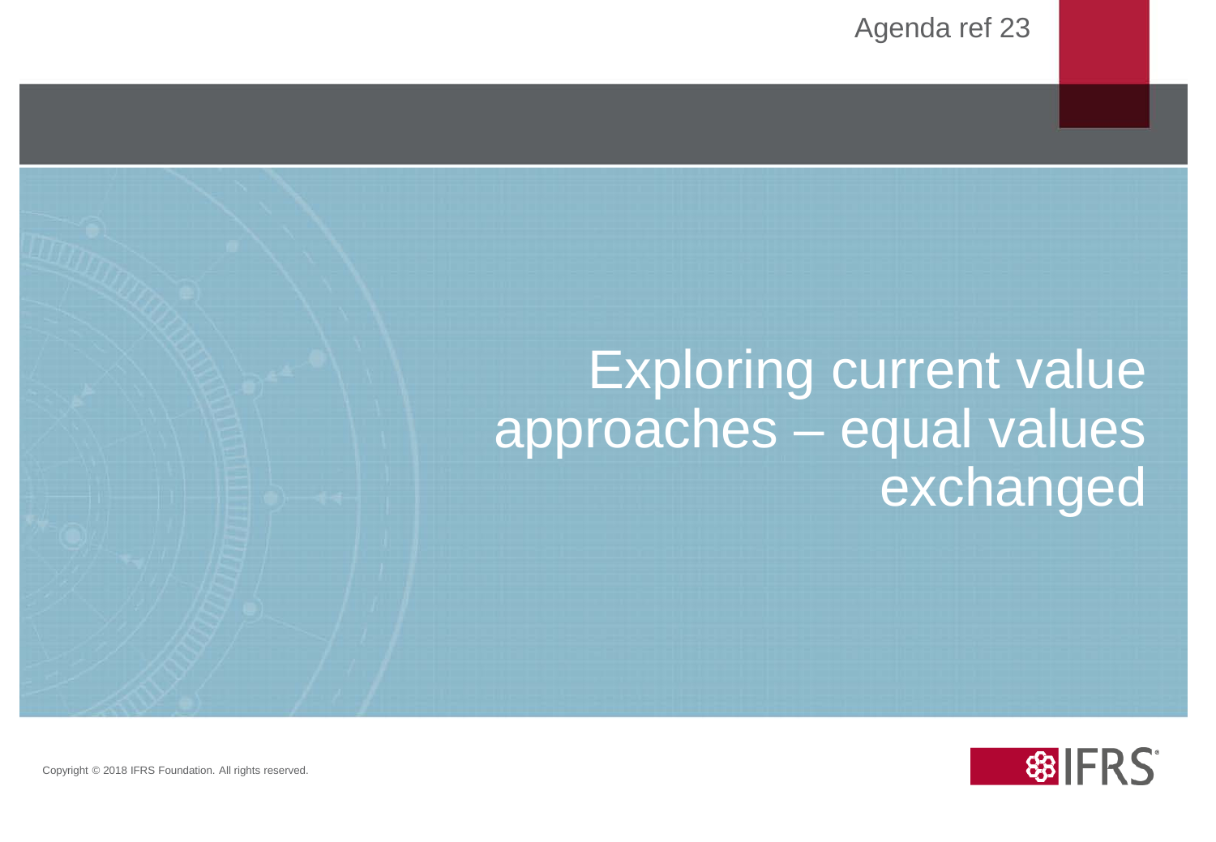Agenda ref 23

# Exploring current value approaches – equal values exchanged

Copyright © 2018 IFRS Foundation. All rights reserved.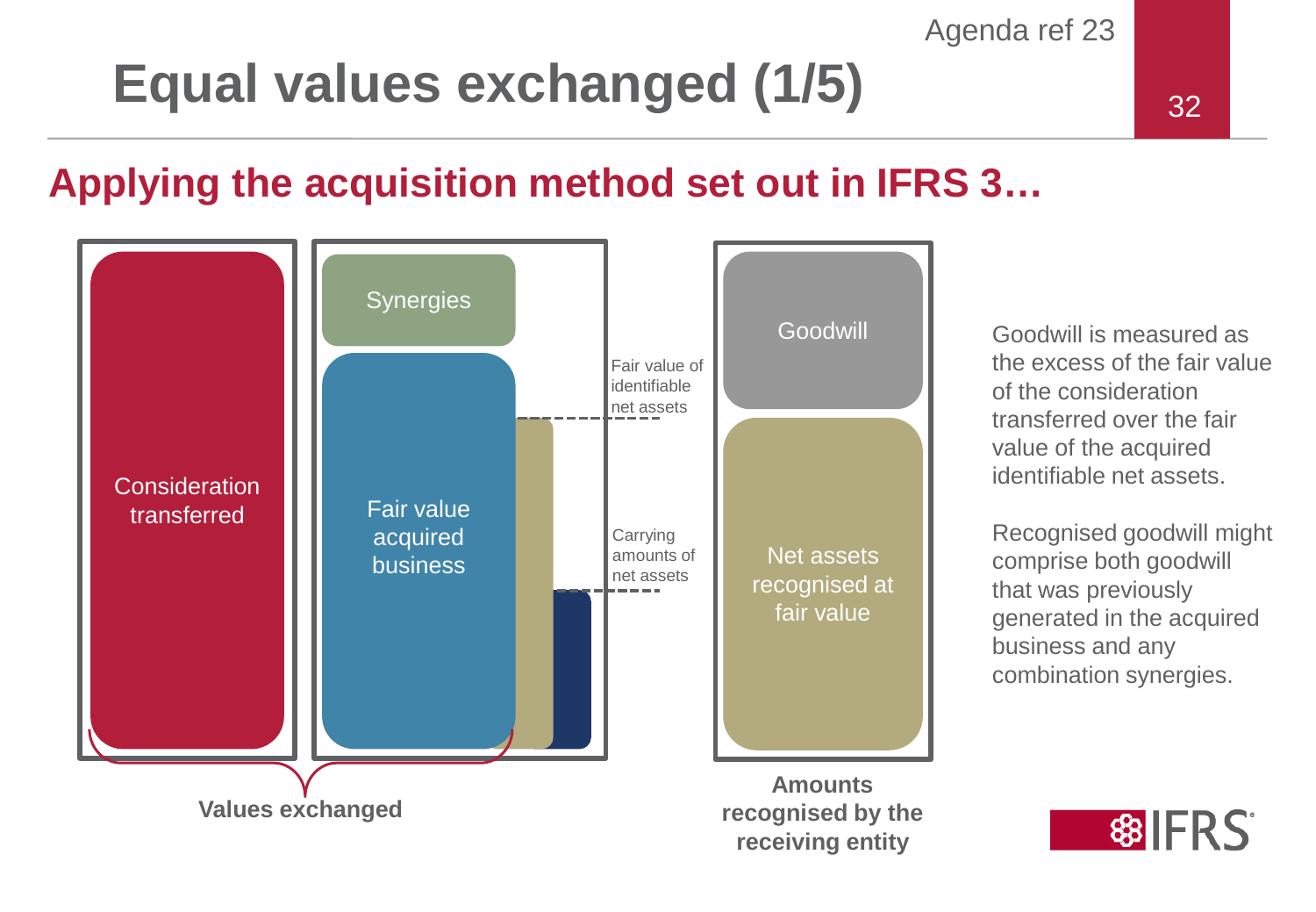# Equal values exchanged (1/5)

## Applying the acquisition method set out in IFRS 3…

Consideration transferred

Synergies

Fair value acquired business

Fair value of identifiable net assets

Carrying amounts of net assets

**Values exchanged**

Goodwill

Net assets recognised at fair value

**Amounts recognised by the receiving entity**

Goodwill is measured as the excess of the fair value of the consideration transferred over the fair value of the acquired identifiable net assets.

Recognised goodwill might comprise both goodwill that was previously generated in the acquired business and any combination synergies.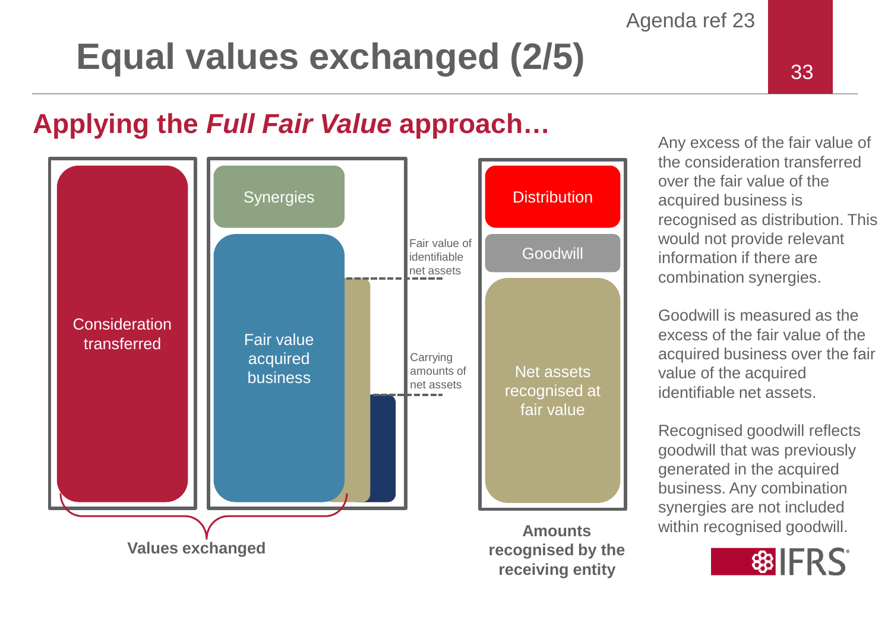# Equal values exchanged (2/5)

## Applying the *Full Fair Value* approach…

Consideration transferred

Synergies

Fair value acquired business

Fair value of identifiable net assets

Carrying amounts of net assets

Values exchanged

Distribution

Goodwill

Net assets recognised at fair value

**Amounts recognised by the receiving entity**

Any excess of the fair value of the consideration transferred over the fair value of the acquired business is recognised as distribution. This would not provide relevant information if there are combination synergies.

Goodwill is measured as the excess of the fair value of the acquired business over the fair value of the acquired identifiable net assets.

Recognised goodwill reflects goodwill that was previously generated in the acquired business. Any combination synergies are not included within recognised goodwill.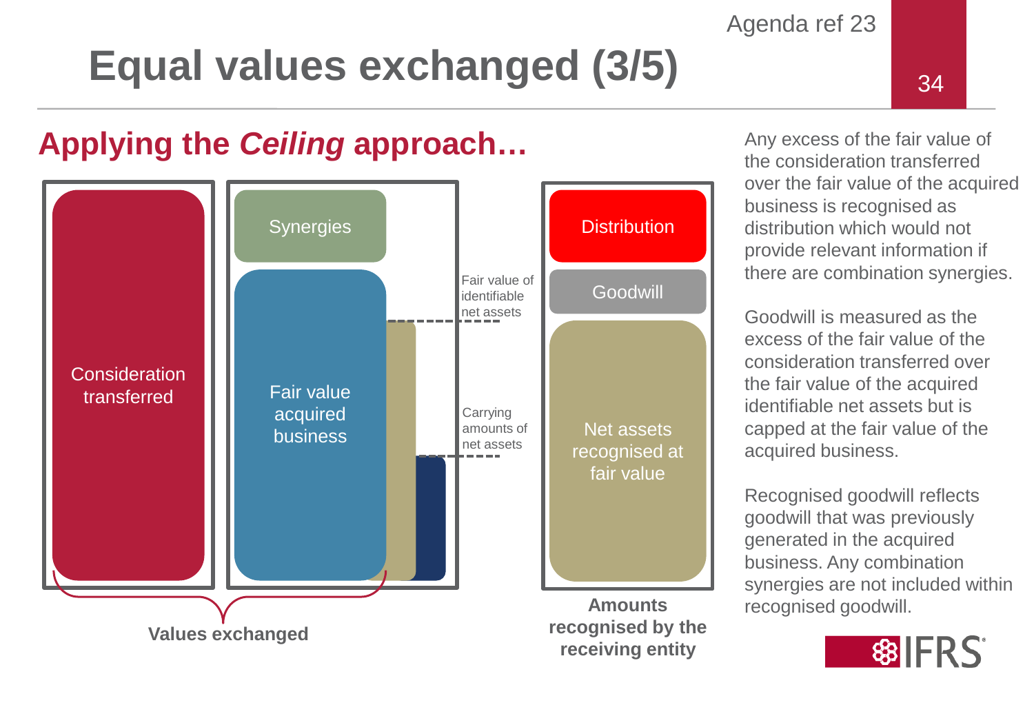# Equal values exchanged (3/5)

## Applying the *Ceiling* approach…

Consideration transferred

Synergies

Fair value acquired business

Fair value of identifiable net assets

Carrying amounts of net assets

Distribution

Goodwill

Net assets recognised at fair value

**Values exchanged**

**Amounts recognised by the receiving entity**

Any excess of the fair value of the consideration transferred over the fair value of the acquired business is recognised as distribution which would not provide relevant information if there are combination synergies.

Goodwill is measured as the excess of the fair value of the consideration transferred over the fair value of the acquired identifiable net assets but is capped at the fair value of the acquired business.

Recognised goodwill reflects goodwill that was previously generated in the acquired business. Any combination synergies are not included within recognised goodwill.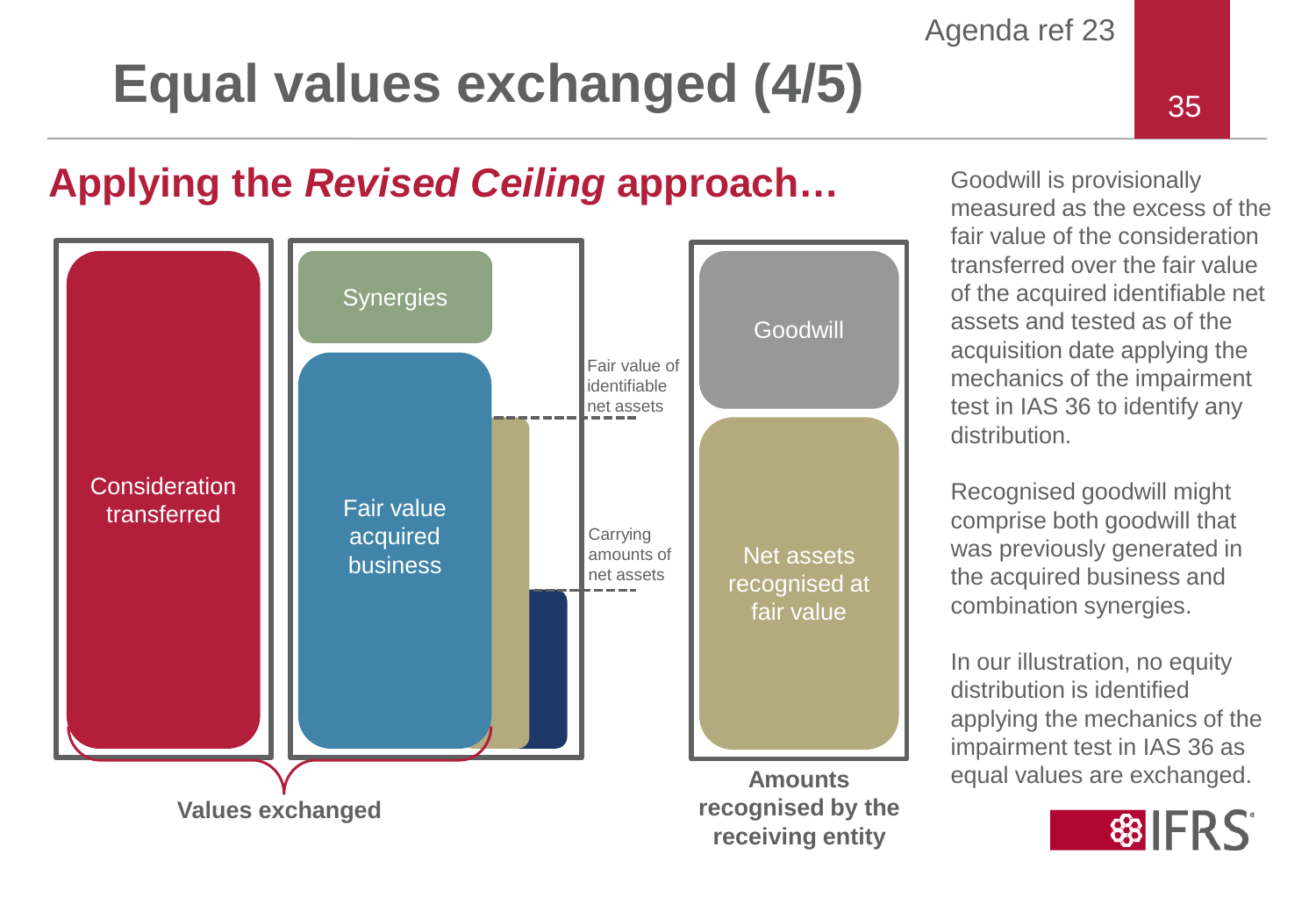# Equal values exchanged (4/5)

## Applying the *Revised Ceiling* approach…

Consideration transferred

Synergies

Fair value acquired business

Fair value of identifiable net assets

Carrying amounts of net assets

Goodwill

Net assets recognised at fair value

**Values exchanged**

**Amounts recognised by the receiving entity**

Goodwill is provisionally measured as the excess of the fair value of the consideration transferred over the fair value of the acquired identifiable net assets and tested as of the acquisition date applying the mechanics of the impairment test in IAS 36 to identify any distribution.

Recognised goodwill might comprise both goodwill that was previously generated in the acquired business and combination synergies.

In our illustration, no equity distribution is identified applying the mechanics of the impairment test in IAS 36 as equal values are exchanged.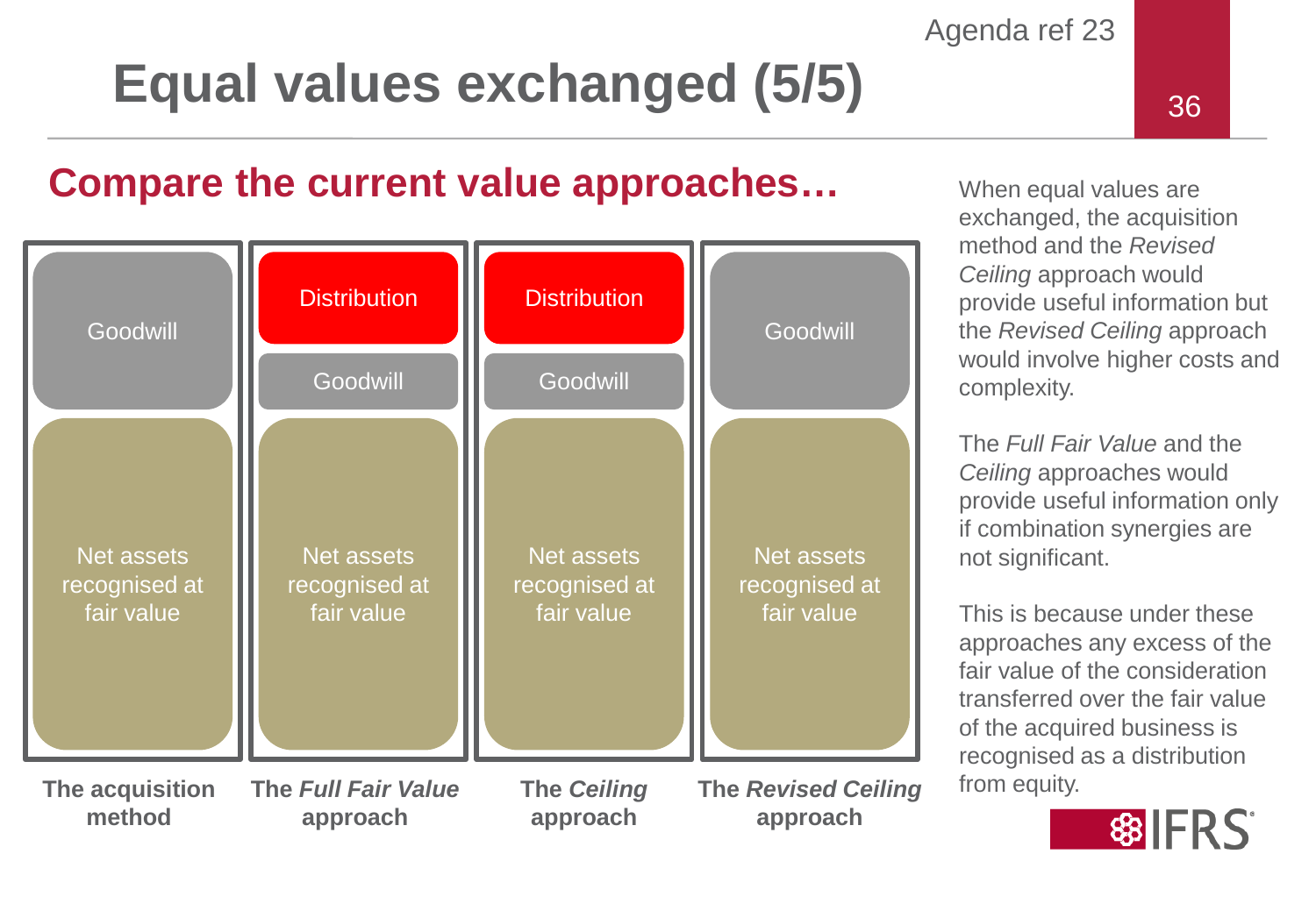# Equal values exchanged (5/5)

## Compare the current value approaches…

| The acquisition method | The *Full Fair Value* approach | The *Ceiling* approach | The *Revised Ceiling* approach |
| --- | --- | --- | --- |
| | Distribution | Distribution | |
| Goodwill | Goodwill | Goodwill | Goodwill |
| Net assets recognised at fair value | Net assets recognised at fair value | Net assets recognised at fair value | Net assets recognised at fair value |

When equal values are exchanged, the acquisition method and the *Revised Ceiling* approach would provide useful information but the *Revised Ceiling* approach would involve higher costs and complexity.

The *Full Fair Value* and the *Ceiling* approaches would provide useful information only if combination synergies are not significant.

This is because under these approaches any excess of the fair value of the consideration transferred over the fair value of the acquired business is recognised as a distribution from equity.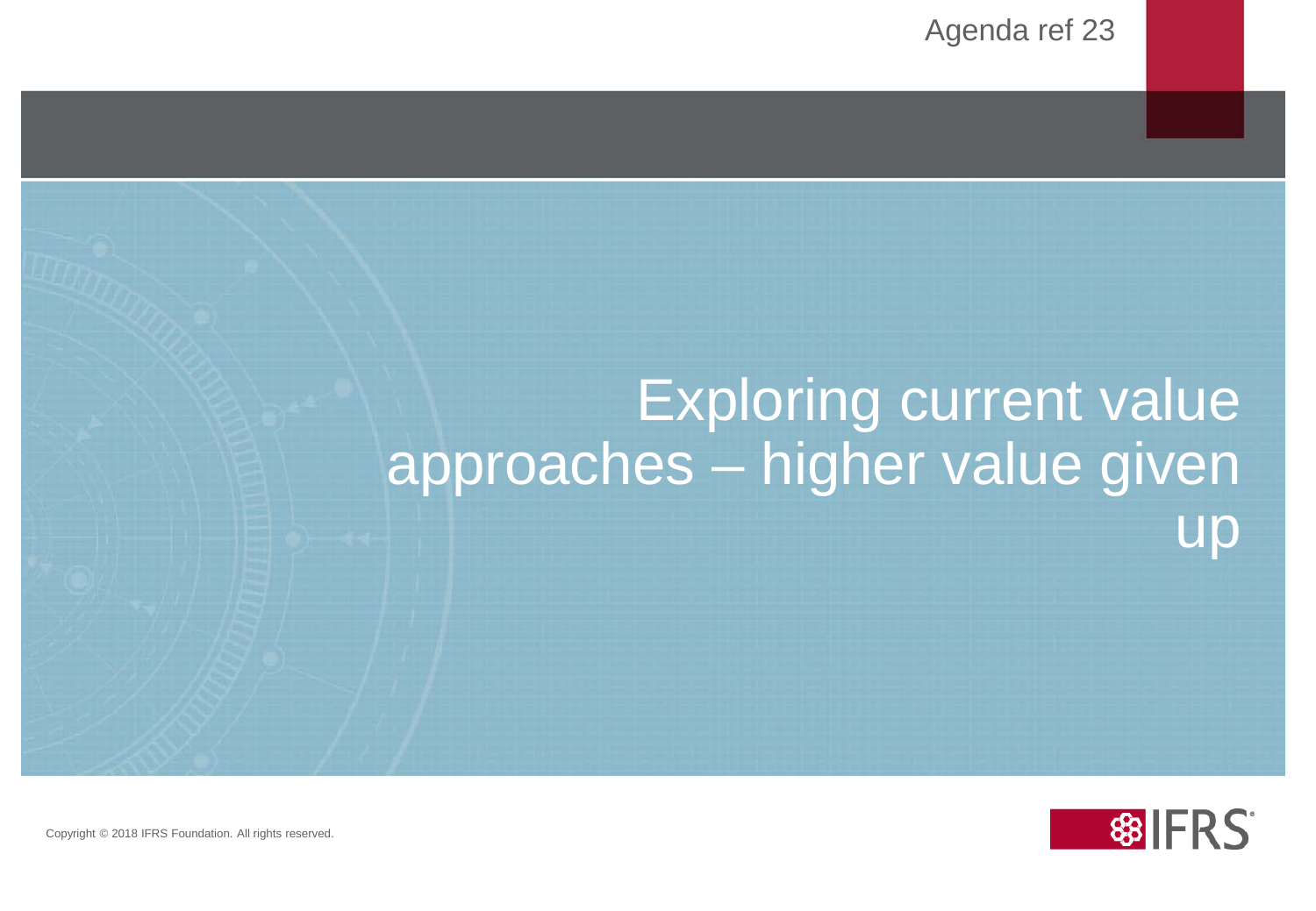# Exploring current value approaches – higher value given up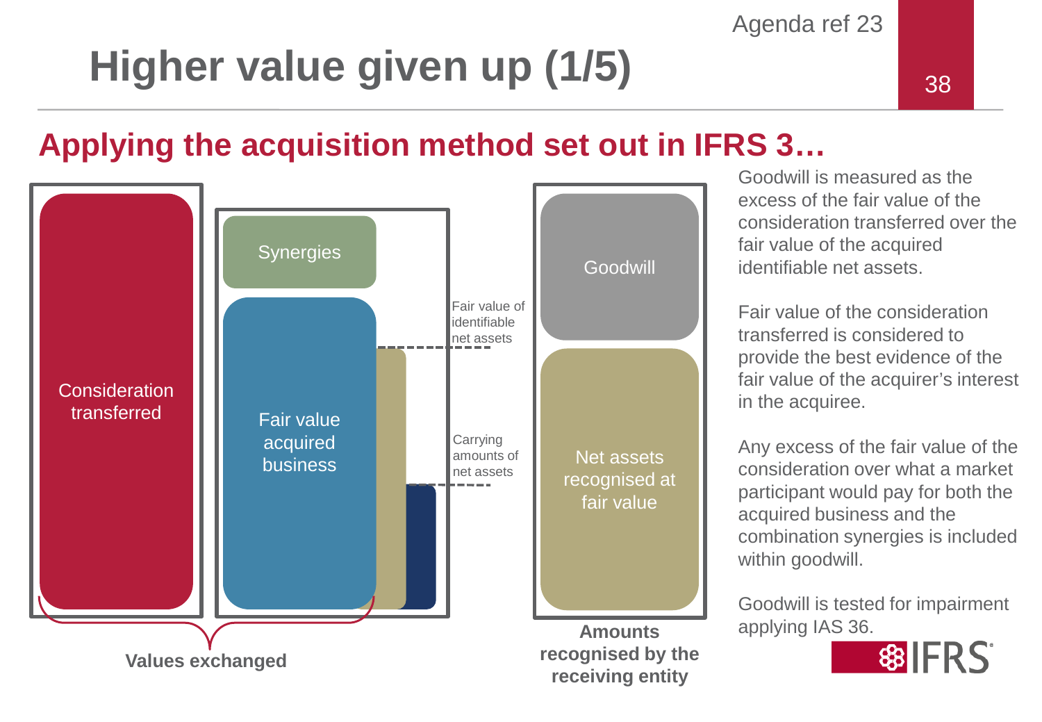# Higher value given up (1/5)

## Applying the acquisition method set out in IFRS 3…

Consideration transferred

Synergies

Fair value acquired business

Fair value of identifiable net assets

Carrying amounts of net assets

Values exchanged

Goodwill

Net assets recognised at fair value

Amounts recognised by the receiving entity

Goodwill is measured as the excess of the fair value of the consideration transferred over the fair value of the acquired identifiable net assets.

Fair value of the consideration transferred is considered to provide the best evidence of the fair value of the acquirer's interest in the acquiree.

Any excess of the fair value of the consideration over what a market participant would pay for both the acquired business and the combination synergies is included within goodwill.

Goodwill is tested for impairment applying IAS 36.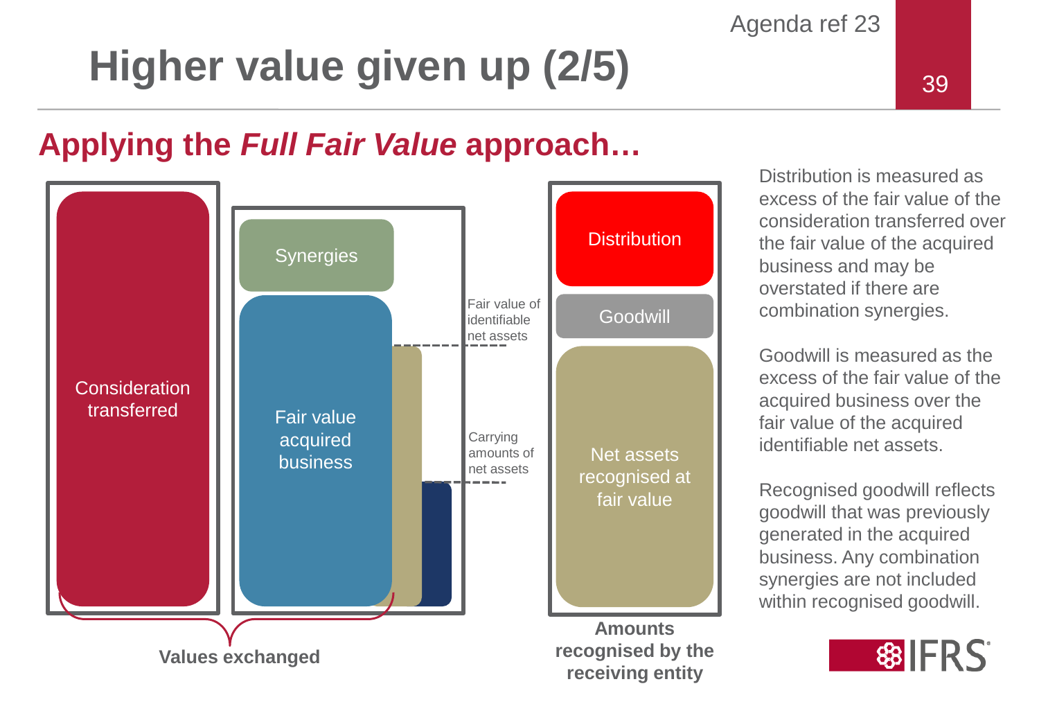# Higher value given up (2/5)

## Applying the *Full Fair Value* approach…

Consideration transferred

Synergies

Fair value acquired business

Fair value of identifiable net assets

Carrying amounts of net assets

**Values exchanged**

Distribution

Goodwill

Net assets recognised at fair value

**Amounts recognised by the receiving entity**

Distribution is measured as excess of the fair value of the consideration transferred over the fair value of the acquired business and may be overstated if there are combination synergies.

Goodwill is measured as the excess of the fair value of the acquired business over the fair value of the acquired identifiable net assets.

Recognised goodwill reflects goodwill that was previously generated in the acquired business. Any combination synergies are not included within recognised goodwill.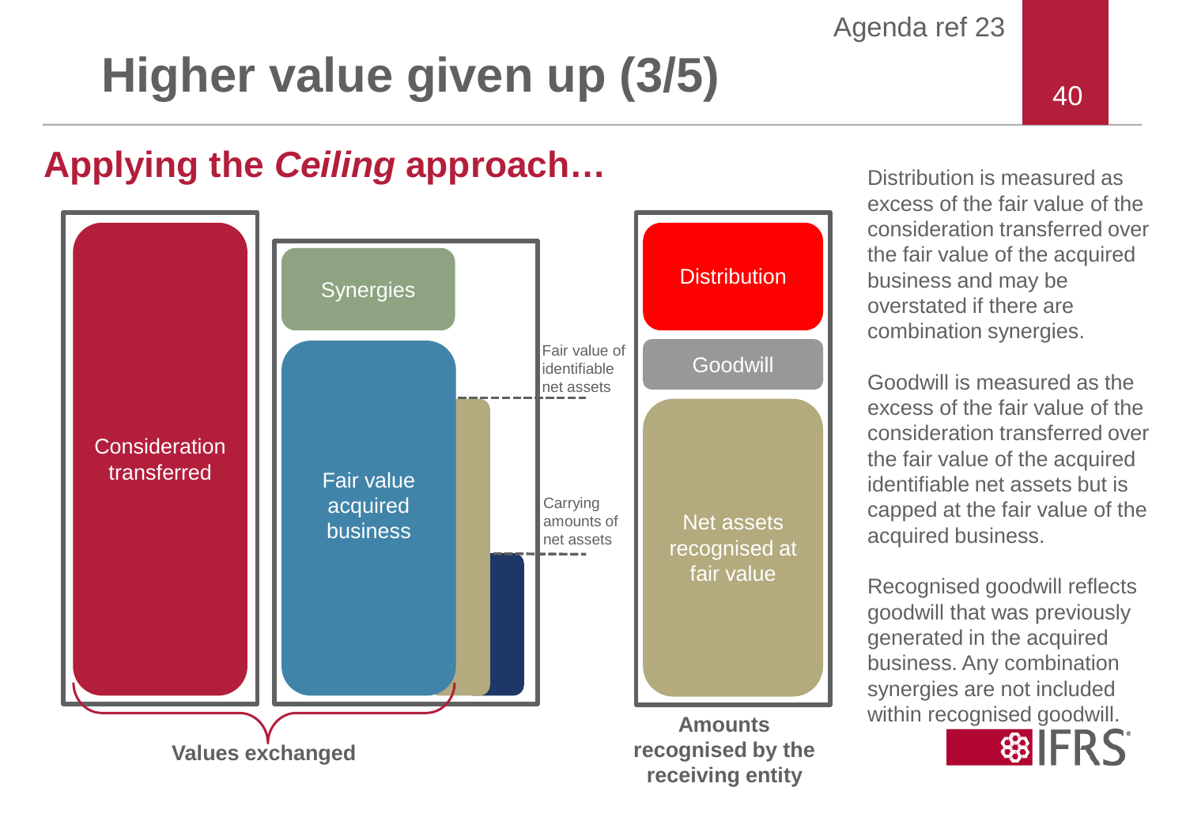# Higher value given up (3/5)

## Applying the *Ceiling* approach…

Consideration transferred

Synergies

Fair value acquired business

Fair value of identifiable net assets

Carrying amounts of net assets

Values exchanged

Distribution

Goodwill

Net assets recognised at fair value

**Amounts recognised by the receiving entity**

Distribution is measured as excess of the fair value of the consideration transferred over the fair value of the acquired business and may be overstated if there are combination synergies.

Goodwill is measured as the excess of the fair value of the consideration transferred over the fair value of the acquired identifiable net assets but is capped at the fair value of the acquired business.

Recognised goodwill reflects goodwill that was previously generated in the acquired business. Any combination synergies are not included within recognised goodwill.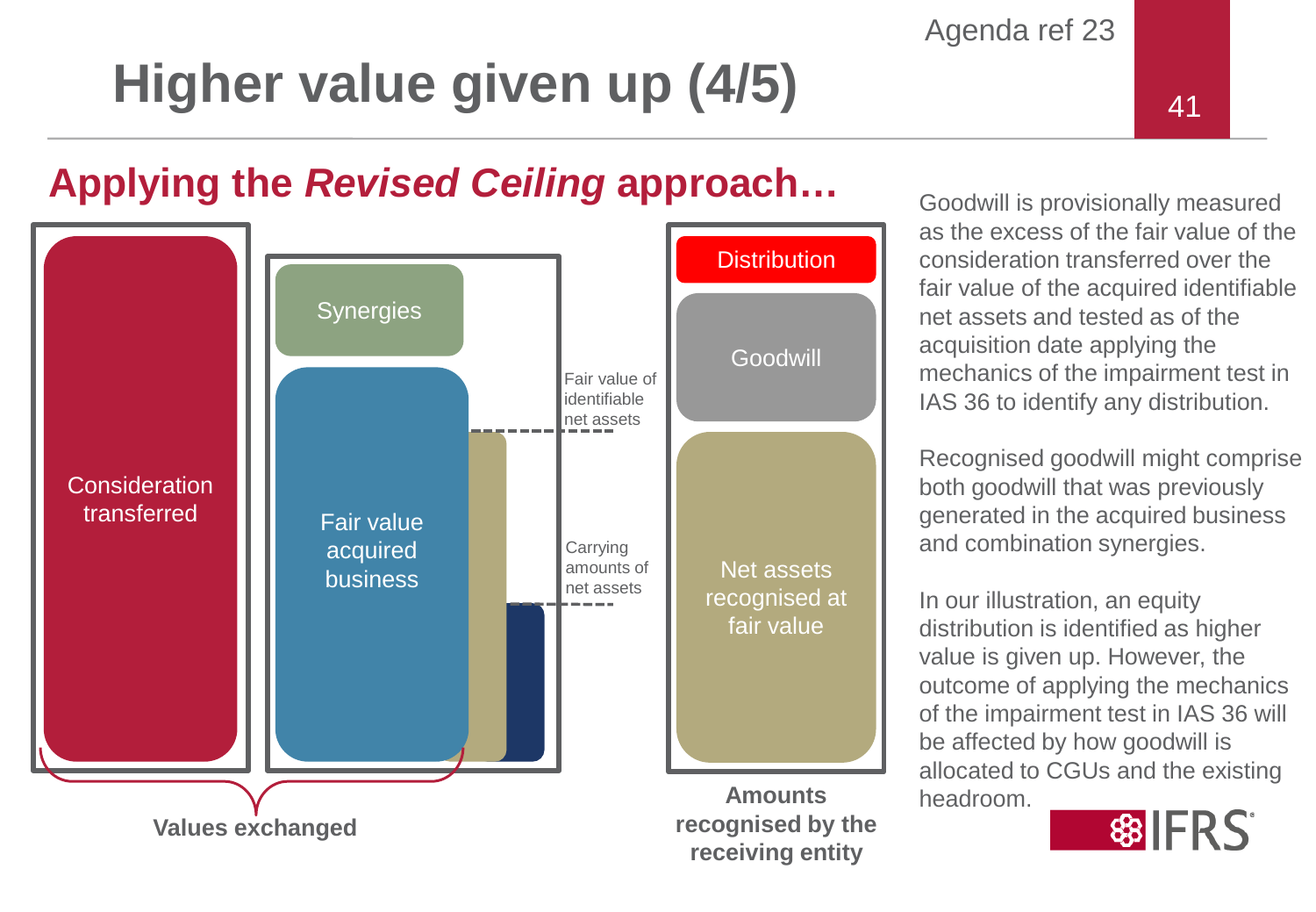# Higher value given up (4/5)

## Applying the *Revised Ceiling* approach…

Consideration transferred

Synergies

Fair value acquired business

Fair value of identifiable net assets

Carrying amounts of net assets

Values exchanged

Distribution

Goodwill

Net assets recognised at fair value

**Amounts recognised by the receiving entity**

Goodwill is provisionally measured as the excess of the fair value of the consideration transferred over the fair value of the acquired identifiable net assets and tested as of the acquisition date applying the mechanics of the impairment test in IAS 36 to identify any distribution.

Recognised goodwill might comprise both goodwill that was previously generated in the acquired business and combination synergies.

In our illustration, an equity distribution is identified as higher value is given up. However, the outcome of applying the mechanics of the impairment test in IAS 36 will be affected by how goodwill is allocated to CGUs and the existing headroom.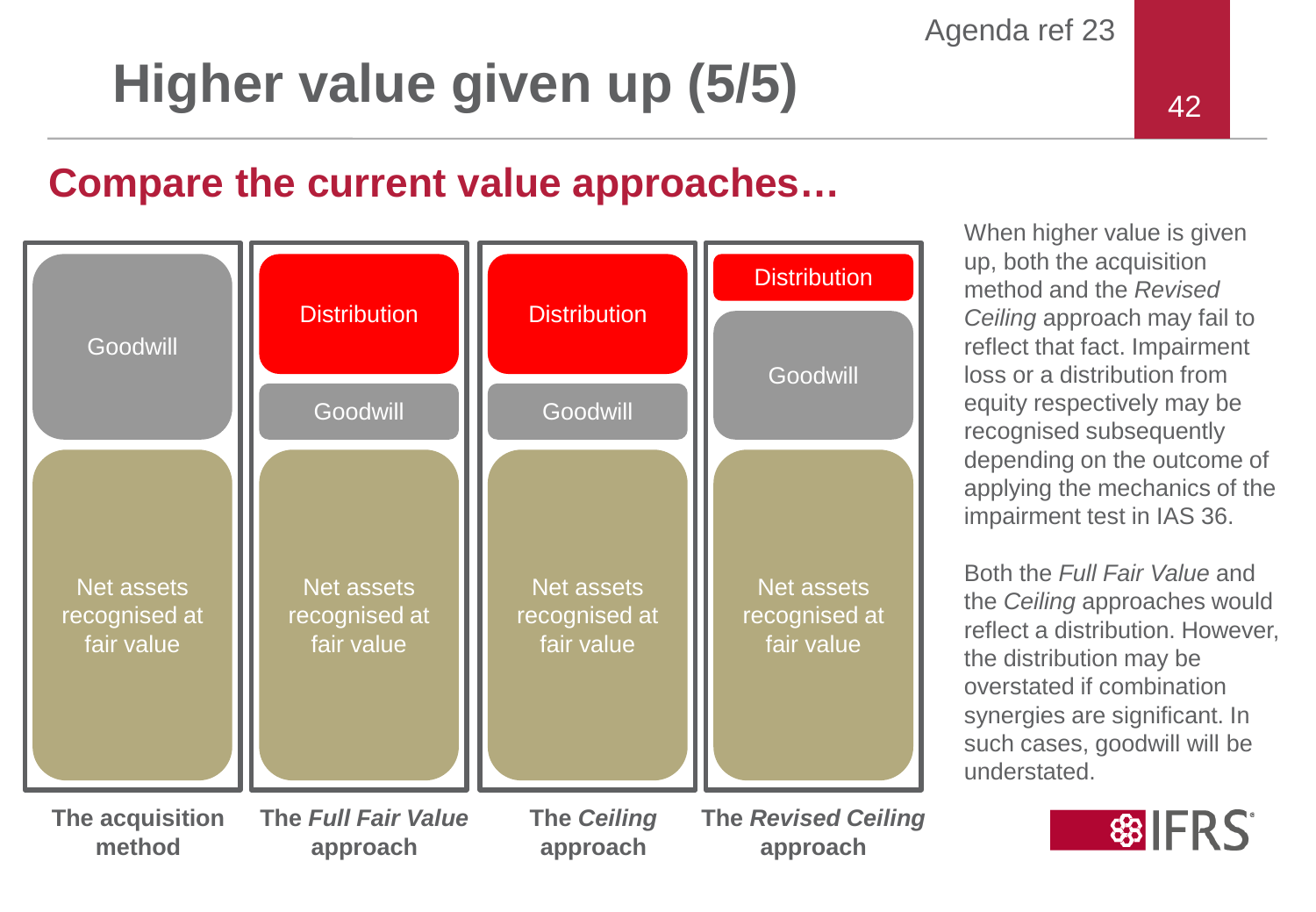# Higher value given up (5/5)

## Compare the current value approaches…

| **The acquisition method** | **The *Full Fair Value* approach** | **The *Ceiling* approach** | **The *Revised Ceiling* approach** |
|---|---|---|---|
| | Distribution | Distribution | Distribution |
| Goodwill | Goodwill | Goodwill | Goodwill |
| Net assets recognised at fair value | Net assets recognised at fair value | Net assets recognised at fair value | Net assets recognised at fair value |

When higher value is given up, both the acquisition method and the *Revised Ceiling* approach may fail to reflect that fact. Impairment loss or a distribution from equity respectively may be recognised subsequently depending on the outcome of applying the mechanics of the impairment test in IAS 36.

Both the *Full Fair Value* and the *Ceiling* approaches would reflect a distribution. However, the distribution may be overstated if combination synergies are significant. In such cases, goodwill will be understated.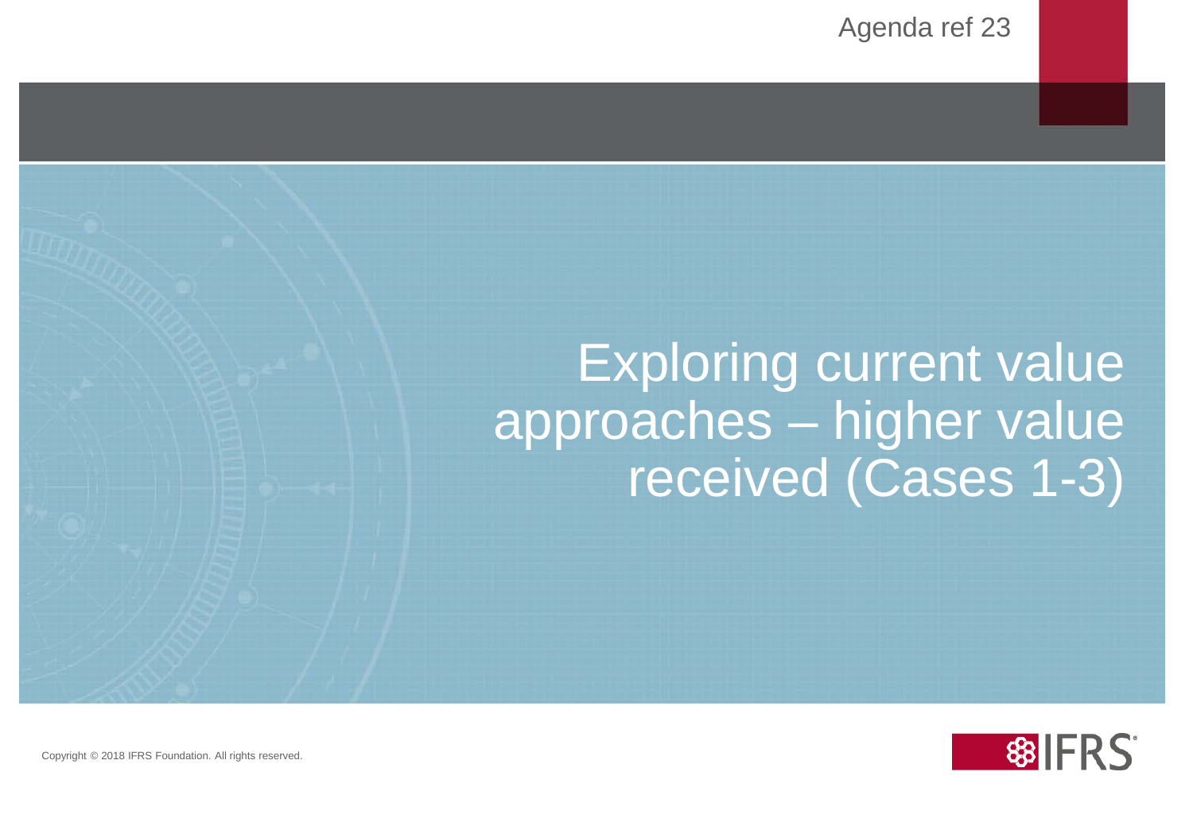Agenda ref 23

# Exploring current value approaches – higher value received (Cases 1-3)

Copyright © 2018 IFRS Foundation. All rights reserved.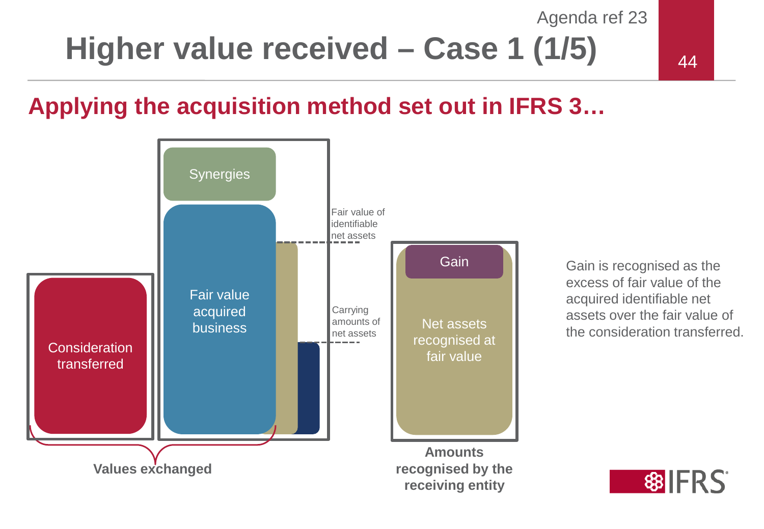# Higher value received – Case 1 (1/5)

## Applying the acquisition method set out in IFRS 3…

Synergies

Fair value acquired business

Fair value of identifiable net assets

Carrying amounts of net assets

Consideration transferred

**Values exchanged**

Gain

Net assets recognised at fair value

**Amounts recognised by the receiving entity**

Gain is recognised as the excess of fair value of the acquired identifiable net assets over the fair value of the consideration transferred.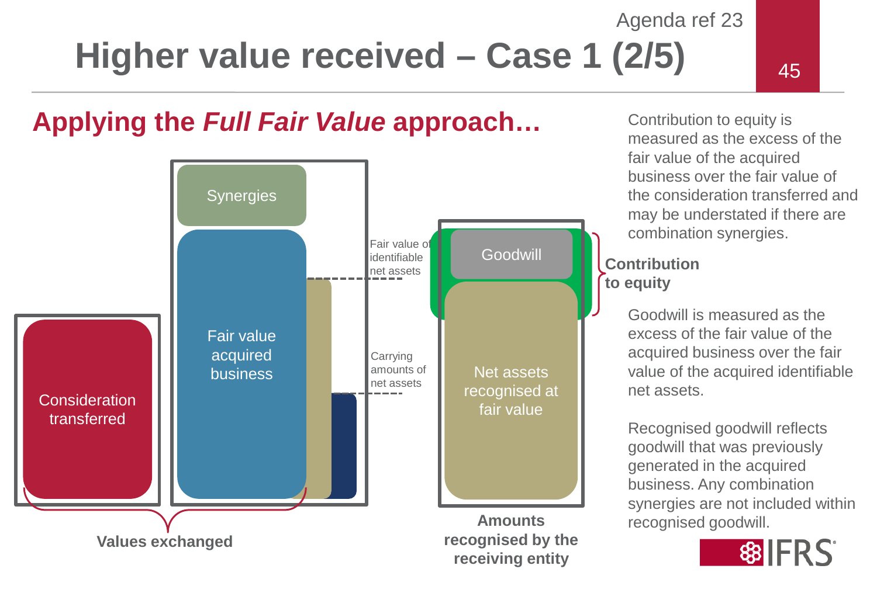# Higher value received – Case 1 (2/5)

## Applying the *Full Fair Value* approach…

Synergies

Fair value acquired business

Fair value of identifiable net assets

Carrying amounts of net assets

Consideration transferred

**Values exchanged**

Goodwill

Net assets recognised at fair value

**Contribution to equity**

**Amounts recognised by the receiving entity**

Contribution to equity is measured as the excess of the fair value of the acquired business over the fair value of the consideration transferred and may be understated if there are combination synergies.

Goodwill is measured as the excess of the fair value of the acquired business over the fair value of the acquired identifiable net assets.

Recognised goodwill reflects goodwill that was previously generated in the acquired business. Any combination synergies are not included within recognised goodwill.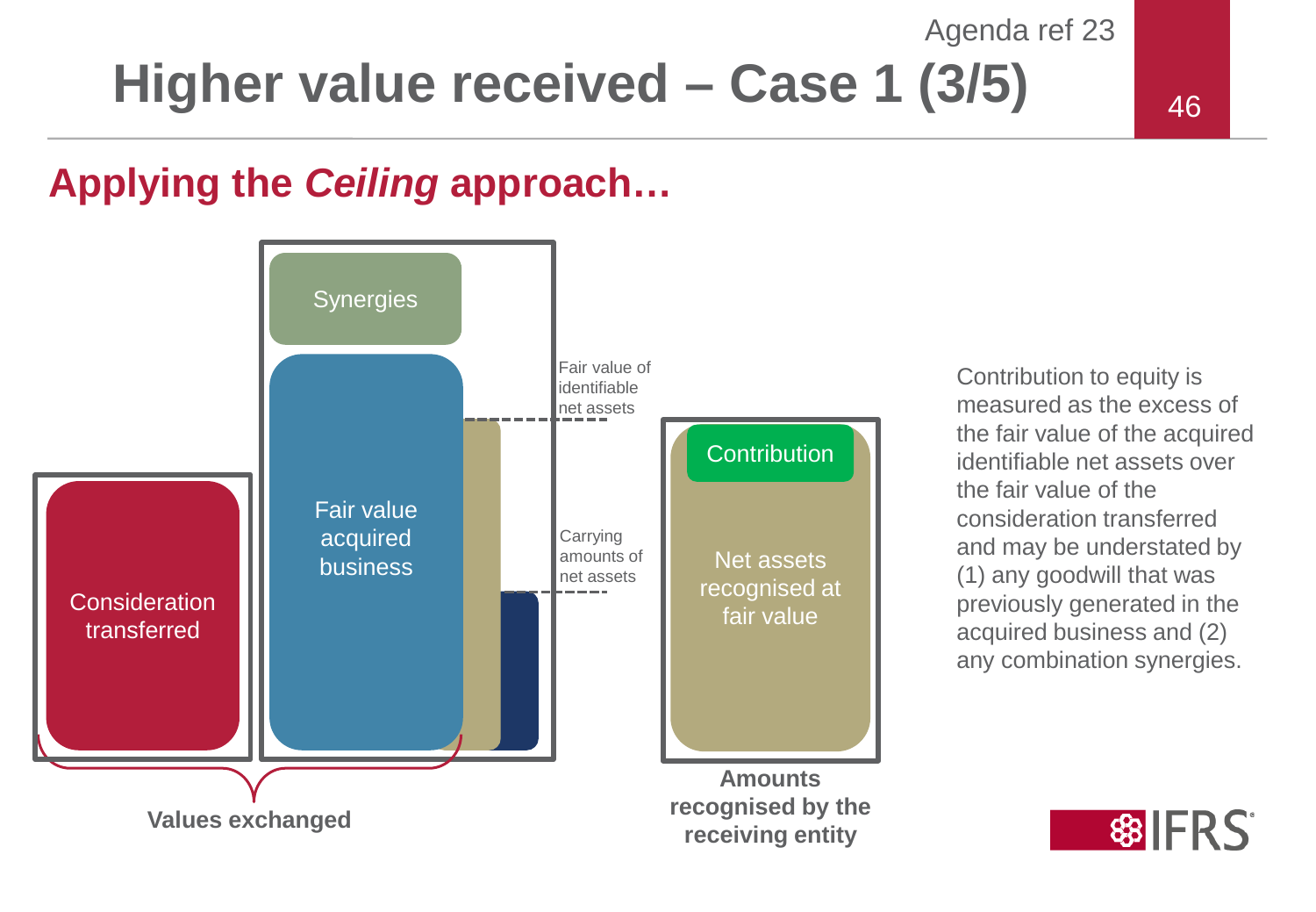# Higher value received – Case 1 (3/5)

## Applying the *Ceiling* approach…

Synergies

Fair value acquired business

Fair value of identifiable net assets

Carrying amounts of net assets

Consideration transferred

**Values exchanged**

Contribution

Net assets recognised at fair value

**Amounts recognised by the receiving entity**

Contribution to equity is measured as the excess of the fair value of the acquired identifiable net assets over the fair value of the consideration transferred and may be understated by (1) any goodwill that was previously generated in the acquired business and (2) any combination synergies.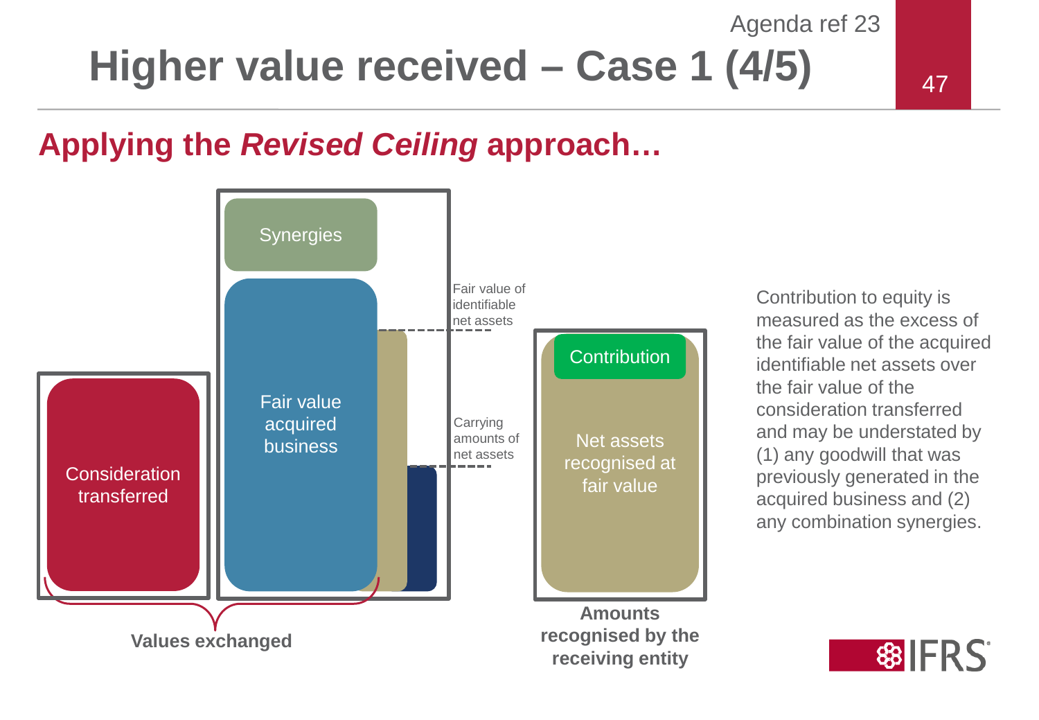# Higher value received – Case 1 (4/5)

## Applying the *Revised Ceiling* approach…

Synergies

Fair value acquired business

Fair value of identifiable net assets

Carrying amounts of net assets

Consideration transferred

**Values exchanged**

Contribution

Net assets recognised at fair value

**Amounts recognised by the receiving entity**

Contribution to equity is measured as the excess of the fair value of the acquired identifiable net assets over the fair value of the consideration transferred and may be understated by (1) any goodwill that was previously generated in the acquired business and (2) any combination synergies.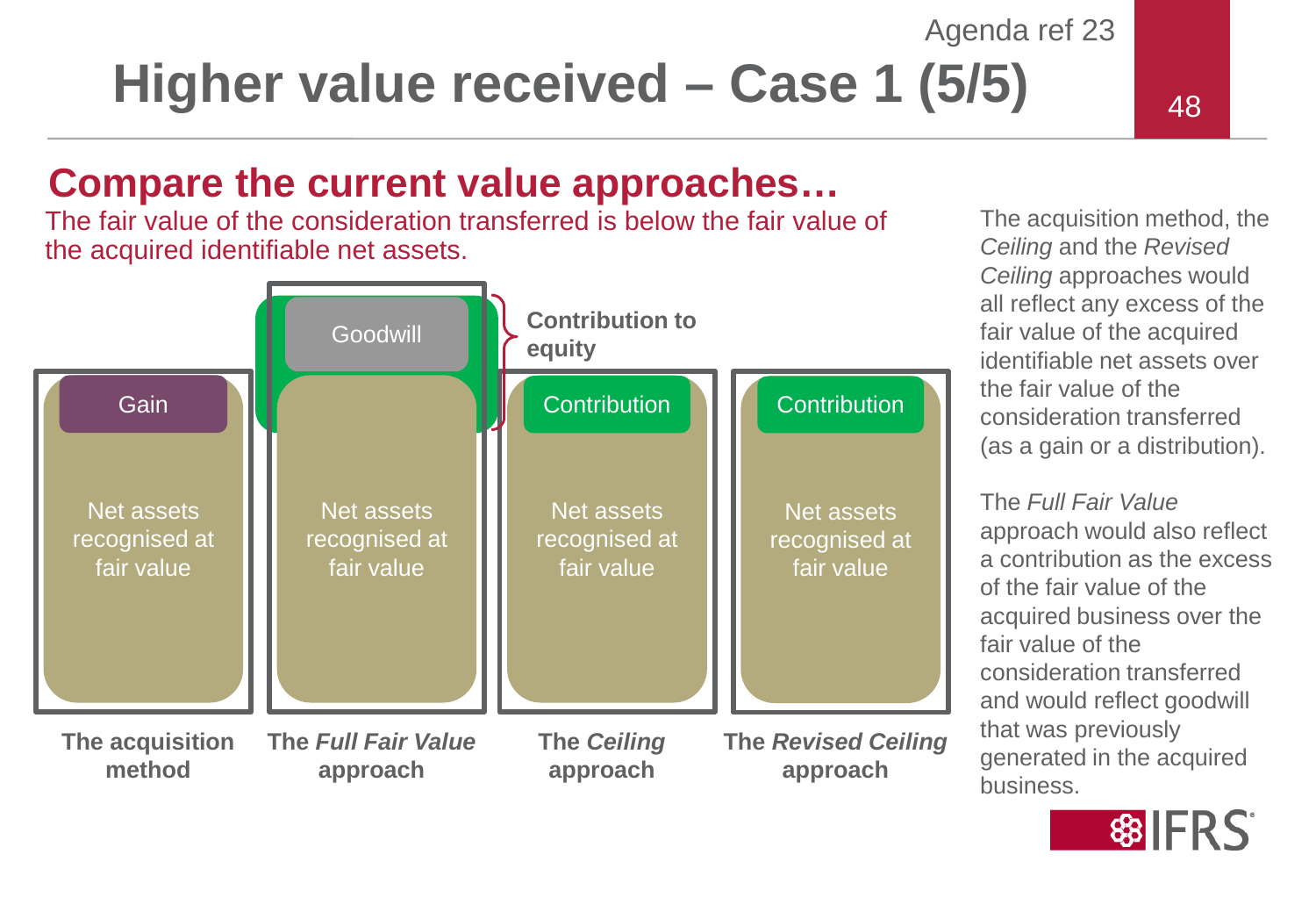# Higher value received – Case 1 (5/5)

## Compare the current value approaches…

The fair value of the consideration transferred is below the fair value of the acquired identifiable net assets.

| The acquisition method | The *Full Fair Value* approach | The *Ceiling* approach | The *Revised Ceiling* approach |
|---|---|---|---|
| | Goodwill (Contribution to equity) | | |
| Gain | Contribution to equity | Contribution | Contribution |
| Net assets recognised at fair value | Net assets recognised at fair value | Net assets recognised at fair value | Net assets recognised at fair value |

The acquisition method, the *Ceiling* and the *Revised Ceiling* approaches would all reflect any excess of the fair value of the acquired identifiable net assets over the fair value of the consideration transferred (as a gain or a distribution).

The *Full Fair Value* approach would also reflect a contribution as the excess of the fair value of the acquired business over the fair value of the consideration transferred and would reflect goodwill that was previously generated in the acquired business.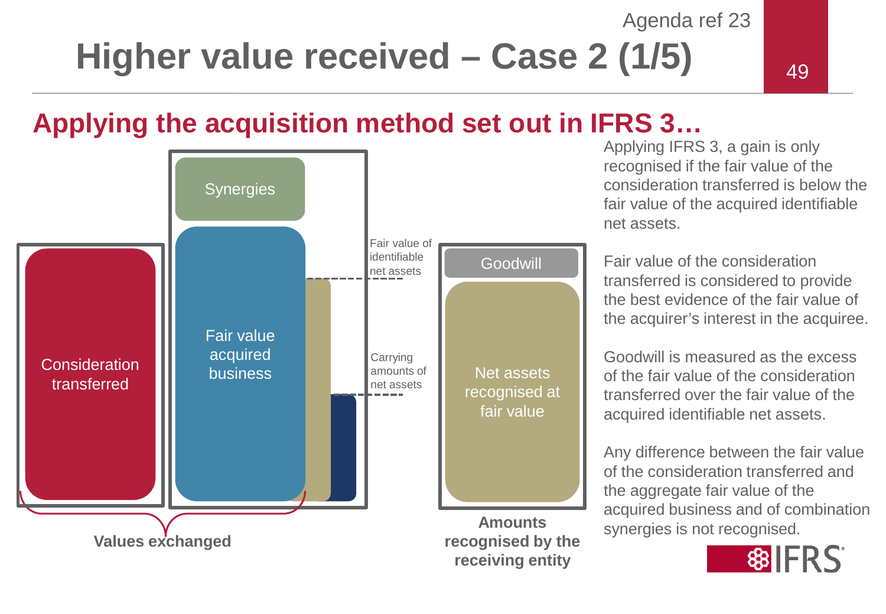# Higher value received – Case 2 (1/5)

## Applying the acquisition method set out in IFRS 3…

Consideration transferred

Synergies

Fair value acquired business

Fair value of identifiable net assets

Carrying amounts of net assets

Values exchanged

Goodwill

Net assets recognised at fair value

**Amounts recognised by the receiving entity**

Applying IFRS 3, a gain is only recognised if the fair value of the consideration transferred is below the fair value of the acquired identifiable net assets.

Fair value of the consideration transferred is considered to provide the best evidence of the fair value of the acquirer's interest in the acquiree.

Goodwill is measured as the excess of the fair value of the consideration transferred over the fair value of the acquired identifiable net assets.

Any difference between the fair value of the consideration transferred and the aggregate fair value of the acquired business and of combination synergies is not recognised.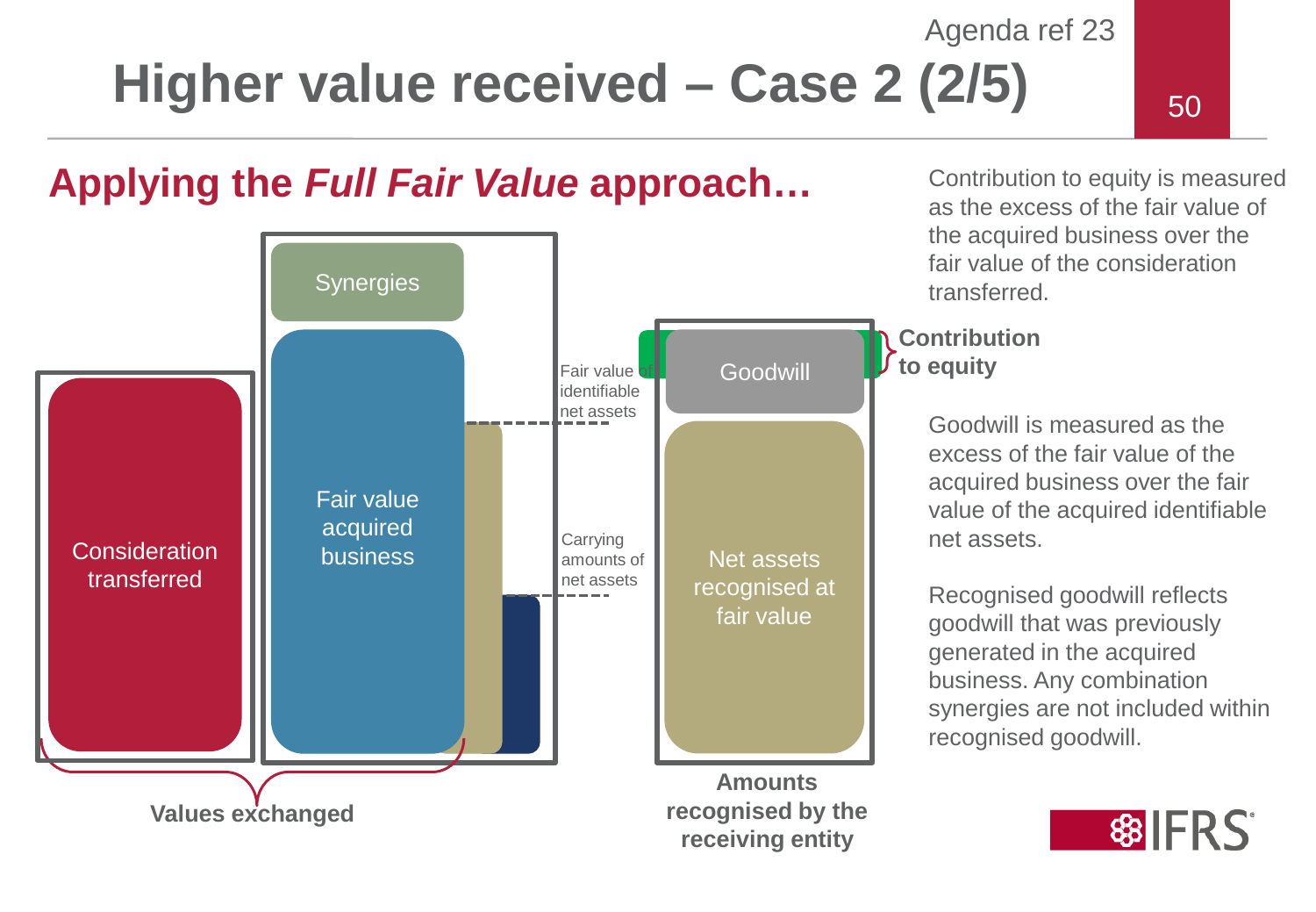# Higher value received – Case 2 (2/5)

## Applying the *Full Fair Value* approach…

Consideration transferred

Synergies

Fair value acquired business

Fair value of identifiable net assets

Carrying amounts of net assets

Values exchanged

Goodwill

Net assets recognised at fair value

Amounts recognised by the receiving entity

**Contribution to equity**

Contribution to equity is measured as the excess of the fair value of the acquired business over the fair value of the consideration transferred.

Goodwill is measured as the excess of the fair value of the acquired business over the fair value of the acquired identifiable net assets.

Recognised goodwill reflects goodwill that was previously generated in the acquired business. Any combination synergies are not included within recognised goodwill.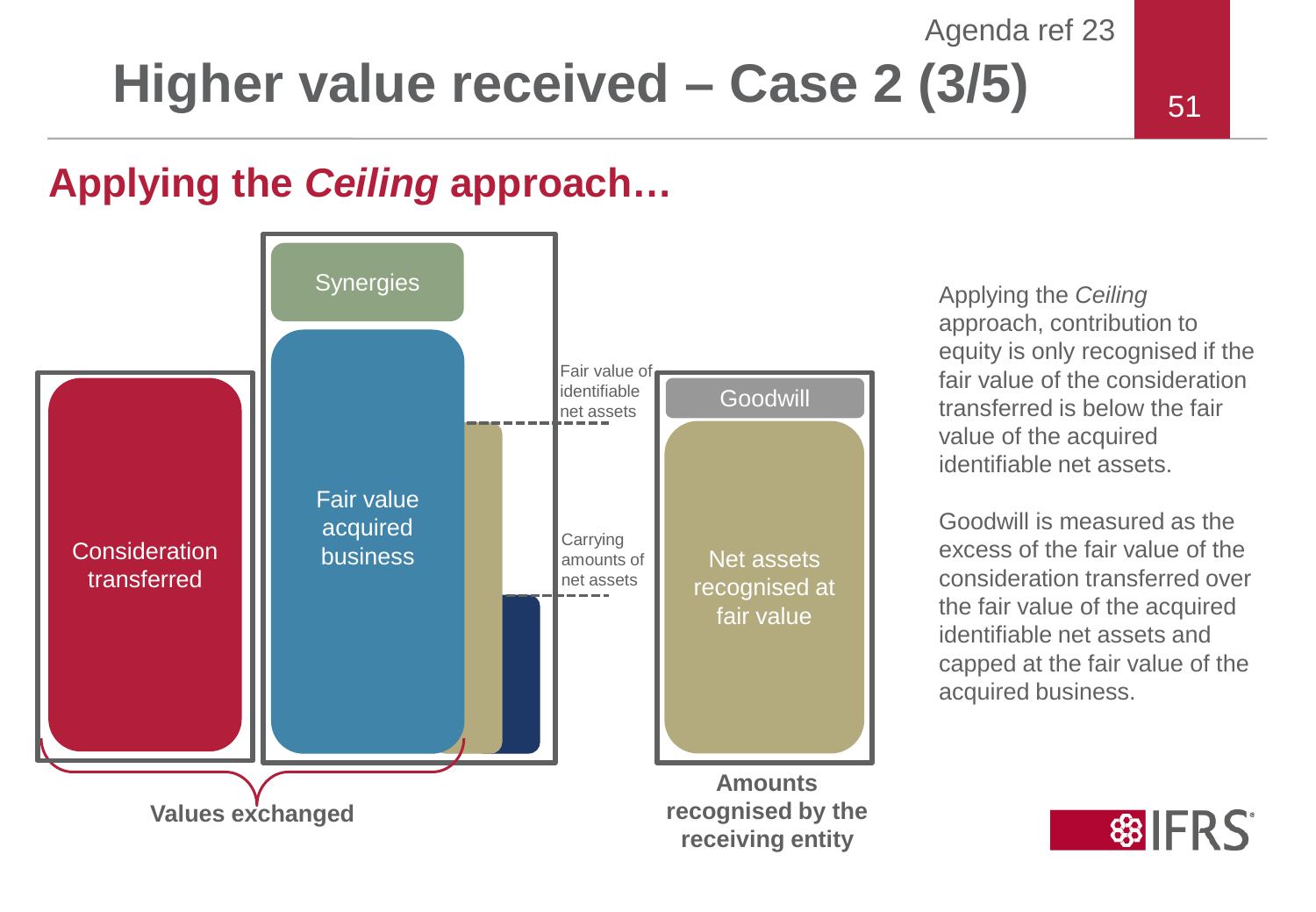# Higher value received – Case 2 (3/5)

## Applying the *Ceiling* approach…

Synergies

Consideration transferred

Fair value acquired business

Fair value of identifiable net assets

Carrying amounts of net assets

Goodwill

Net assets recognised at fair value

**Values exchanged**

**Amounts recognised by the receiving entity**

Applying the *Ceiling* approach, contribution to equity is only recognised if the fair value of the consideration transferred is below the fair value of the acquired identifiable net assets.

Goodwill is measured as the excess of the fair value of the consideration transferred over the fair value of the acquired identifiable net assets and capped at the fair value of the acquired business.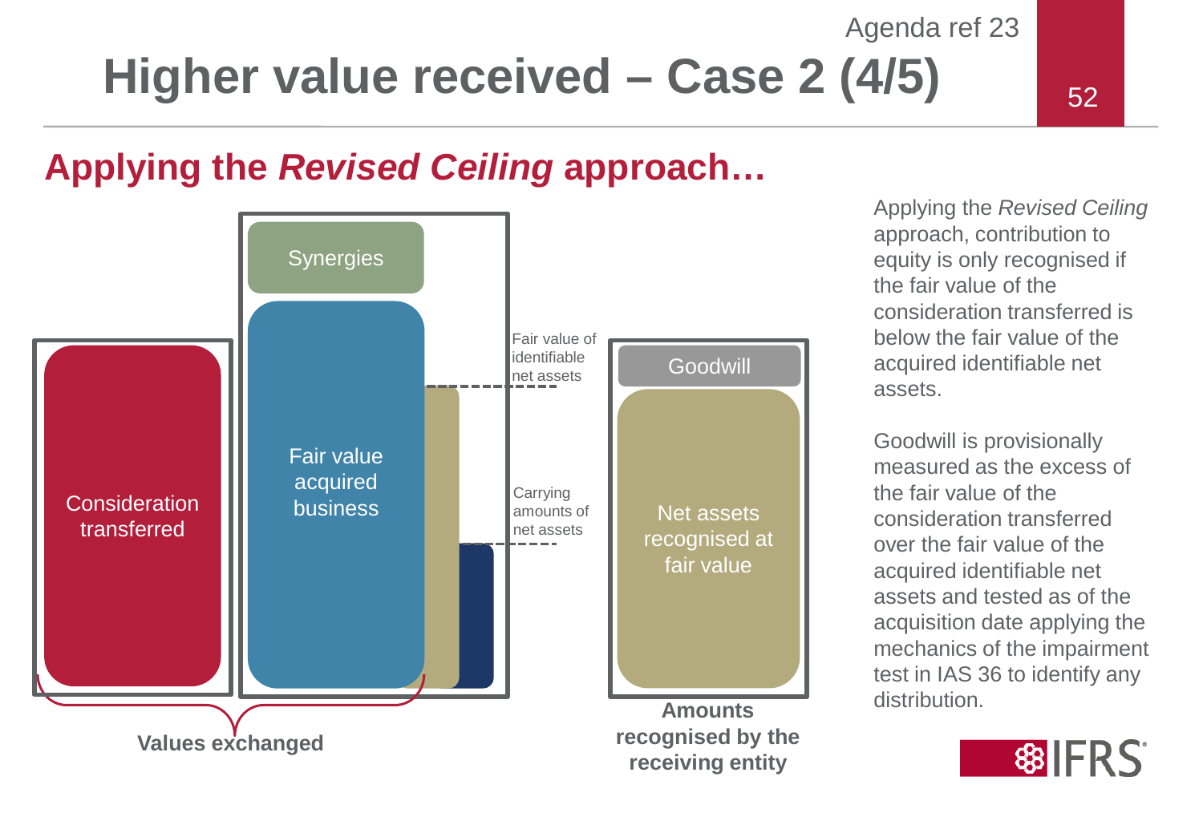# Higher value received – Case 2 (4/5)

## Applying the *Revised Ceiling* approach…

Synergies

Consideration transferred

Fair value acquired business

Fair value of identifiable net assets

Carrying amounts of net assets

Goodwill

Net assets recognised at fair value

**Values exchanged**

**Amounts recognised by the receiving entity**

Applying the *Revised Ceiling* approach, contribution to equity is only recognised if the fair value of the consideration transferred is below the fair value of the acquired identifiable net assets.

Goodwill is provisionally measured as the excess of the fair value of the consideration transferred over the fair value of the acquired identifiable net assets and tested as of the acquisition date applying the mechanics of the impairment test in IAS 36 to identify any distribution.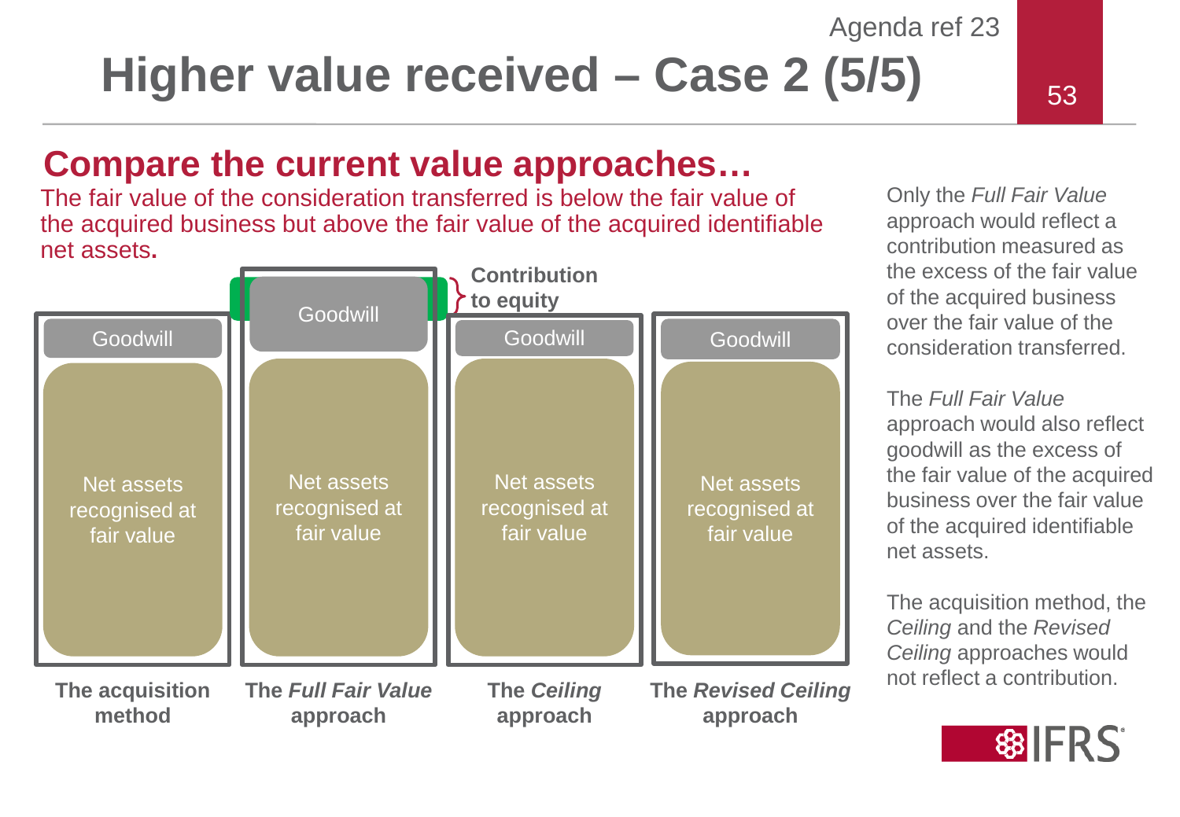# Higher value received – Case 2 (5/5)

## Compare the current value approaches…

The fair value of the consideration transferred is below the fair value of the acquired business but above the fair value of the acquired identifiable net assets.

| The acquisition method | The *Full Fair Value* approach | The *Ceiling* approach | The *Revised Ceiling* approach |
|---|---|---|---|
| Goodwill | Goodwill (including Contribution to equity) | Goodwill | Goodwill |
| Net assets recognised at fair value | Net assets recognised at fair value | Net assets recognised at fair value | Net assets recognised at fair value |

Only the *Full Fair Value* approach would reflect a contribution measured as the excess of the fair value of the acquired business over the fair value of the consideration transferred.

The *Full Fair Value* approach would also reflect goodwill as the excess of the fair value of the acquired business over the fair value of the acquired identifiable net assets.

The acquisition method, the *Ceiling* and the *Revised Ceiling* approaches would not reflect a contribution.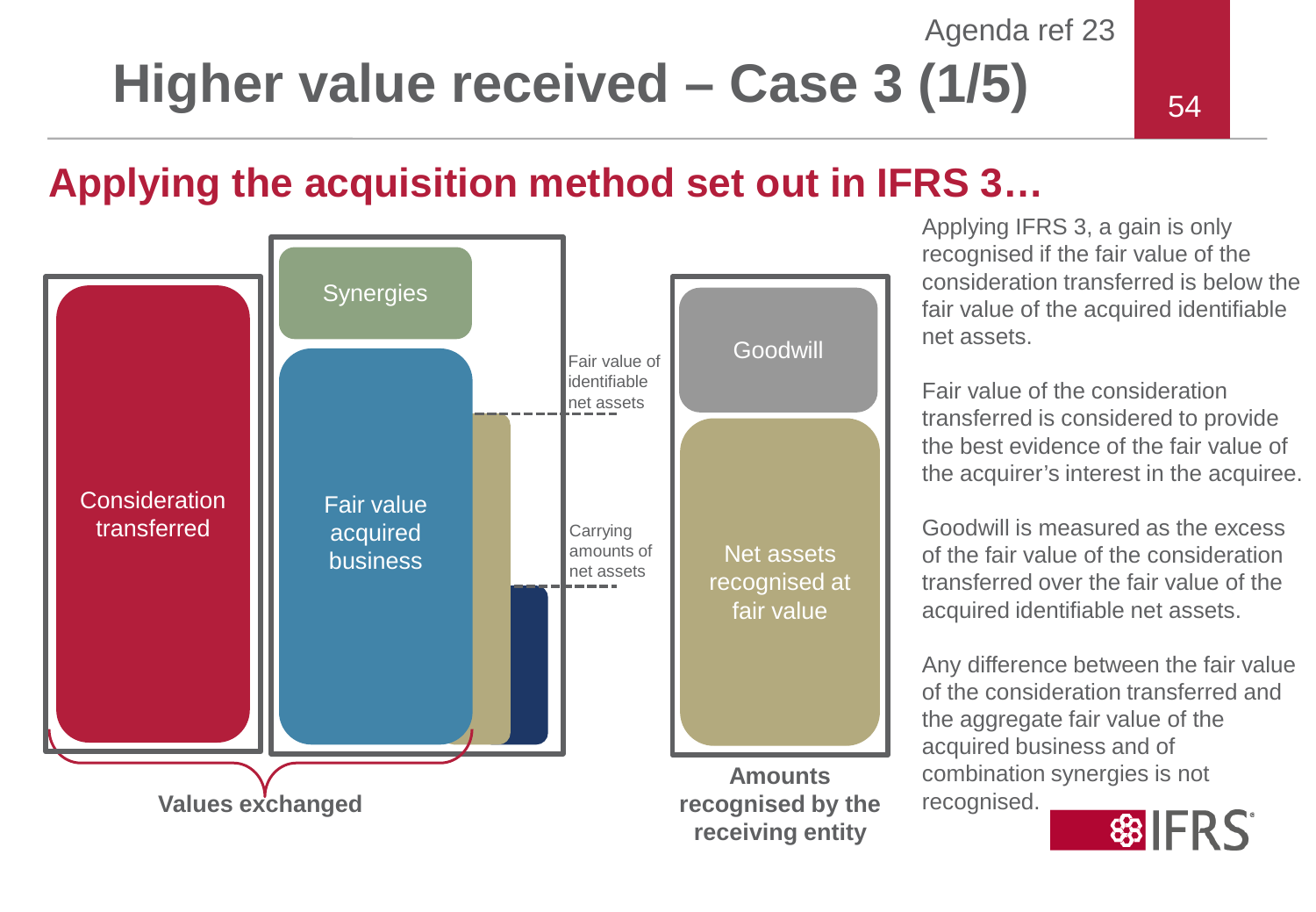# Higher value received – Case 3 (1/5)

## Applying the acquisition method set out in IFRS 3…

Consideration transferred

Synergies

Fair value acquired business

Fair value of identifiable net assets

Carrying amounts of net assets

**Values exchanged**

Goodwill

Net assets recognised at fair value

**Amounts recognised by the receiving entity**

Applying IFRS 3, a gain is only recognised if the fair value of the consideration transferred is below the fair value of the acquired identifiable net assets.

Fair value of the consideration transferred is considered to provide the best evidence of the fair value of the acquirer's interest in the acquiree.

Goodwill is measured as the excess of the fair value of the consideration transferred over the fair value of the acquired identifiable net assets.

Any difference between the fair value of the consideration transferred and the aggregate fair value of the acquired business and of combination synergies is not recognised.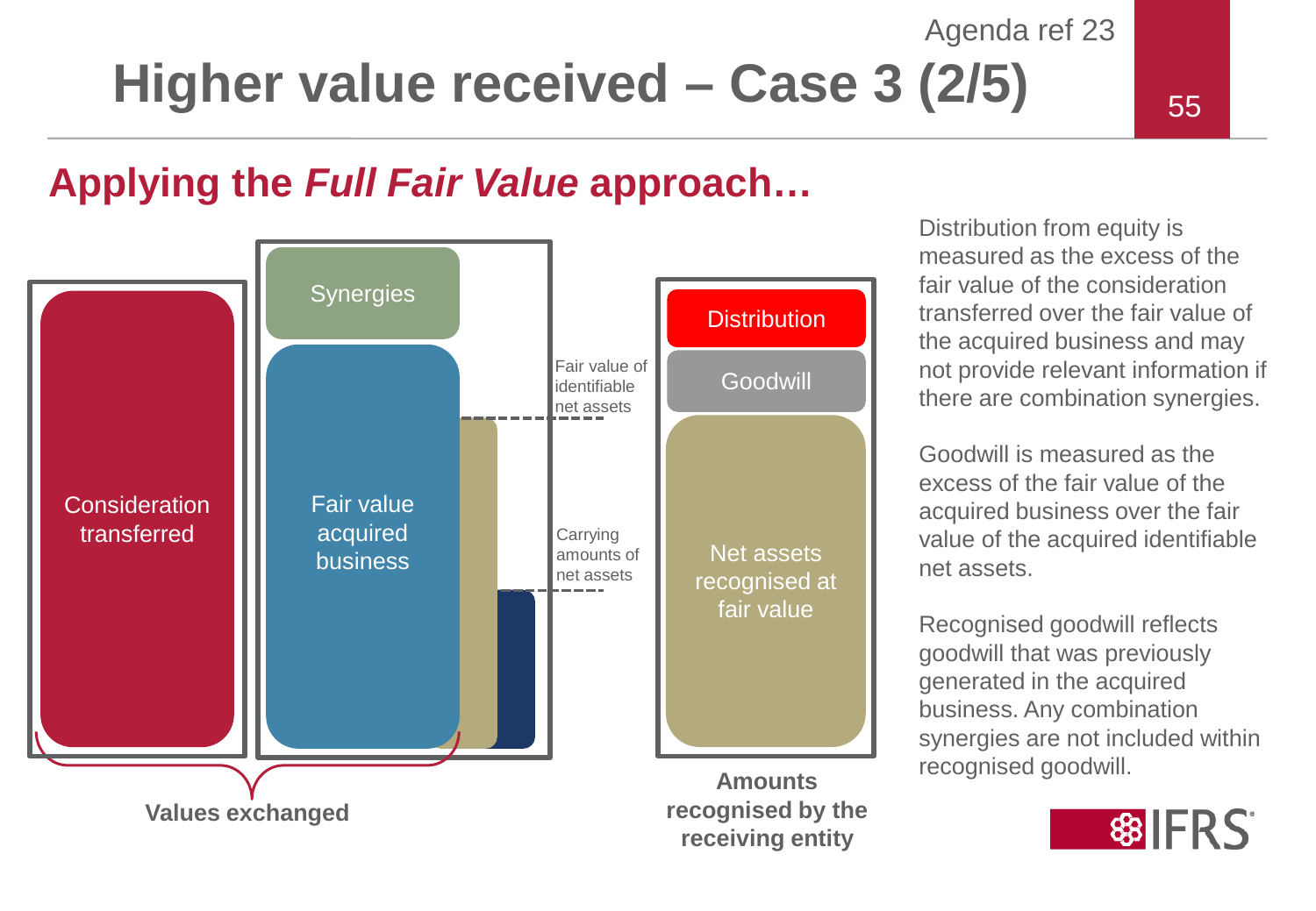# Higher value received – Case 3 (2/5)

## Applying the *Full Fair Value* approach…

Consideration transferred

Synergies

Fair value acquired business

Fair value of identifiable net assets

Carrying amounts of net assets

Values exchanged

Distribution

Goodwill

Net assets recognised at fair value

**Amounts recognised by the receiving entity**

Distribution from equity is measured as the excess of the fair value of the consideration transferred over the fair value of the acquired business and may not provide relevant information if there are combination synergies.

Goodwill is measured as the excess of the fair value of the acquired business over the fair value of the acquired identifiable net assets.

Recognised goodwill reflects goodwill that was previously generated in the acquired business. Any combination synergies are not included within recognised goodwill.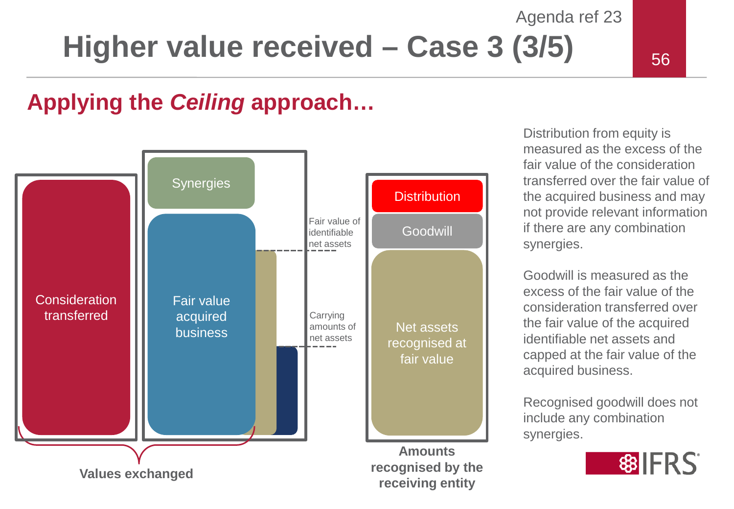# Higher value received – Case 3 (3/5)

## Applying the *Ceiling* approach…

Consideration transferred

Synergies

Fair value acquired business

Fair value of identifiable net assets

Carrying amounts of net assets

**Values exchanged**

Distribution

Goodwill

Net assets recognised at fair value

**Amounts recognised by the receiving entity**

Distribution from equity is measured as the excess of the fair value of the consideration transferred over the fair value of the acquired business and may not provide relevant information if there are any combination synergies.

Goodwill is measured as the excess of the fair value of the consideration transferred over the fair value of the acquired identifiable net assets and capped at the fair value of the acquired business.

Recognised goodwill does not include any combination synergies.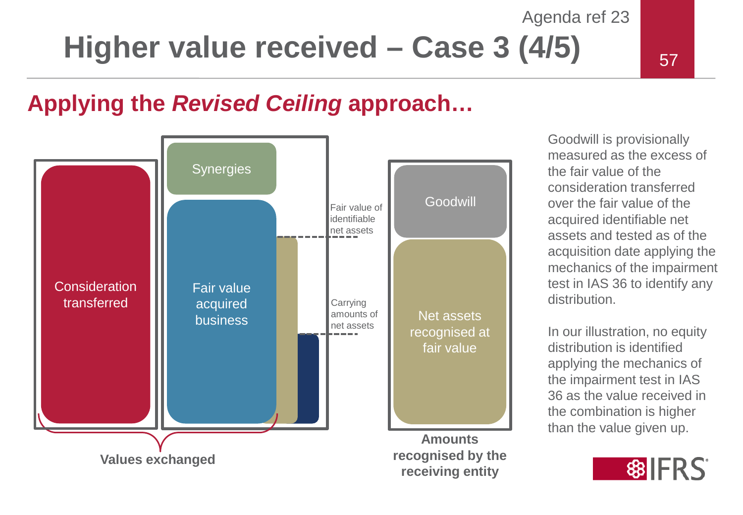# Higher value received – Case 3 (4/5)

## Applying the *Revised Ceiling* approach…

Consideration transferred

Synergies

Fair value acquired business

Fair value of identifiable net assets

Carrying amounts of net assets

Values exchanged

Goodwill

Net assets recognised at fair value

**Amounts recognised by the receiving entity**

Goodwill is provisionally measured as the excess of the fair value of the consideration transferred over the fair value of the acquired identifiable net assets and tested as of the acquisition date applying the mechanics of the impairment test in IAS 36 to identify any distribution.

In our illustration, no equity distribution is identified applying the mechanics of the impairment test in IAS 36 as the value received in the combination is higher than the value given up.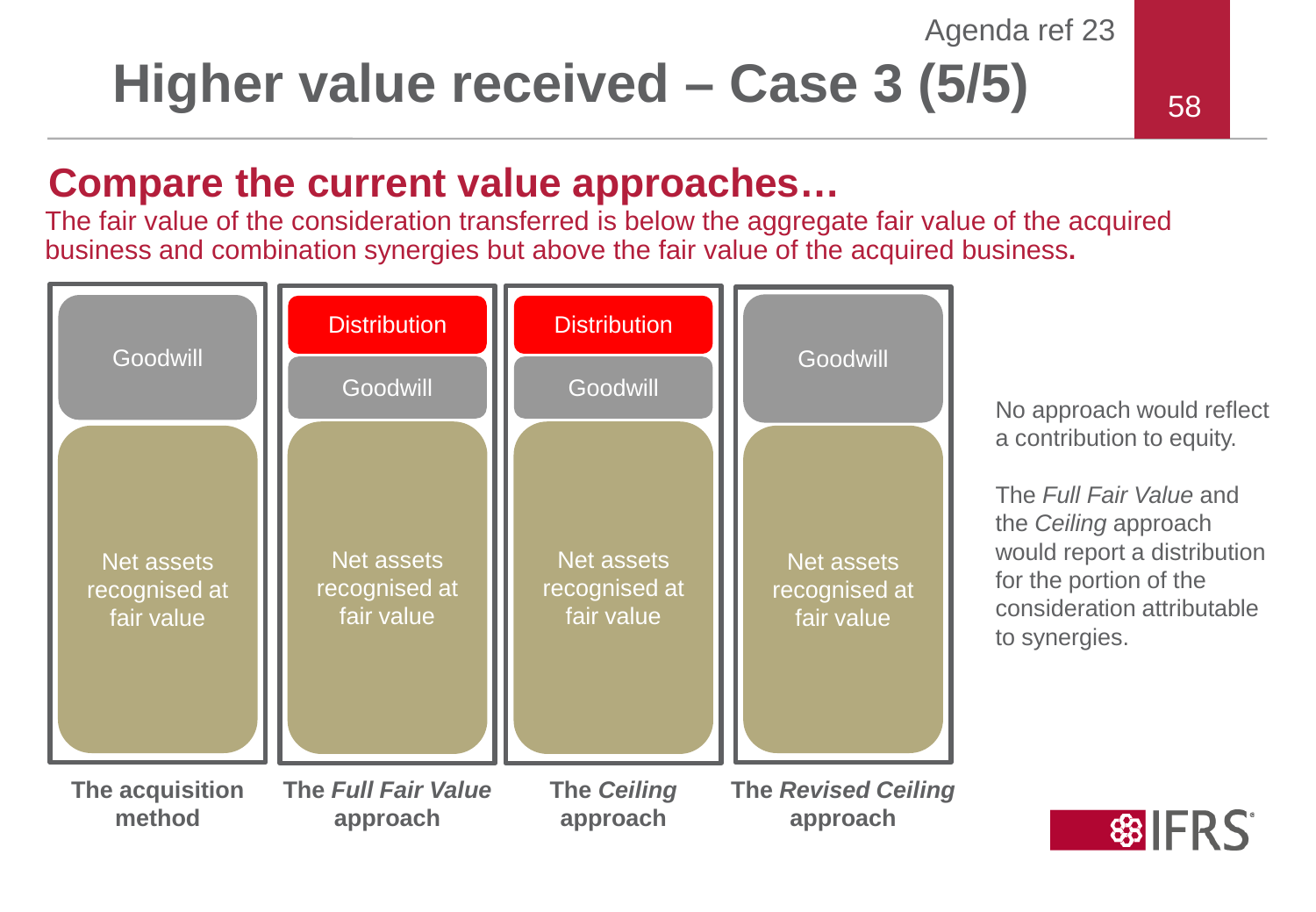# Higher value received – Case 3 (5/5)

## Compare the current value approaches…

The fair value of the consideration transferred is below the aggregate fair value of the acquired business and combination synergies but above the fair value of the acquired business.

| The acquisition method | The *Full Fair Value* approach | The *Ceiling* approach | The *Revised Ceiling* approach |
|---|---|---|---|
| | Distribution | Distribution | |
| Goodwill | Goodwill | Goodwill | Goodwill |
| Net assets recognised at fair value | Net assets recognised at fair value | Net assets recognised at fair value | Net assets recognised at fair value |

No approach would reflect a contribution to equity.

The *Full Fair Value* and the *Ceiling* approach would report a distribution for the portion of the consideration attributable to synergies.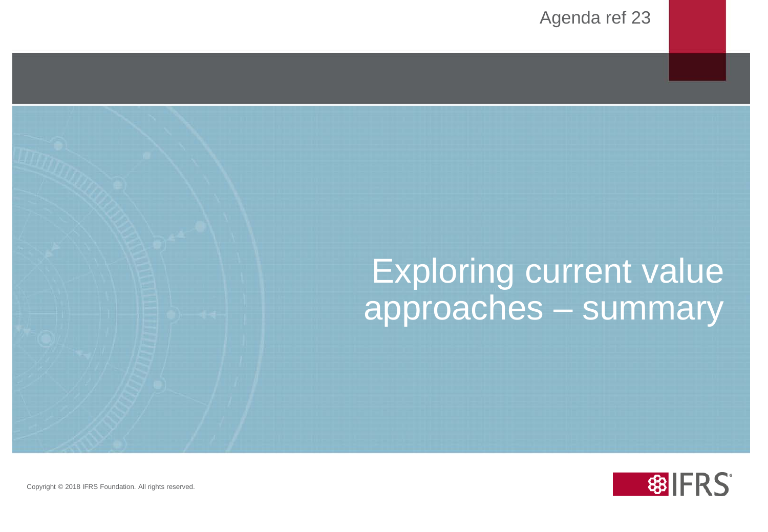Agenda ref 23

# Exploring current value approaches – summary

Copyright © 2018 IFRS Foundation. All rights reserved.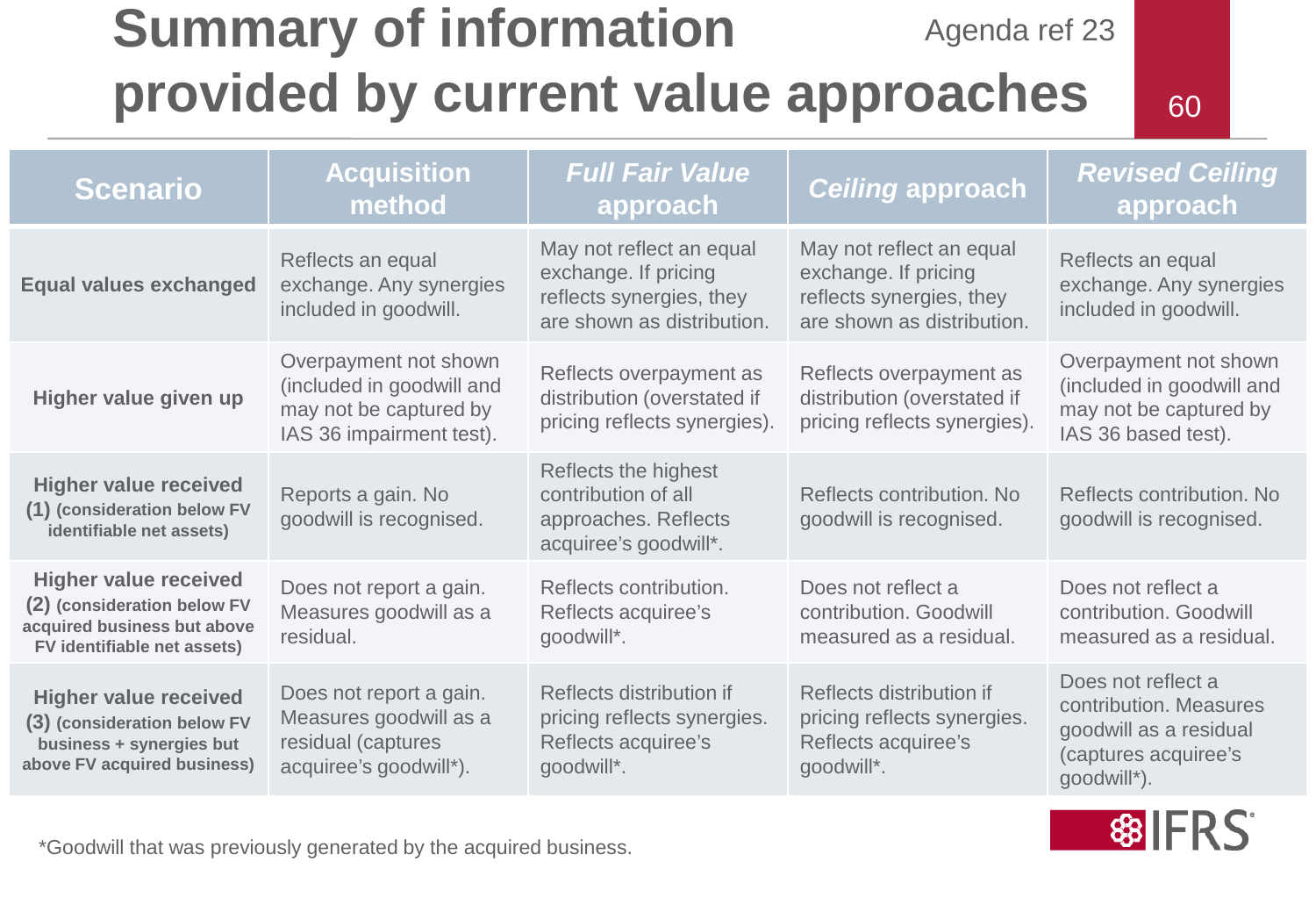# Summary of information provided by current value approaches

| Scenario | Acquisition method | *Full Fair Value* approach | *Ceiling* approach | *Revised Ceiling* approach |
|---|---|---|---|---|
| **Equal values exchanged** | Reflects an equal exchange. Any synergies included in goodwill. | May not reflect an equal exchange. If pricing reflects synergies, they are shown as distribution. | May not reflect an equal exchange. If pricing reflects synergies, they are shown as distribution. | Reflects an equal exchange. Any synergies included in goodwill. |
| **Higher value given up** | Overpayment not shown (included in goodwill and may not be captured by IAS 36 impairment test). | Reflects overpayment as distribution (overstated if pricing reflects synergies). | Reflects overpayment as distribution (overstated if pricing reflects synergies). | Overpayment not shown (included in goodwill and may not be captured by IAS 36 based test). |
| **Higher value received (1) (consideration below FV identifiable net assets)** | Reports a gain. No goodwill is recognised. | Reflects the highest contribution of all approaches. Reflects acquiree's goodwill*. | Reflects contribution. No goodwill is recognised. | Reflects contribution. No goodwill is recognised. |
| **Higher value received (2) (consideration below FV acquired business but above FV identifiable net assets)** | Does not report a gain. Measures goodwill as a residual. | Reflects contribution. Reflects acquiree's goodwill*. | Does not reflect a contribution. Goodwill measured as a residual. | Does not reflect a contribution. Goodwill measured as a residual. |
| **Higher value received (3) (consideration below FV business + synergies but above FV acquired business)** | Does not report a gain. Measures goodwill as a residual (captures acquiree's goodwill*). | Reflects distribution if pricing reflects synergies. Reflects acquiree's goodwill*. | Reflects distribution if pricing reflects synergies. Reflects acquiree's goodwill*. | Does not reflect a contribution. Measures goodwill as a residual (captures acquiree's goodwill*). |

*Goodwill that was previously generated by the acquired business.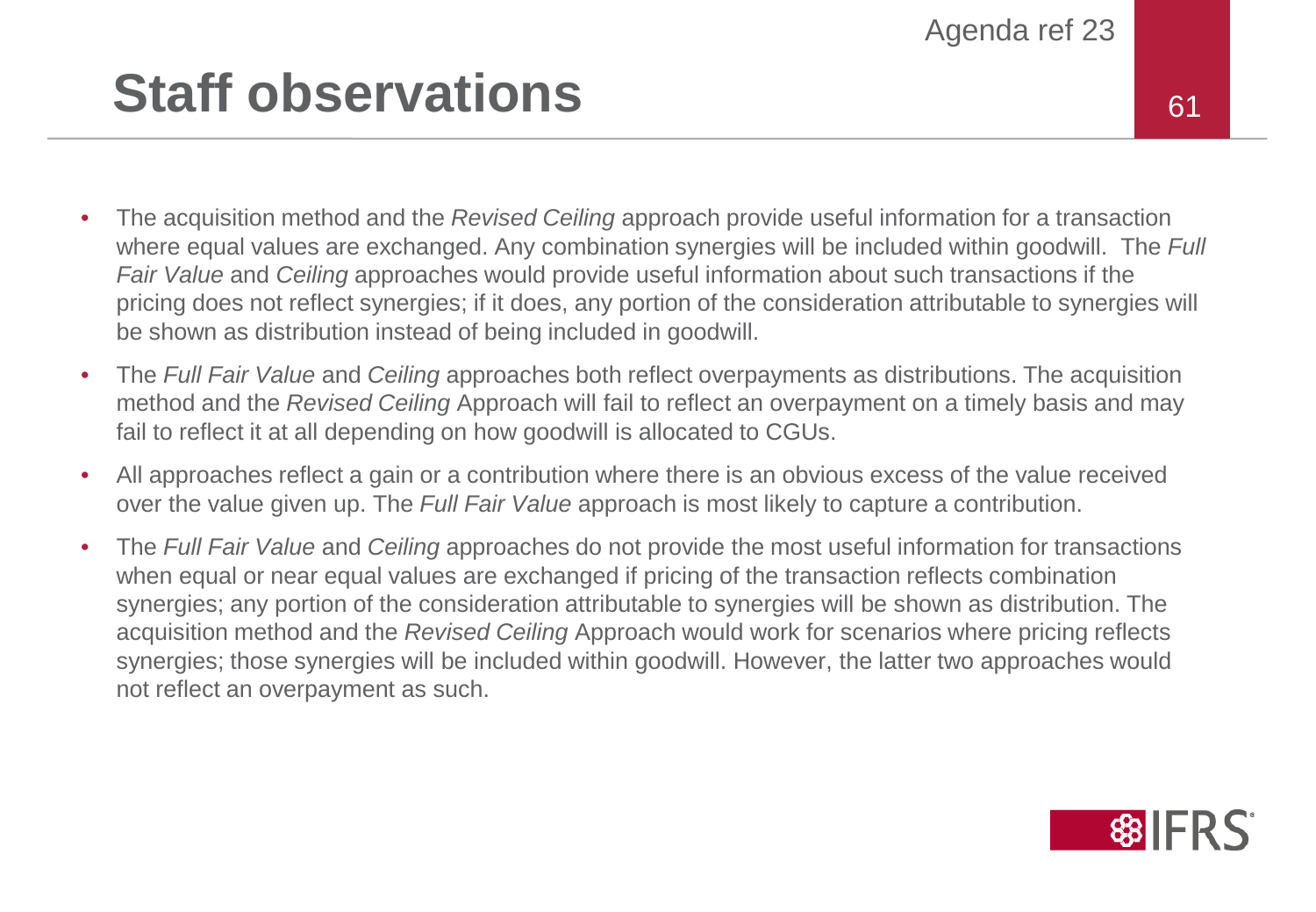# Staff observations

- The acquisition method and the *Revised Ceiling* approach provide useful information for a transaction where equal values are exchanged. Any combination synergies will be included within goodwill. The *Full Fair Value* and *Ceiling* approaches would provide useful information about such transactions if the pricing does not reflect synergies; if it does, any portion of the consideration attributable to synergies will be shown as distribution instead of being included in goodwill.
- The *Full Fair Value* and *Ceiling* approaches both reflect overpayments as distributions. The acquisition method and the *Revised Ceiling* Approach will fail to reflect an overpayment on a timely basis and may fail to reflect it at all depending on how goodwill is allocated to CGUs.
- All approaches reflect a gain or a contribution where there is an obvious excess of the value received over the value given up. The *Full Fair Value* approach is most likely to capture a contribution.
- The *Full Fair Value* and *Ceiling* approaches do not provide the most useful information for transactions when equal or near equal values are exchanged if pricing of the transaction reflects combination synergies; any portion of the consideration attributable to synergies will be shown as distribution. The acquisition method and the *Revised Ceiling* Approach would work for scenarios where pricing reflects synergies; those synergies will be included within goodwill. However, the latter two approaches would not reflect an overpayment as such.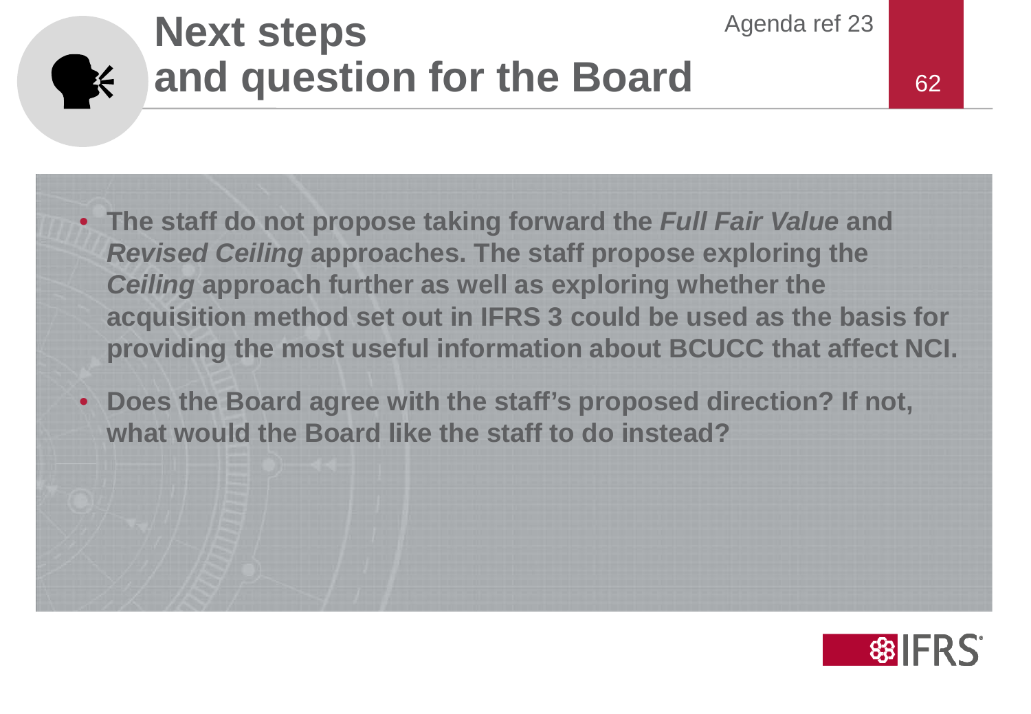# Next steps and question for the Board

- **The staff do not propose taking forward the *Full Fair Value* and *Revised Ceiling* approaches. The staff propose exploring the *Ceiling* approach further as well as exploring whether the acquisition method set out in IFRS 3 could be used as the basis for providing the most useful information about BCUCC that affect NCI.**
- **Does the Board agree with the staff's proposed direction? If not, what would the Board like the staff to do instead?**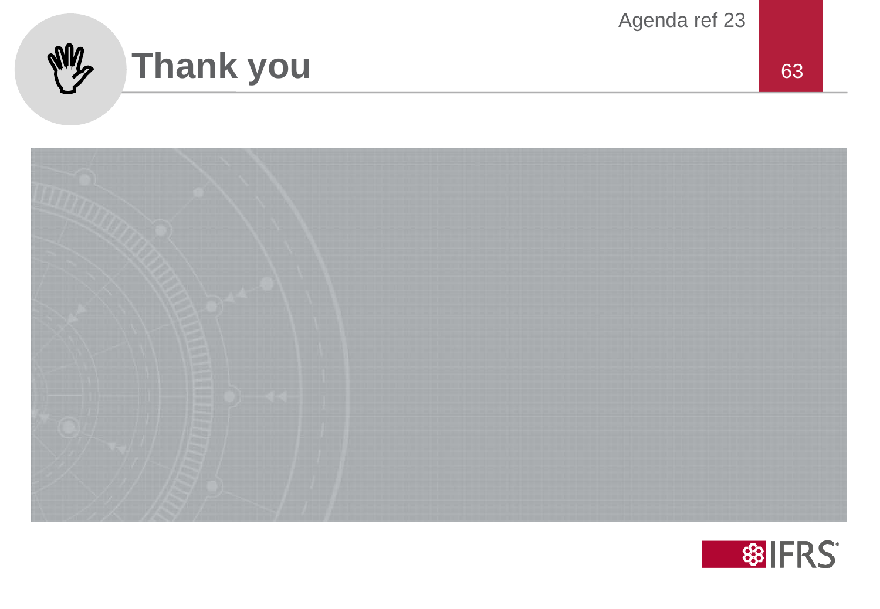# Thank you